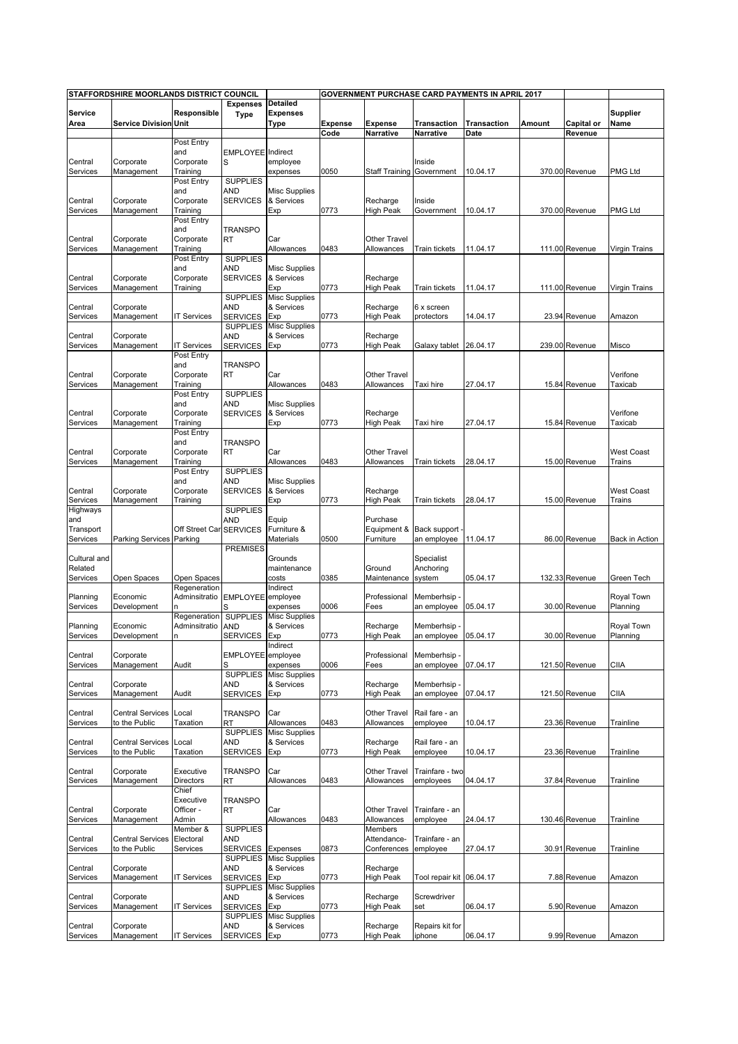| STAFFORDSHIRE MOORLANDS DISTRICT COUNCIL | | | | | GOVERNMENT PURCHASE CARD PAYMENTS IN APRIL 2017 | | | | | | |
|---|---|---|---|---|---|---|---|---|---|---|---|
| Service Area | Service Division | Responsible Unit | Expenses Type | Detailed Expenses Type | Expense Code | Expense Narrative | Transaction Narrative | Transaction Date | Amount | Capital or Revenue | Supplier Name |
| Central Services | Corporate Management | Post Entry and Corporate Training | EMPLOYEES | Indirect employee expenses | 0050 | Staff Training | Inside Government | 10.04.17 | 370.00 | Revenue | PMG Ltd |
| Central Services | Corporate Management | Post Entry and Corporate Training | SUPPLIES AND SERVICES | Misc Supplies & Services Exp | 0773 | Recharge High Peak | Inside Government | 10.04.17 | 370.00 | Revenue | PMG Ltd |
| Central Services | Corporate Management | Post Entry and Corporate Training | TRANSPORT | Car Allowances | 0483 | Other Travel Allowances | Train tickets | 11.04.17 | 111.00 | Revenue | Virgin Trains |
| Central Services | Corporate Management | Post Entry and Corporate Training | SUPPLIES AND SERVICES | Misc Supplies & Services Exp | 0773 | Recharge High Peak | Train tickets | 11.04.17 | 111.00 | Revenue | Virgin Trains |
| Central Services | Corporate Management | IT Services | SUPPLIES AND SERVICES | Misc Supplies & Services Exp | 0773 | Recharge High Peak | 6 x screen protectors | 14.04.17 | 23.94 | Revenue | Amazon |
| Central Services | Corporate Management | IT Services | SUPPLIES AND SERVICES | Misc Supplies & Services Exp | 0773 | Recharge High Peak | Galaxy tablet | 26.04.17 | 239.00 | Revenue | Misco |
| Central Services | Corporate Management | Post Entry and Corporate Training | TRANSPORT | Car Allowances | 0483 | Other Travel Allowances | Taxi hire | 27.04.17 | 15.84 | Revenue | Verifone Taxicab |
| Central Services | Corporate Management | Post Entry and Corporate Training | SUPPLIES AND SERVICES | Misc Supplies & Services Exp | 0773 | Recharge High Peak | Taxi hire | 27.04.17 | 15.84 | Revenue | Verifone Taxicab |
| Central Services | Corporate Management | Post Entry and Corporate Training | TRANSPORT | Car Allowances | 0483 | Other Travel Allowances | Train tickets | 28.04.17 | 15.00 | Revenue | West Coast Trains |
| Central Services | Corporate Management | Post Entry and Corporate Training | SUPPLIES AND SERVICES | Misc Supplies & Services Exp | 0773 | Recharge High Peak | Train tickets | 28.04.17 | 15.00 | Revenue | West Coast Trains |
| Highways and Transport Services | Parking Services | Off Street Car Parking | SUPPLIES AND SERVICES | Equip Furniture & Materials | 0500 | Purchase Equipment & Furniture | Back support - an employee | 11.04.17 | 86.00 | Revenue | Back in Action |
| Cultural and Related Services | Open Spaces | Open Spaces | PREMISES | Grounds maintenance costs | 0385 | Ground Maintenance | Specialist Anchoring system | 05.04.17 | 132.33 | Revenue | Green Tech |
| Planning Services | Economic Development | Regeneration Adminsitration | EMPLOYEES | Indirect employee expenses | 0006 | Professional Fees | Memberhsip - an employee | 05.04.17 | 30.00 | Revenue | Royal Town Planning |
| Planning Services | Economic Development | Regeneration Adminsitration | SUPPLIES AND SERVICES | Misc Supplies & Services Exp | 0773 | Recharge High Peak | Memberhsip - an employee | 05.04.17 | 30.00 | Revenue | Royal Town Planning |
| Central Services | Corporate Management | Audit | EMPLOYEES | Indirect employee expenses | 0006 | Professional Fees | Memberhsip - an employee | 07.04.17 | 121.50 | Revenue | CIIA |
| Central Services | Corporate Management | Audit | SUPPLIES AND SERVICES | Misc Supplies & Services Exp | 0773 | Recharge High Peak | Memberhsip - an employee | 07.04.17 | 121.50 | Revenue | CIIA |
| Central Services | Central Services to the Public | Local Taxation | TRANSPORT | Car Allowances | 0483 | Other Travel Allowances | Rail fare - an employee | 10.04.17 | 23.36 | Revenue | Trainline |
| Central Services | Central Services to the Public | Local Taxation | SUPPLIES AND SERVICES | Misc Supplies & Services Exp | 0773 | Recharge High Peak | Rail fare - an employee | 10.04.17 | 23.36 | Revenue | Trainline |
| Central Services | Corporate Management | Executive Directors | TRANSPORT | Car Allowances | 0483 | Other Travel Allowances | Trainfare - two employees | 04.04.17 | 37.84 | Revenue | Trainline |
| Central Services | Corporate Management | Chief Executive Officer - Admin | TRANSPORT | Car Allowances | 0483 | Other Travel Allowances | Trainfare - an employee | 24.04.17 | 130.46 | Revenue | Trainline |
| Central Services | Central Services to the Public | Member & Electoral Services | SUPPLIES AND SERVICES | Expenses | 0873 | Members Attendance-Conferences | Trainfare - an employee | 27.04.17 | 30.91 | Revenue | Trainline |
| Central Services | Corporate Management | IT Services | SUPPLIES AND SERVICES | Misc Supplies & Services Exp | 0773 | Recharge High Peak | Tool repair kit | 06.04.17 | 7.88 | Revenue | Amazon |
| Central Services | Corporate Management | IT Services | SUPPLIES AND SERVICES | Misc Supplies & Services Exp | 0773 | Recharge High Peak | Screwdriver set | 06.04.17 | 5.90 | Revenue | Amazon |
| Central Services | Corporate Management | IT Services | SUPPLIES AND SERVICES | Misc Supplies & Services Exp | 0773 | Recharge High Peak | Repairs kit for iphone | 06.04.17 | 9.99 | Revenue | Amazon |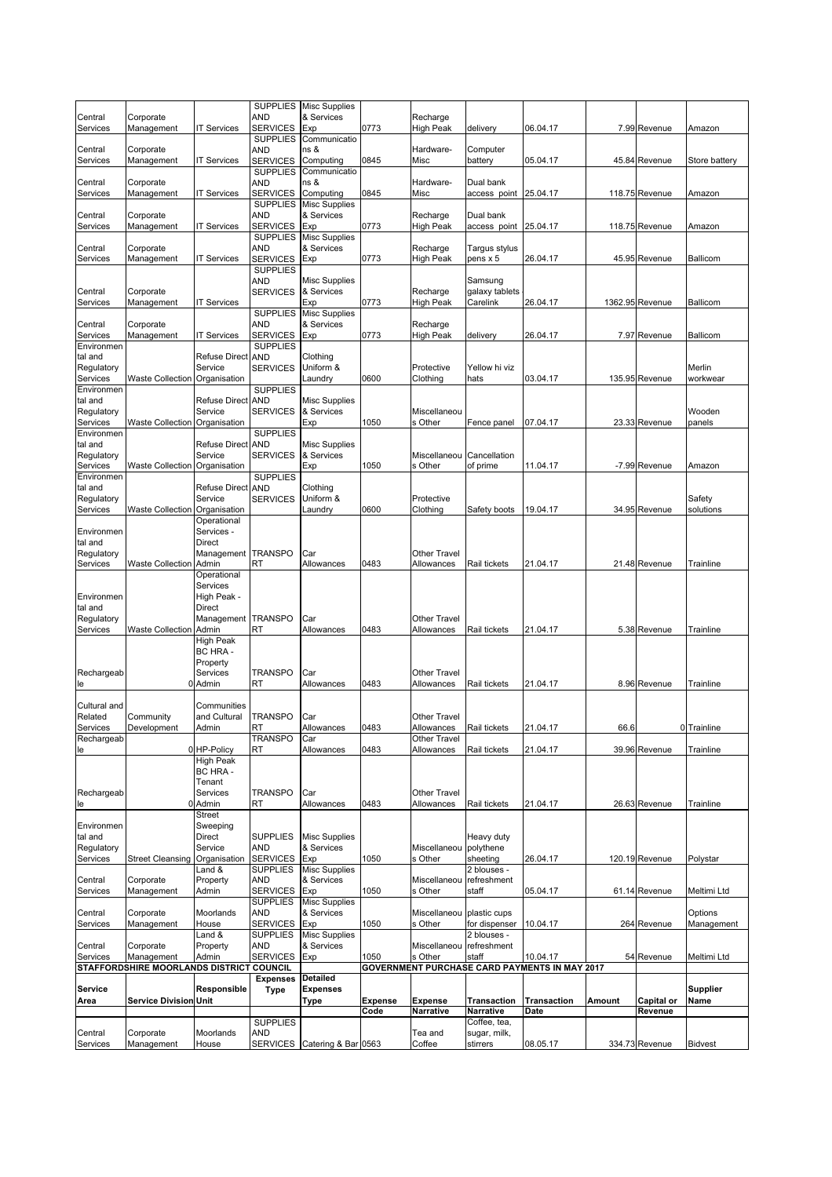| Central Services | Corporate Management | IT Services | SUPPLIES AND SERVICES | Misc Supplies & Services Exp | 0773 | Recharge High Peak | delivery | 06.04.17 | 7.99 | Revenue | Amazon |
|---|---|---|---|---|---|---|---|---|---|---|---|
| Central Services | Corporate Management | IT Services | SUPPLIES AND SERVICES | Communications & Computing | 0845 | Hardware-Misc | Computer battery | 05.04.17 | 45.84 | Revenue | Store battery |
| Central Services | Corporate Management | IT Services | SUPPLIES AND SERVICES | Communications & Computing | 0845 | Hardware-Misc | Dual bank access point | 25.04.17 | 118.75 | Revenue | Amazon |
| Central Services | Corporate Management | IT Services | SUPPLIES AND SERVICES | Misc Supplies & Services Exp | 0773 | Recharge High Peak | Dual bank access point | 25.04.17 | 118.75 | Revenue | Amazon |
| Central Services | Corporate Management | IT Services | SUPPLIES AND SERVICES | Misc Supplies & Services Exp | 0773 | Recharge High Peak | Targus stylus pens x 5 | 26.04.17 | 45.95 | Revenue | Ballicom |
| Central Services | Corporate Management | IT Services | SUPPLIES AND SERVICES | Misc Supplies & Services Exp | 0773 | Recharge High Peak | Samsung galaxy tablets Carelink | 26.04.17 | 1362.95 | Revenue | Ballicom |
| Central Services | Corporate Management | IT Services | SUPPLIES AND SERVICES | Misc Supplies & Services Exp | 0773 | Recharge High Peak | delivery | 26.04.17 | 7.97 | Revenue | Ballicom |
| Environmental and Regulatory Services | Waste Collection | Refuse Direct Service Organisation | SUPPLIES AND SERVICES | Clothing Uniform & Laundry | 0600 | Protective Clothing | Yellow hi viz hats | 03.04.17 | 135.95 | Revenue | Merlin workwear |
| Environmental and Regulatory Services | Waste Collection | Refuse Direct Service Organisation | SUPPLIES AND SERVICES | Misc Supplies & Services Exp | 1050 | Miscellaneous Other | Fence panel | 07.04.17 | 23.33 | Revenue | Wooden panels |
| Environmental and Regulatory Services | Waste Collection | Refuse Direct Service Organisation | SUPPLIES AND SERVICES | Misc Supplies & Services Exp | 1050 | Miscellaneous Other | Cancellation of prime | 11.04.17 | -7.99 | Revenue | Amazon |
| Environmental and Regulatory Services | Waste Collection | Refuse Direct Service Organisation | SUPPLIES AND SERVICES | Clothing Uniform & Laundry | 0600 | Protective Clothing | Safety boots | 19.04.17 | 34.95 | Revenue | Safety solutions |
| Environmental and Regulatory Services | Waste Collection | Operational Services - Direct Management Admin | TRANSPORT | Car Allowances | 0483 | Other Travel Allowances | Rail tickets | 21.04.17 | 21.48 | Revenue | Trainline |
| Environmental and Regulatory Services | Waste Collection | Operational Services High Peak - Direct Management Admin | TRANSPORT | Car Allowances | 0483 | Other Travel Allowances | Rail tickets | 21.04.17 | 5.38 | Revenue | Trainline |
| Rechargeable | 0 | High Peak BC HRA - Property Services Admin | TRANSPORT | Car Allowances | 0483 | Other Travel Allowances | Rail tickets | 21.04.17 | 8.96 | Revenue | Trainline |
| Cultural and Related Services | Community Development | Communities and Cultural Admin | TRANSPORT | Car Allowances | 0483 | Other Travel Allowances | Rail tickets | 21.04.17 | 66.6 | 0 | Trainline |
| Rechargeable | 0 | HP-Policy | TRANSPORT | Car Allowances | 0483 | Other Travel Allowances | Rail tickets | 21.04.17 | 39.96 | Revenue | Trainline |
| Rechargeable | 0 | High Peak BC HRA - Tenant Services Admin | TRANSPORT | Car Allowances | 0483 | Other Travel Allowances | Rail tickets | 21.04.17 | 26.63 | Revenue | Trainline |
| Environmental and Regulatory Services | Street Cleansing | Street Sweeping Direct Service Organisation | SUPPLIES AND SERVICES | Misc Supplies & Services Exp | 1050 | Miscellaneous Other | Heavy duty polythene sheeting | 26.04.17 | 120.19 | Revenue | Polystar |
| Central Services | Corporate Management | Land & Property Admin | SUPPLIES AND SERVICES | Misc Supplies & Services Exp | 1050 | Miscellaneous Other | 2 blouses - refreshment staff | 05.04.17 | 61.14 | Revenue | Meltimi Ltd |
| Central Services | Corporate Management | Moorlands House | SUPPLIES AND SERVICES | Misc Supplies & Services Exp | 1050 | Miscellaneous Other | plastic cups for dispenser | 10.04.17 | 264 | Revenue | Options Management |
| Central Services | Corporate Management | Land & Property Admin | SUPPLIES AND SERVICES | Misc Supplies & Services Exp | 1050 | Miscellaneous Other | 2 blouses - refreshment staff | 10.04.17 | 54 | Revenue | Meltimi Ltd |

**STAFFORDSHIRE MOORLANDS DISTRICT COUNCIL** — **GOVERNMENT PURCHASE CARD PAYMENTS IN MAY 2017**

| Service Area | Service Division | Responsible Unit | Expenses Type | Detailed Expenses Type | Expense Code | Expense Narrative | Transaction Narrative | Transaction Date | Amount | Capital or Revenue | Supplier Name |
|---|---|---|---|---|---|---|---|---|---|---|---|
| Central Services | Corporate Management | Moorlands House | SUPPLIES AND SERVICES | Catering & Bar | 0563 | Tea and Coffee | Coffee, tea, sugar, milk, stirrers | 08.05.17 | 334.73 | Revenue | Bidvest |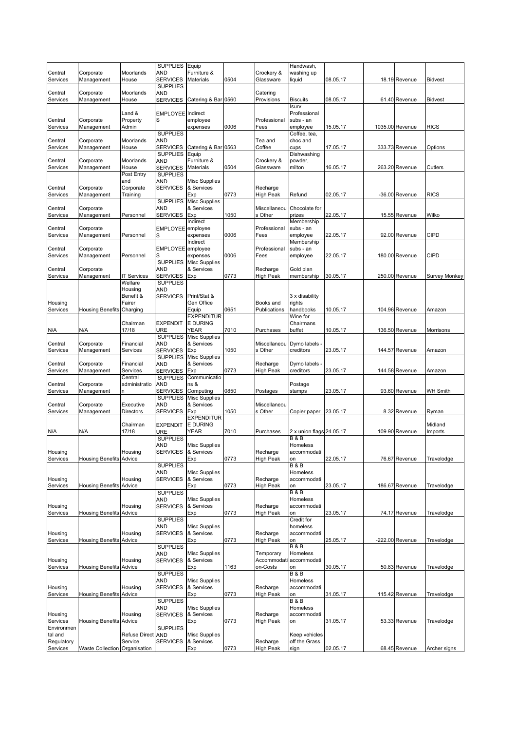| Central Services | Corporate Management | Moorlands House | SUPPLIES AND SERVICES | Equip Furniture & Materials | 0504 | Crockery & Glassware | Handwash, washing up liquid | 08.05.17 | 18.19 | Revenue | Bidvest |
|---|---|---|---|---|---|---|---|---|---|---|---|
| Central Services | Corporate Management | Moorlands House | SUPPLIES AND SERVICES | Catering & Bar | 0560 | Catering Provisions | Biscuits | 08.05.17 | 61.40 | Revenue | Bidvest |
| Central Services | Corporate Management | Land & Property Admin | EMPLOYEES | Indirect employee expenses | 0006 | Professional Fees | Isurv Professional subs - an employee | 15.05.17 | 1035.00 | Revenue | RICS |
| Central Services | Corporate Management | Moorlands House | SUPPLIES AND SERVICES | Catering & Bar | 0563 | Tea and Coffee | Coffee, tea, choc and cups | 17.05.17 | 333.73 | Revenue | Options |
| Central Services | Corporate Management | Moorlands House | SUPPLIES AND SERVICES | Equip Furniture & Materials | 0504 | Crockery & Glassware | Dishwashing powder, milton | 16.05.17 | 263.20 | Revenue | Cutlers |
| Central Services | Corporate Management | Post Entry and Corporate Training | SUPPLIES AND SERVICES | Misc Supplies & Services Exp | 0773 | Recharge High Peak | Refund | 02.05.17 | -36.00 | Revenue | RICS |
| Central Services | Corporate Management | Personnel | SUPPLIES AND SERVICES | Misc Supplies & Services Exp | 1050 | Miscellaneous Other | Chocolate for prizes | 22.05.17 | 15.55 | Revenue | Wilko |
| Central Services | Corporate Management | Personnel | EMPLOYEES | Indirect employee expenses | 0006 | Professional Fees | Membership subs - an employee | 22.05.17 | 92.00 | Revenue | CIPD |
| Central Services | Corporate Management | Personnel | EMPLOYEES | Indirect employee expenses | 0006 | Professional Fees | Membership subs - an employee | 22.05.17 | 180.00 | Revenue | CIPD |
| Central Services | Corporate Management | IT Services | SUPPLIES AND SERVICES | Misc Supplies & Services Exp | 0773 | Recharge High Peak | Gold plan membership | 30.05.17 | 250.00 | Revenue | Survey Monkey |
| Housing Services | Housing Benefits | Welfare Housing Benefit & Fairer Charging | SUPPLIES AND SERVICES | Print/Stat & Gen Office Equip | 0651 | Books and Publications | 3 x disability rights handbooks | 10.05.17 | 104.96 | Revenue | Amazon |
| N/A | N/A | Chairman 17/18 | EXPENDITURE | EXPENDITURE DURING YEAR | 7010 | Purchases | Wine for Chairmans buffet | 10.05.17 | 136.50 | Revenue | Morrisons |
| Central Services | Corporate Management | Financial Services | SUPPLIES AND SERVICES | Misc Supplies & Services Exp | 1050 | Miscellaneous Other | Dymo labels - creditors | 23.05.17 | 144.57 | Revenue | Amazon |
| Central Services | Corporate Management | Financial Services | SUPPLIES AND SERVICES | Misc Supplies & Services Exp | 0773 | Recharge High Peak | Dymo labels - creditors | 23.05.17 | 144.58 | Revenue | Amazon |
| Central Services | Corporate Management | Central administration | SUPPLIES AND SERVICES | Communications & Computing | 0850 | Postages | Postage stamps | 23.05.17 | 93.60 | Revenue | WH Smith |
| Central Services | Corporate Management | Executive Directors | SUPPLIES AND SERVICES | Misc Supplies & Services Exp | 1050 | Miscellaneous Other | Copier paper | 23.05.17 | 8.32 | Revenue | Ryman |
| N/A | N/A | Chairman 17/18 | EXPENDITURE | EXPENDITURE DURING YEAR | 7010 | Purchases | 2 x union flags | 24.05.17 | 109.90 | Revenue | Midland Imports |
| Housing Services | Housing Benefits | Housing Advice | SUPPLIES AND SERVICES | Misc Supplies & Services Exp | 0773 | Recharge High Peak | B & B Homeless accommodation | 22.05.17 | 76.67 | Revenue | Travelodge |
| Housing Services | Housing Benefits | Housing Advice | SUPPLIES AND SERVICES | Misc Supplies & Services Exp | 0773 | Recharge High Peak | B & B Homeless accommodation | 23.05.17 | 186.67 | Revenue | Travelodge |
| Housing Services | Housing Benefits | Housing Advice | SUPPLIES AND SERVICES | Misc Supplies & Services Exp | 0773 | Recharge High Peak | B & B Homeless accommodation | 23.05.17 | 74.17 | Revenue | Travelodge |
| Housing Services | Housing Benefits | Housing Advice | SUPPLIES AND SERVICES | Misc Supplies & Services Exp | 0773 | Recharge High Peak | Credit for homeless accommodation | 25.05.17 | -222.00 | Revenue | Travelodge |
| Housing Services | Housing Benefits | Housing Advice | SUPPLIES AND SERVICES | Misc Supplies & Services Exp | 1163 | Temporary Accommodation-Costs | B & B Homeless accommodation | 30.05.17 | 50.83 | Revenue | Travelodge |
| Housing Services | Housing Benefits | Housing Advice | SUPPLIES AND SERVICES | Misc Supplies & Services Exp | 0773 | Recharge High Peak | B & B Homeless accommodation | 31.05.17 | 115.42 | Revenue | Travelodge |
| Housing Services | Housing Benefits | Housing Advice | SUPPLIES AND SERVICES | Misc Supplies & Services Exp | 0773 | Recharge High Peak | B & B Homeless accommodation | 31.05.17 | 53.33 | Revenue | Travelodge |
| Environmental and Regulatory Services | Waste Collection | Refuse Direct Service Organisation | SUPPLIES AND SERVICES | Misc Supplies & Services Exp | 0773 | Recharge High Peak | Keep vehicles off the Grass sign | 02.05.17 | 68.45 | Revenue | Archer signs |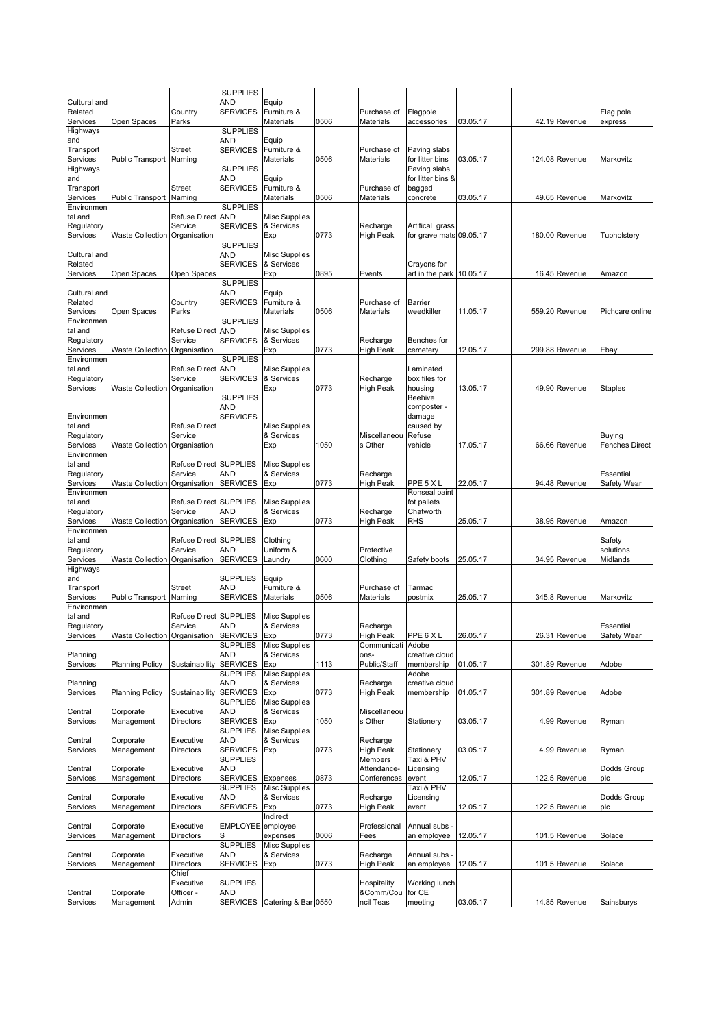| | | | | | | | | | | | | |
|---|---|---|---|---|---|---|---|---|---|---|---|---|
| Cultural and Related Services | Open Spaces | Country Parks | SUPPLIES AND SERVICES | Equip Furniture & Materials | 0506 | Purchase of Materials | Flagpole accessories | 03.05.17 | | 42.19 | Revenue | Flag pole express |
| Highways and Transport Services | Public Transport | Street Naming | SUPPLIES AND SERVICES | Equip Furniture & Materials | 0506 | Purchase of Materials | Paving slabs for litter bins | 03.05.17 | | 124.08 | Revenue | Markovitz |
| Highways and Transport Services | Public Transport | Street Naming | SUPPLIES AND SERVICES | Equip Furniture & Materials | 0506 | Purchase of Materials | Paving slabs for litter bins & bagged concrete | 03.05.17 | | 49.65 | Revenue | Markovitz |
| Environmental and Regulatory Services | Waste Collection | Refuse Direct Service Organisation | SUPPLIES AND SERVICES | Misc Supplies & Services Exp | 0773 | Recharge High Peak | Artifical grass for grave mats | 09.05.17 | | 180.00 | Revenue | Tupholstery |
| Cultural and Related Services | Open Spaces | Open Spaces | SUPPLIES AND SERVICES | Misc Supplies & Services Exp | 0895 | Events | Crayons for art in the park | 10.05.17 | | 16.45 | Revenue | Amazon |
| Cultural and Related Services | Open Spaces | Country Parks | SUPPLIES AND SERVICES | Equip Furniture & Materials | 0506 | Purchase of Materials | Barrier weedkiller | 11.05.17 | | 559.20 | Revenue | Pichcare online |
| Environmental and Regulatory Services | Waste Collection | Refuse Direct Service Organisation | SUPPLIES AND SERVICES | Misc Supplies & Services Exp | 0773 | Recharge High Peak | Benches for cemetery | 12.05.17 | | 299.88 | Revenue | Ebay |
| Environmental and Regulatory Services | Waste Collection | Refuse Direct Service Organisation | SUPPLIES AND SERVICES | Misc Supplies & Services Exp | 0773 | Recharge High Peak | Laminated box files for housing | 13.05.17 | | 49.90 | Revenue | Staples |
| Environmental and Regulatory Services | Waste Collection | Refuse Direct Service Organisation | SUPPLIES AND SERVICES | Misc Supplies & Services Exp | 1050 | Miscellaneous Other | Beehive composter - damage caused by Refuse vehicle | 17.05.17 | | 66.66 | Revenue | Buying Fenches Direct |
| Environmental and Regulatory Services | Waste Collection | Refuse Direct Service Organisation | SUPPLIES AND SERVICES | Misc Supplies & Services Exp | 0773 | Recharge High Peak | PPE 5 X L | 22.05.17 | | 94.48 | Revenue | Essential Safety Wear |
| Environmental and Regulatory Services | Waste Collection | Refuse Direct Service Organisation | SUPPLIES AND SERVICES | Misc Supplies & Services Exp | 0773 | Recharge High Peak | Ronseal paint fot pallets Chatworth RHS | 25.05.17 | | 38.95 | Revenue | Amazon |
| Environmental and Regulatory Services | Waste Collection | Refuse Direct Service Organisation | SUPPLIES AND SERVICES | Clothing Uniform & Laundry | 0600 | Protective Clothing | Safety boots | 25.05.17 | | 34.95 | Revenue | Safety solutions Midlands |
| Highways and Transport Services | Public Transport | Street Naming | SUPPLIES AND SERVICES | Equip Furniture & Materials | 0506 | Purchase of Materials | Tarmac postmix | 25.05.17 | | 345.8 | Revenue | Markovitz |
| Environmental and Regulatory Services | Waste Collection | Refuse Direct Service Organisation | SUPPLIES AND SERVICES | Misc Supplies & Services Exp | 0773 | Recharge High Peak | PPE 6 X L | 26.05.17 | | 26.31 | Revenue | Essential Safety Wear |
| Planning Services | Planning Policy | Sustainability | SUPPLIES AND SERVICES | Misc Supplies & Services Exp | 1113 | Communications-Public/Staff | Adobe creative cloud membership | 01.05.17 | | 301.89 | Revenue | Adobe |
| Planning Services | Planning Policy | Sustainability | SUPPLIES AND SERVICES | Misc Supplies & Services Exp | 0773 | Recharge High Peak | Adobe creative cloud membership | 01.05.17 | | 301.89 | Revenue | Adobe |
| Central Services | Corporate Management | Executive Directors | SUPPLIES AND SERVICES | Misc Supplies & Services Exp | 1050 | Miscellaneous Other | Stationery | 03.05.17 | | 4.99 | Revenue | Ryman |
| Central Services | Corporate Management | Executive Directors | SUPPLIES AND SERVICES | Misc Supplies & Services Exp | 0773 | Recharge High Peak | Stationery | 03.05.17 | | 4.99 | Revenue | Ryman |
| Central Services | Corporate Management | Executive Directors | SUPPLIES AND SERVICES | Expenses | 0873 | Members Attendance-Conferences | Taxi & PHV Licensing event | 12.05.17 | | 122.5 | Revenue | Dodds Group plc |
| Central Services | Corporate Management | Executive Directors | SUPPLIES AND SERVICES | Misc Supplies & Services Exp | 0773 | Recharge High Peak | Taxi & PHV Licensing event | 12.05.17 | | 122.5 | Revenue | Dodds Group plc |
| Central Services | Corporate Management | Executive Directors | EMPLOYEES | Indirect employee expenses | 0006 | Professional Fees | Annual subs - an employee | 12.05.17 | | 101.5 | Revenue | Solace |
| Central Services | Corporate Management | Executive Directors | SUPPLIES AND SERVICES | Misc Supplies & Services Exp | 0773 | Recharge High Peak | Annual subs - an employee | 12.05.17 | | 101.5 | Revenue | Solace |
| Central Services | Corporate Management | Chief Executive Officer - Admin | SUPPLIES AND SERVICES | Catering & Bar | 0550 | Hospitality &Comm/Council Teas | Working lunch for CE meeting | 03.05.17 | | 14.85 | Revenue | Sainsburys |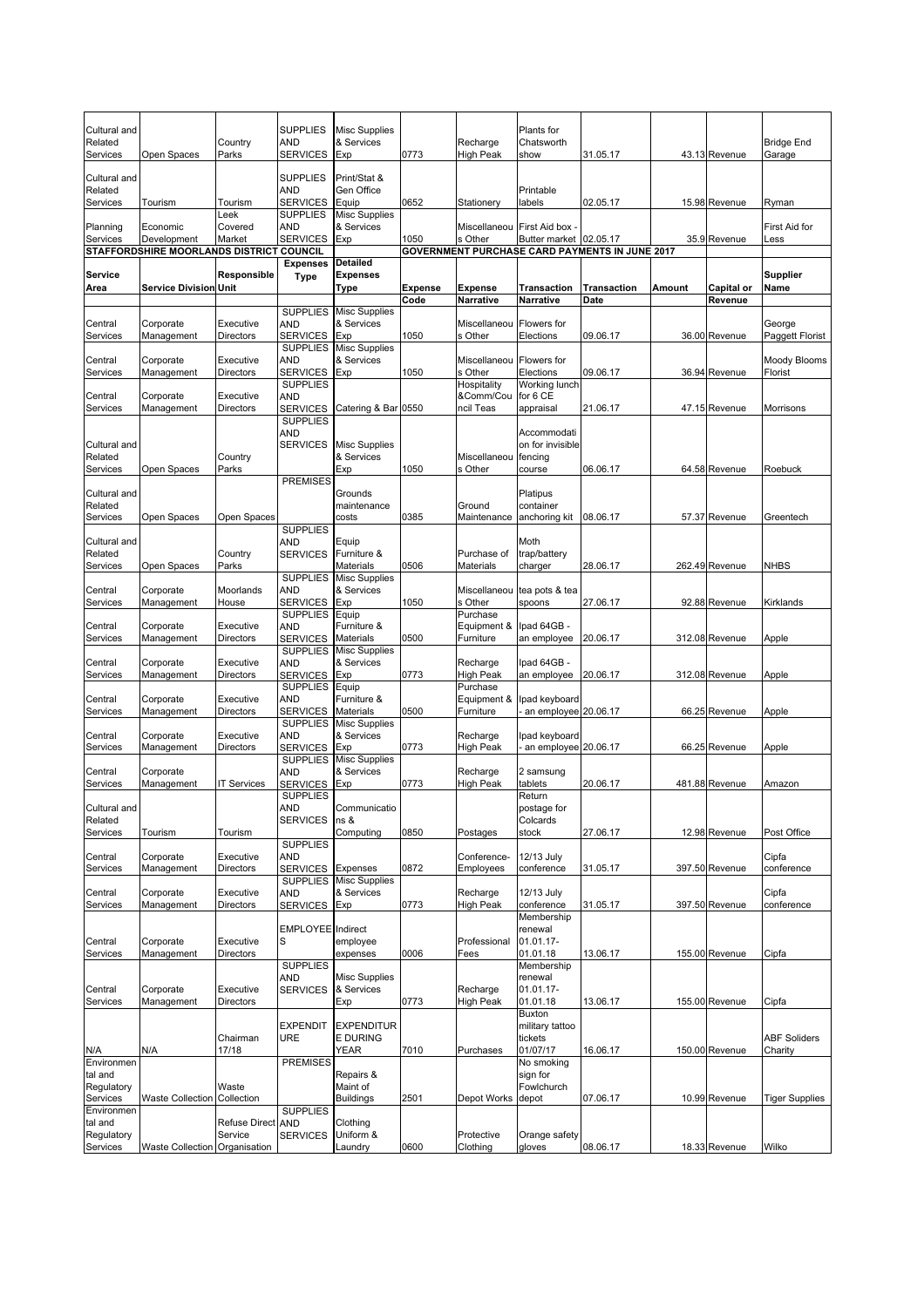| Cultural and Related Services | Open Spaces | Country Parks | SUPPLIES AND SERVICES | Misc Supplies & Services Exp | 0773 | Recharge High Peak | Plants for Chatsworth show | 31.05.17 | 43.13 | Revenue | Bridge End Garage |
|---|---|---|---|---|---|---|---|---|---|---|---|
| Cultural and Related Services | Tourism | Tourism | SUPPLIES AND SERVICES | Print/Stat & Gen Office Equip | 0652 | Stationery | Printable labels | 02.05.17 | 15.98 | Revenue | Ryman |
| Planning Services | Economic Development | Leek Covered Market | SUPPLIES AND SERVICES | Misc Supplies & Services Exp | 1050 | Miscellaneous Other | First Aid box - Butter market | 02.05.17 | 35.9 | Revenue | First Aid for Less |

| STAFFORDSHIRE MOORLANDS DISTRICT COUNCIL | | | | | GOVERNMENT PURCHASE CARD PAYMENTS IN JUNE 2017 | | | | | | |
|---|---|---|---|---|---|---|---|---|---|---|---|
| **Service Area** | **Service Division** | **Responsible Unit** | **Expenses Type** | **Detailed Expenses Type** | **Expense Code** | **Expense Narrative** | **Transaction Narrative** | **Transaction Date** | **Amount** | **Capital or Revenue** | **Supplier Name** |
| Central Services | Corporate Management | Executive Directors | SUPPLIES AND SERVICES | Misc Supplies & Services Exp | 1050 | Miscellaneous Other | Flowers for Elections | 09.06.17 | 36.00 | Revenue | George Paggett Florist |
| Central Services | Corporate Management | Executive Directors | SUPPLIES AND SERVICES | Misc Supplies & Services Exp | 1050 | Miscellaneous Other | Flowers for Elections | 09.06.17 | 36.94 | Revenue | Moody Blooms Florist |
| Central Services | Corporate Management | Executive Directors | SUPPLIES AND SERVICES | Catering & Bar | 0550 | Hospitality &Comm/Council Teas | Working lunch for 6 CE appraisal | 21.06.17 | 47.15 | Revenue | Morrisons |
| Cultural and Related Services | Open Spaces | Country Parks | SUPPLIES AND SERVICES | Misc Supplies & Services Exp | 1050 | Miscellaneous Other | Accommodation for invisible fencing course | 06.06.17 | 64.58 | Revenue | Roebuck |
| Cultural and Related Services | Open Spaces | Open Spaces | PREMISES | Grounds maintenance costs | 0385 | Ground Maintenance | Platipus container anchoring kit | 08.06.17 | 57.37 | Revenue | Greentech |
| Cultural and Related Services | Open Spaces | Country Parks | SUPPLIES AND SERVICES | Equip Furniture & Materials | 0506 | Purchase of Materials | Moth trap/battery charger | 28.06.17 | 262.49 | Revenue | NHBS |
| Central Services | Corporate Management | Moorlands House | SUPPLIES AND SERVICES | Misc Supplies & Services Exp | 1050 | Miscellaneous Other | tea pots & tea spoons | 27.06.17 | 92.88 | Revenue | Kirklands |
| Central Services | Corporate Management | Executive Directors | SUPPLIES AND SERVICES | Equip Furniture & Materials | 0500 | Purchase Equipment & Furniture | Ipad 64GB - an employee | 20.06.17 | 312.08 | Revenue | Apple |
| Central Services | Corporate Management | Executive Directors | SUPPLIES AND SERVICES | Misc Supplies & Services Exp | 0773 | Recharge High Peak | Ipad 64GB - an employee | 20.06.17 | 312.08 | Revenue | Apple |
| Central Services | Corporate Management | Executive Directors | SUPPLIES AND SERVICES | Equip Furniture & Materials | 0500 | Purchase Equipment & Furniture | Ipad keyboard - an employee | 20.06.17 | 66.25 | Revenue | Apple |
| Central Services | Corporate Management | Executive Directors | SUPPLIES AND SERVICES | Misc Supplies & Services Exp | 0773 | Recharge High Peak | Ipad keyboard - an employee | 20.06.17 | 66.25 | Revenue | Apple |
| Central Services | Corporate Management | IT Services | SUPPLIES AND SERVICES | Misc Supplies & Services Exp | 0773 | Recharge High Peak | 2 samsung tablets | 20.06.17 | 481.88 | Revenue | Amazon |
| Cultural and Related Services | Tourism | Tourism | SUPPLIES AND SERVICES | Communications & Computing | 0850 | Postages | Return postage for Colcards stock | 27.06.17 | 12.98 | Revenue | Post Office |
| Central Services | Corporate Management | Executive Directors | SUPPLIES AND SERVICES | Expenses | 0872 | Conference-Employees | 12/13 July conference | 31.05.17 | 397.50 | Revenue | Cipfa conference |
| Central Services | Corporate Management | Executive Directors | SUPPLIES AND SERVICES | Misc Supplies & Services Exp | 0773 | Recharge High Peak | 12/13 July conference | 31.05.17 | 397.50 | Revenue | Cipfa conference |
| Central Services | Corporate Management | Executive Directors | EMPLOYEES | Indirect employee expenses | 0006 | Professional Fees | Membership renewal 01.01.17-01.01.18 | 13.06.17 | 155.00 | Revenue | Cipfa |
| Central Services | Corporate Management | Executive Directors | SUPPLIES AND SERVICES | Misc Supplies & Services Exp | 0773 | Recharge High Peak | Membership renewal 01.01.17-01.01.18 | 13.06.17 | 155.00 | Revenue | Cipfa |
| N/A | N/A | Chairman 17/18 | EXPENDITURE | EXPENDITURE DURING YEAR | 7010 | Purchases | Buxton military tattoo tickets 01/07/17 | 16.06.17 | 150.00 | Revenue | ABF Soliders Charity |
| Environmental and Regulatory Services | Waste Collection | Waste Collection | PREMISES | Repairs & Maint of Buildings | 2501 | Depot Works | No smoking sign for Fowlchurch depot | 07.06.17 | 10.99 | Revenue | Tiger Supplies |
| Environmental and Regulatory Services | Waste Collection | Refuse Direct Service Organisation | SUPPLIES AND SERVICES | Clothing Uniform & Laundry | 0600 | Protective Clothing | Orange safety gloves | 08.06.17 | 18.33 | Revenue | Wilko |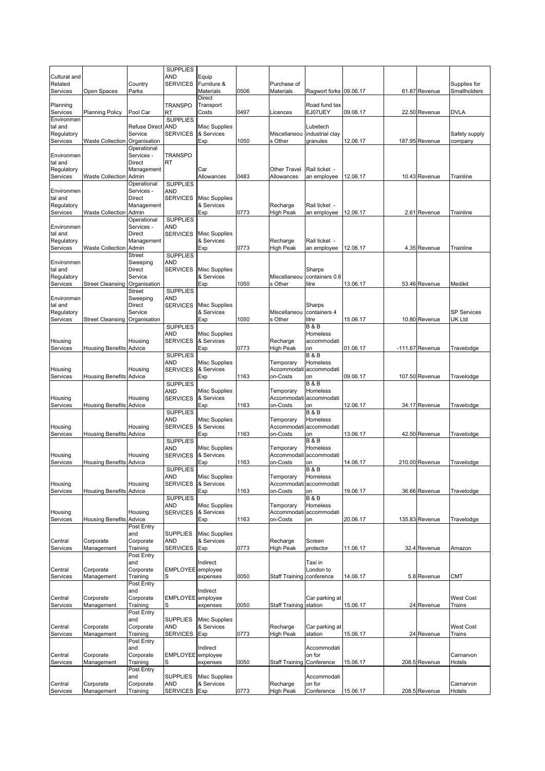| | | | | | | | | | | | |
|---|---|---|---|---|---|---|---|---|---|---|---|
| Cultural and Related Services | Open Spaces | Country Parks | SUPPLIES AND SERVICES | Equip Furniture & Materials | 0506 | Purchase of Materials | Ragwort forks | 09.06.17 | 61.87 | Revenue | Supplies for Smallholders |
| Planning Services | Planning Policy | Pool Car | TRANSPORT | Direct Transport Costs | 0497 | Licences | Road fund tax EJ07UEY | 09.06.17 | 22.50 | Revenue | DVLA |
| Environmental and Regulatory Services | Waste Collection | Refuse Direct Service Organisation | SUPPLIES AND SERVICES | Misc Supplies & Services Exp | 1050 | Miscellaneous Other | Lubetech industrial clay granules | 12.06.17 | 187.95 | Revenue | Safety supply company |
| Environmental and Regulatory Services | Waste Collection | Operational Services - Direct Management Admin | TRANSPORT | Car Allowances | 0483 | Other Travel Allowances | Rail ticket - an employee | 12.06.17 | 10.43 | Revenue | Trainline |
| Environmental and Regulatory Services | Waste Collection | Operational Services - Direct Management Admin | SUPPLIES AND SERVICES | Misc Supplies & Services Exp | 0773 | Recharge High Peak | Rail ticket - an employee | 12.06.17 | 2.61 | Revenue | Trainline |
| Environmental and Regulatory Services | Waste Collection | Operational Services - Direct Management Admin | SUPPLIES AND SERVICES | Misc Supplies & Services Exp | 0773 | Recharge High Peak | Rail ticket - an employee | 12.06.17 | 4.35 | Revenue | Trainline |
| Environmental and Regulatory Services | Street Cleansing | Street Sweeping Direct Service Organisation | SUPPLIES AND SERVICES | Misc Supplies & Services Exp | 1050 | Miscellaneous Other | Sharps containers 0.6 litre | 13.06.17 | 53.46 | Revenue | Medikit |
| Environmental and Regulatory Services | Street Cleansing | Street Sweeping Direct Service Organisation | SUPPLIES AND SERVICES | Misc Supplies & Services Exp | 1050 | Miscellaneous Other | Sharps containers 4 litre | 15.06.17 | 10.80 | Revenue | SP Services UK Ltd |
| Housing Services | Housing Benefits | Housing Advice | SUPPLIES AND SERVICES | Misc Supplies & Services Exp | 0773 | Recharge High Peak | B & B Homeless accommodation | 01.06.17 | -111.67 | Revenue | Travelodge |
| Housing Services | Housing Benefits | Housing Advice | SUPPLIES AND SERVICES | Misc Supplies & Services Exp | 1163 | Temporary Accommodation-Costs | B & B Homeless accommodation | 09.06.17 | 107.50 | Revenue | Travelodge |
| Housing Services | Housing Benefits | Housing Advice | SUPPLIES AND SERVICES | Misc Supplies & Services Exp | 1163 | Temporary Accommodation-Costs | B & B Homeless accommodation | 12.06.17 | 34.17 | Revenue | Travelodge |
| Housing Services | Housing Benefits | Housing Advice | SUPPLIES AND SERVICES | Misc Supplies & Services Exp | 1163 | Temporary Accommodation-Costs | B & B Homeless accommodation | 13.06.17 | 42.50 | Revenue | Travelodge |
| Housing Services | Housing Benefits | Housing Advice | SUPPLIES AND SERVICES | Misc Supplies & Services Exp | 1163 | Temporary Accommodation-Costs | B & B Homeless accommodation | 14.06.17 | 210.00 | Revenue | Travelodge |
| Housing Services | Housing Benefits | Housing Advice | SUPPLIES AND SERVICES | Misc Supplies & Services Exp | 1163 | Temporary Accommodation-Costs | B & B Homeless accommodation | 19.06.17 | 36.66 | Revenue | Travelodge |
| Housing Services | Housing Benefits | Housing Advice | SUPPLIES AND SERVICES | Misc Supplies & Services Exp | 1163 | Temporary Accommodation-Costs | B & B Homeless accommodation | 20.06.17 | 135.83 | Revenue | Travelodge |
| Central Services | Corporate Management | Post Entry and Corporate Training | SUPPLIES AND SERVICES | Misc Supplies & Services Exp | 0773 | Recharge High Peak | Screen protector | 11.06.17 | 32.4 | Revenue | Amazon |
| Central Services | Corporate Management | Post Entry and Corporate Training | EMPLOYEES | Indirect employee expenses | 0050 | Staff Training | Taxi in London to conference | 14.06.17 | 5.8 | Revenue | CMT |
| Central Services | Corporate Management | Post Entry and Corporate Training | EMPLOYEES | Indirect employee expenses | 0050 | Staff Training | Car parking at station | 15.06.17 | 24 | Revenue | West Cost Trains |
| Central Services | Corporate Management | Post Entry and Corporate Training | SUPPLIES AND SERVICES | Misc Supplies & Services Exp | 0773 | Recharge High Peak | Car parking at station | 15.06.17 | 24 | Revenue | West Cost Trains |
| Central Services | Corporate Management | Post Entry and Corporate Training | EMPLOYEES | Indirect employee expenses | 0050 | Staff Training | Accommodation for Conference | 15.06.17 | 208.5 | Revenue | Carnarvon Hotels |
| Central Services | Corporate Management | Post Entry and Corporate Training | SUPPLIES AND SERVICES | Misc Supplies & Services Exp | 0773 | Recharge High Peak | Accommodation for Conference | 15.06.17 | 208.5 | Revenue | Carnarvon Hotels |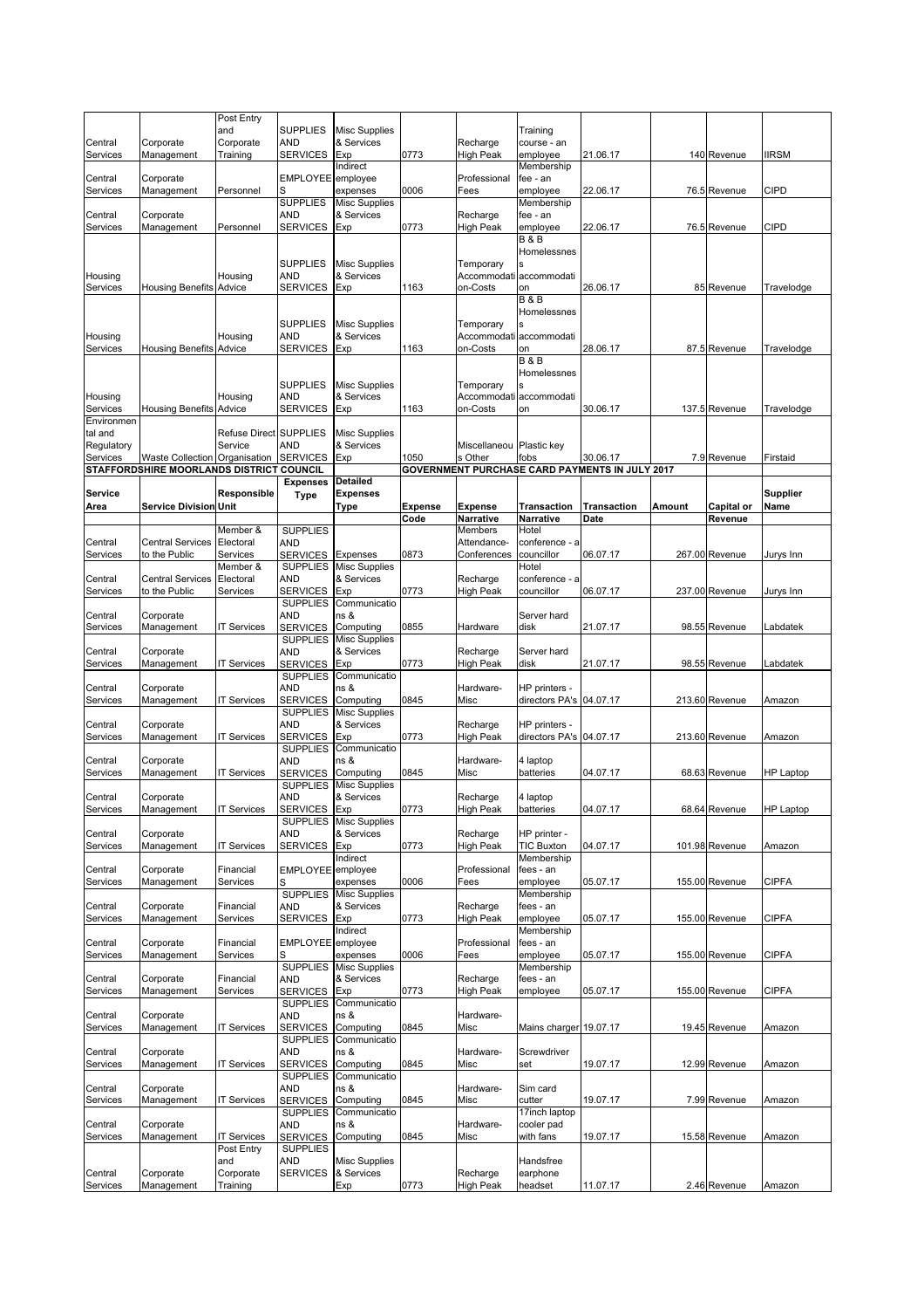| | | | | | | | | | | | |
|---|---|---|---|---|---|---|---|---|---|---|---|
| Central Services | Corporate Management | Post Entry and Corporate Training | SUPPLIES AND SERVICES | Misc Supplies & Services Exp | 0773 | Recharge High Peak | Training course - an employee | 21.06.17 | 140 | Revenue | IIRSM |
| Central Services | Corporate Management | Personnel | EMPLOYEES | Indirect employee expenses | 0006 | Professional Fees | Membership fee - an employee | 22.06.17 | 76.5 | Revenue | CIPD |
| Central Services | Corporate Management | Personnel | SUPPLIES AND SERVICES | Misc Supplies & Services Exp | 0773 | Recharge High Peak | Membership fee - an employee | 22.06.17 | 76.5 | Revenue | CIPD |
| Housing Services | Housing Benefits | Housing Advice | SUPPLIES AND SERVICES | Misc Supplies & Services Exp | 1163 | Temporary Accommodation-Costs | B & B Homelessness accommodation | 26.06.17 | 85 | Revenue | Travelodge |
| Housing Services | Housing Benefits | Housing Advice | SUPPLIES AND SERVICES | Misc Supplies & Services Exp | 1163 | Temporary Accommodation-Costs | B & B Homelessness accommodation | 28.06.17 | 87.5 | Revenue | Travelodge |
| Housing Services | Housing Benefits | Housing Advice | SUPPLIES AND SERVICES | Misc Supplies & Services Exp | 1163 | Temporary Accommodation-Costs | B & B Homelessness accommodation | 30.06.17 | 137.5 | Revenue | Travelodge |
| Environmental and Regulatory Services | Waste Collection | Refuse Direct Service Organisation | SUPPLIES AND SERVICES | Misc Supplies & Services Exp | 1050 | Miscellaneous Other | Plastic key fobs | 30.06.17 | 7.9 | Revenue | Firstaid |

**STAFFORDSHIRE MOORLANDS DISTRICT COUNCIL** — **GOVERNMENT PURCHASE CARD PAYMENTS IN JULY 2017**

| Service Area | Service Division | Responsible Unit | Expenses Type | Detailed Expenses Type | Expense Code | Expense Narrative | Transaction Narrative | Transaction Date | Amount | Capital or Revenue | Supplier Name |
|---|---|---|---|---|---|---|---|---|---|---|---|
| Central Services | Central Services to the Public | Member & Electoral Services | SUPPLIES AND SERVICES | Expenses | 0873 | Members Attendance-Conferences | Hotel conference - a councillor | 06.07.17 | 267.00 | Revenue | Jurys Inn |
| Central Services | Central Services to the Public | Member & Electoral Services | SUPPLIES AND SERVICES | Misc Supplies & Services Exp | 0773 | Recharge High Peak | Hotel conference - a councillor | 06.07.17 | 237.00 | Revenue | Jurys Inn |
| Central Services | Corporate Management | IT Services | SUPPLIES AND SERVICES | Communications & Computing | 0855 | Hardware | Server hard disk | 21.07.17 | 98.55 | Revenue | Labdatek |
| Central Services | Corporate Management | IT Services | SUPPLIES AND SERVICES | Misc Supplies & Services Exp | 0773 | Recharge High Peak | Server hard disk | 21.07.17 | 98.55 | Revenue | Labdatek |
| Central Services | Corporate Management | IT Services | SUPPLIES AND SERVICES | Communications & Computing | 0845 | Hardware-Misc | HP printers - directors PA's | 04.07.17 | 213.60 | Revenue | Amazon |
| Central Services | Corporate Management | IT Services | SUPPLIES AND SERVICES | Misc Supplies & Services Exp | 0773 | Recharge High Peak | HP printers - directors PA's | 04.07.17 | 213.60 | Revenue | Amazon |
| Central Services | Corporate Management | IT Services | SUPPLIES AND SERVICES | Communications & Computing | 0845 | Hardware-Misc | 4 laptop batteries | 04.07.17 | 68.63 | Revenue | HP Laptop |
| Central Services | Corporate Management | IT Services | SUPPLIES AND SERVICES | Misc Supplies & Services Exp | 0773 | Recharge High Peak | 4 laptop batteries | 04.07.17 | 68.64 | Revenue | HP Laptop |
| Central Services | Corporate Management | IT Services | SUPPLIES AND SERVICES | Misc Supplies & Services Exp | 0773 | Recharge High Peak | HP printer - TIC Buxton | 04.07.17 | 101.98 | Revenue | Amazon |
| Central Services | Corporate Management | Financial Services | EMPLOYEES | Indirect employee expenses | 0006 | Professional Fees | Membership fees - an employee | 05.07.17 | 155.00 | Revenue | CIPFA |
| Central Services | Corporate Management | Financial Services | SUPPLIES AND SERVICES | Misc Supplies & Services Exp | 0773 | Recharge High Peak | Membership fees - an employee | 05.07.17 | 155.00 | Revenue | CIPFA |
| Central Services | Corporate Management | Financial Services | EMPLOYEES | Indirect employee expenses | 0006 | Professional Fees | Membership fees - an employee | 05.07.17 | 155.00 | Revenue | CIPFA |
| Central Services | Corporate Management | Financial Services | SUPPLIES AND SERVICES | Misc Supplies & Services Exp | 0773 | Recharge High Peak | Membership fees - an employee | 05.07.17 | 155.00 | Revenue | CIPFA |
| Central Services | Corporate Management | IT Services | SUPPLIES AND SERVICES | Communications & Computing | 0845 | Hardware-Misc | Mains charger | 19.07.17 | 19.45 | Revenue | Amazon |
| Central Services | Corporate Management | IT Services | SUPPLIES AND SERVICES | Communications & Computing | 0845 | Hardware-Misc | Screwdriver set | 19.07.17 | 12.99 | Revenue | Amazon |
| Central Services | Corporate Management | IT Services | SUPPLIES AND SERVICES | Communications & Computing | 0845 | Hardware-Misc | Sim card cutter | 19.07.17 | 7.99 | Revenue | Amazon |
| Central Services | Corporate Management | IT Services | SUPPLIES AND SERVICES | Communications & Computing | 0845 | Hardware-Misc | 17inch laptop cooler pad with fans | 19.07.17 | 15.58 | Revenue | Amazon |
| Central Services | Corporate Management | Post Entry and Corporate Training | SUPPLIES AND SERVICES | Misc Supplies & Services Exp | 0773 | Recharge High Peak | Handsfree earphone headset | 11.07.17 | 2.46 | Revenue | Amazon |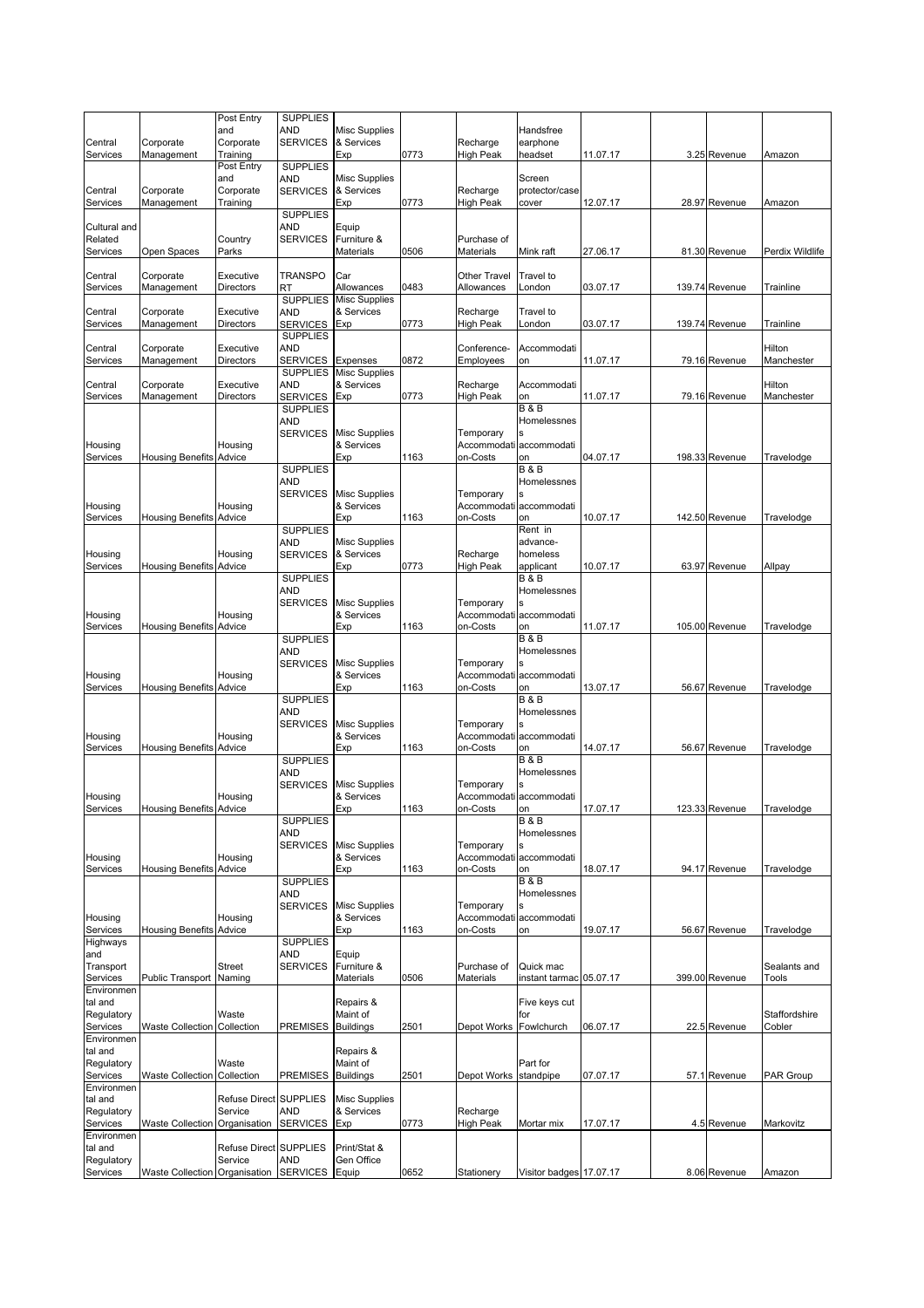| | | | | | | | | | | | |
|---|---|---|---|---|---|---|---|---|---|---|---|
| Central Services | Corporate Management | Post Entry and Corporate Training | SUPPLIES AND SERVICES | Misc Supplies & Services Exp | 0773 | Recharge High Peak | Handsfree earphone headset | 11.07.17 | 3.25 | Revenue | Amazon |
| Central Services | Corporate Management | Post Entry and Corporate Training | SUPPLIES AND SERVICES | Misc Supplies & Services Exp | 0773 | Recharge High Peak | Screen protector/case cover | 12.07.17 | 28.97 | Revenue | Amazon |
| Cultural and Related Services | Open Spaces | Country Parks | SUPPLIES AND SERVICES | Equip Furniture & Materials | 0506 | Purchase of Materials | Mink raft | 27.06.17 | 81.30 | Revenue | Perdix Wildlife |
| Central Services | Corporate Management | Executive Directors | TRANSPORT | Car Allowances | 0483 | Other Travel Allowances | Travel to London | 03.07.17 | 139.74 | Revenue | Trainline |
| Central Services | Corporate Management | Executive Directors | SUPPLIES AND SERVICES | Misc Supplies & Services Exp | 0773 | Recharge High Peak | Travel to London | 03.07.17 | 139.74 | Revenue | Trainline |
| Central Services | Corporate Management | Executive Directors | SUPPLIES AND SERVICES | Expenses | 0872 | Conference-Employees | Accommodation | 11.07.17 | 79.16 | Revenue | Hilton Manchester |
| Central Services | Corporate Management | Executive Directors | SUPPLIES AND SERVICES | Misc Supplies & Services Exp | 0773 | Recharge High Peak | Accommodation | 11.07.17 | 79.16 | Revenue | Hilton Manchester |
| Housing Services | Housing Benefits | Housing Advice | SUPPLIES AND SERVICES | Misc Supplies & Services Exp | 1163 | Temporary Accommodation-Costs | B & B Homelessness accommodation | 04.07.17 | 198.33 | Revenue | Travelodge |
| Housing Services | Housing Benefits | Housing Advice | SUPPLIES AND SERVICES | Misc Supplies & Services Exp | 1163 | Temporary Accommodation-Costs | B & B Homelessness accommodation | 10.07.17 | 142.50 | Revenue | Travelodge |
| Housing Services | Housing Benefits | Housing Advice | SUPPLIES AND SERVICES | Misc Supplies & Services Exp | 0773 | Recharge High Peak | Rent in advance-homeless applicant | 10.07.17 | 63.97 | Revenue | Allpay |
| Housing Services | Housing Benefits | Housing Advice | SUPPLIES AND SERVICES | Misc Supplies & Services Exp | 1163 | Temporary Accommodation-Costs | B & B Homelessness accommodation | 11.07.17 | 105.00 | Revenue | Travelodge |
| Housing Services | Housing Benefits | Housing Advice | SUPPLIES AND SERVICES | Misc Supplies & Services Exp | 1163 | Temporary Accommodation-Costs | B & B Homelessness accommodation | 13.07.17 | 56.67 | Revenue | Travelodge |
| Housing Services | Housing Benefits | Housing Advice | SUPPLIES AND SERVICES | Misc Supplies & Services Exp | 1163 | Temporary Accommodation-Costs | B & B Homelessness accommodation | 14.07.17 | 56.67 | Revenue | Travelodge |
| Housing Services | Housing Benefits | Housing Advice | SUPPLIES AND SERVICES | Misc Supplies & Services Exp | 1163 | Temporary Accommodation-Costs | B & B Homelessness accommodation | 17.07.17 | 123.33 | Revenue | Travelodge |
| Housing Services | Housing Benefits | Housing Advice | SUPPLIES AND SERVICES | Misc Supplies & Services Exp | 1163 | Temporary Accommodation-Costs | B & B Homelessness accommodation | 18.07.17 | 94.17 | Revenue | Travelodge |
| Housing Services | Housing Benefits | Housing Advice | SUPPLIES AND SERVICES | Misc Supplies & Services Exp | 1163 | Temporary Accommodation-Costs | B & B Homelessness accommodation | 19.07.17 | 56.67 | Revenue | Travelodge |
| Highways and Transport Services | Public Transport | Street Naming | SUPPLIES AND SERVICES | Equip Furniture & Materials | 0506 | Purchase of Materials | Quick mac instant tarmac | 05.07.17 | 399.00 | Revenue | Sealants and Tools |
| Environmental and Regulatory Services | Waste Collection | Waste Collection | PREMISES | Repairs & Maint of Buildings | 2501 | Depot Works | Five keys cut for Fowlchurch | 06.07.17 | 22.5 | Revenue | Staffordshire Cobler |
| Environmental and Regulatory Services | Waste Collection | Waste Collection | PREMISES | Repairs & Maint of Buildings | 2501 | Depot Works | Part for standpipe | 07.07.17 | 57.1 | Revenue | PAR Group |
| Environmental and Regulatory Services | Waste Collection | Refuse Direct Service Organisation | SUPPLIES AND SERVICES | Misc Supplies & Services Exp | 0773 | Recharge High Peak | Mortar mix | 17.07.17 | 4.5 | Revenue | Markovitz |
| Environmental and Regulatory Services | Waste Collection | Refuse Direct Service Organisation | SUPPLIES AND SERVICES | Print/Stat & Gen Office Equip | 0652 | Stationery | Visitor badges | 17.07.17 | 8.06 | Revenue | Amazon |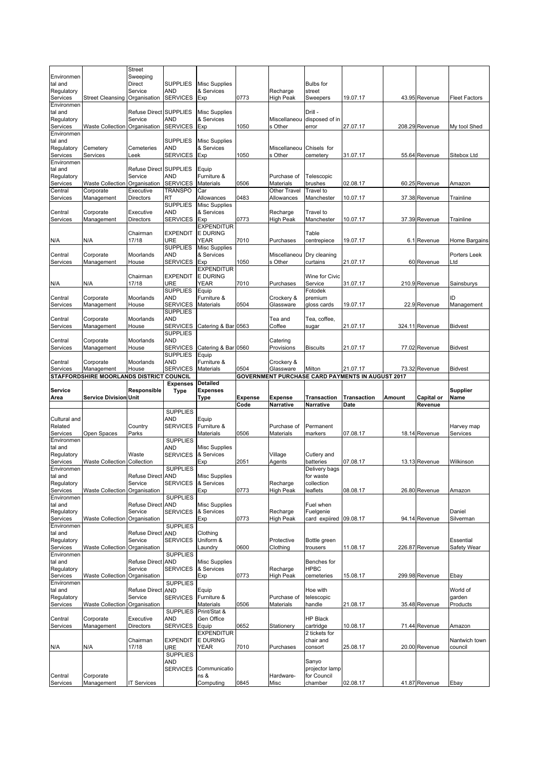| Environmental and Regulatory Services | Street Cleansing | Street Sweeping Direct Service Organisation | SUPPLIES AND SERVICES | Misc Supplies & Services Exp | 0773 | Recharge High Peak | Bulbs for street Sweepers | 19.07.17 | 43.95 | Revenue | Fleet Factors |
|---|---|---|---|---|---|---|---|---|---|---|---|
| Environmental and Regulatory Services | Waste Collection | Refuse Direct Service Organisation | SUPPLIES AND SERVICES | Misc Supplies & Services Exp | 1050 | Miscellaneous Other | Drill - disposed of in error | 27.07.17 | 208.29 | Revenue | My tool Shed |
| Environmental and Regulatory Services | Cemetery Services | Cemeteries Leek | SUPPLIES AND SERVICES | Misc Supplies & Services Exp | 1050 | Miscellaneous Other | Chisels for cemetery | 31.07.17 | 55.64 | Revenue | Sitebox Ltd |
| Environmental and Regulatory Services | Waste Collection | Refuse Direct Service Organisation | SUPPLIES AND SERVICES | Equip Furniture & Materials | 0506 | Purchase of Materials | Telescopic brushes | 02.08.17 | 60.25 | Revenue | Amazon |
| Central Services | Corporate Management | Executive Directors | TRANSPORT | Car Allowances | 0483 | Other Travel Allowances | Travel to Manchester | 10.07.17 | 37.38 | Revenue | Trainline |
| Central Services | Corporate Management | Executive Directors | SUPPLIES AND SERVICES | Misc Supplies & Services Exp | 0773 | Recharge High Peak | Travel to Manchester | 10.07.17 | 37.39 | Revenue | Trainline |
| N/A | N/A | Chairman 17/18 | EXPENDITURE | EXPENDITURE DURING YEAR | 7010 | Purchases | Table centrepiece | 19.07.17 | 6.1 | Revenue | Home Bargains |
| Central Services | Corporate Management | Moorlands House | SUPPLIES AND SERVICES | Misc Supplies & Services Exp | 1050 | Miscellaneous Other | Dry cleaning curtains | 21.07.17 | 60 | Revenue | Porters Leek Ltd |
| N/A | N/A | Chairman 17/18 | EXPENDITURE | EXPENDITURE DURING YEAR | 7010 | Purchases | Wine for Civic Service | 31.07.17 | 210.9 | Revenue | Sainsburys |
| Central Services | Corporate Management | Moorlands House | SUPPLIES AND SERVICES | Equip Furniture & Materials | 0504 | Crockery & Glassware | Fotodek premium gloss cards | 19.07.17 | 22.9 | Revenue | ID Management |
| Central Services | Corporate Management | Moorlands House | SUPPLIES AND SERVICES | Catering & Bar | 0563 | Tea and Coffee | Tea, coffee, sugar | 21.07.17 | 324.11 | Revenue | Bidvest |
| Central Services | Corporate Management | Moorlands House | SUPPLIES AND SERVICES | Catering & Bar | 0560 | Catering Provisions | Biscuits | 21.07.17 | 77.02 | Revenue | Bidvest |
| Central Services | Corporate Management | Moorlands House | SUPPLIES AND SERVICES | Equip Furniture & Materials | 0504 | Crockery & Glassware | Milton | 21.07.17 | 73.32 | Revenue | Bidvest |

**STAFFORDSHIRE MOORLANDS DISTRICT COUNCIL** — **GOVERNMENT PURCHASE CARD PAYMENTS IN AUGUST 2017**

| Service Area | Service Division | Responsible Unit | Expenses Type | Detailed Expenses Type | Expense Code | Expense Narrative | Transaction Narrative | Transaction Date | Amount | Capital or Revenue | Supplier Name |
|---|---|---|---|---|---|---|---|---|---|---|---|
| Cultural and Related Services | Open Spaces | Country Parks | SUPPLIES AND SERVICES | Equip Furniture & Materials | 0506 | Purchase of Materials | Permanent markers | 07.08.17 | 18.14 | Revenue | Harvey map Services |
| Environmental and Regulatory Services | Waste Collection | Waste Collection | SUPPLIES AND SERVICES | Misc Supplies & Services Exp | 2051 | Village Agents | Cutlery and batteries | 07.08.17 | 13.13 | Revenue | Wilkinson |
| Environmental and Regulatory Services | Waste Collection | Refuse Direct Service Organisation | SUPPLIES AND SERVICES | Misc Supplies & Services Exp | 0773 | Recharge High Peak | Delivery bags for waste collection leaflets | 08.08.17 | 26.80 | Revenue | Amazon |
| Environmental and Regulatory Services | Waste Collection | Refuse Direct Service Organisation | SUPPLIES AND SERVICES | Misc Supplies & Services Exp | 0773 | Recharge High Peak | Fuel when Fuelgenie card expiired | 09.08.17 | 94.14 | Revenue | Daniel Silverman |
| Environmental and Regulatory Services | Waste Collection | Refuse Direct Service Organisation | SUPPLIES AND SERVICES | Clothing Uniform & Laundry | 0600 | Protective Clothing | Bottle green trousers | 11.08.17 | 226.87 | Revenue | Essential Safety Wear |
| Environmental and Regulatory Services | Waste Collection | Refuse Direct Service Organisation | SUPPLIES AND SERVICES | Misc Supplies & Services Exp | 0773 | Recharge High Peak | Benches for HPBC cemeteries | 15.08.17 | 299.98 | Revenue | Ebay |
| Environmental and Regulatory Services | Waste Collection | Refuse Direct Service Organisation | SUPPLIES AND SERVICES | Equip Furniture & Materials | 0506 | Purchase of Materials | Hoe with telescopic handle | 21.08.17 | 35.48 | Revenue | World of garden Products |
| Central Services | Corporate Management | Executive Directors | SUPPLIES AND SERVICES | Print/Stat & Gen Office Equip | 0652 | Stationery | HP Black cartridge | 10.08.17 | 71.44 | Revenue | Amazon |
| N/A | N/A | Chairman 17/18 | EXPENDITURE | EXPENDITURE DURING YEAR | 7010 | Purchases | 2 tickets for chair and consort | 25.08.17 | 20.00 | Revenue | Nantwich town council |
| Central Services | Corporate Management | IT Services | SUPPLIES AND SERVICES | Communications & Computing | 0845 | Hardware-Misc | Sanyo projector lamp for Council chamber | 02.08.17 | 41.87 | Revenue | Ebay |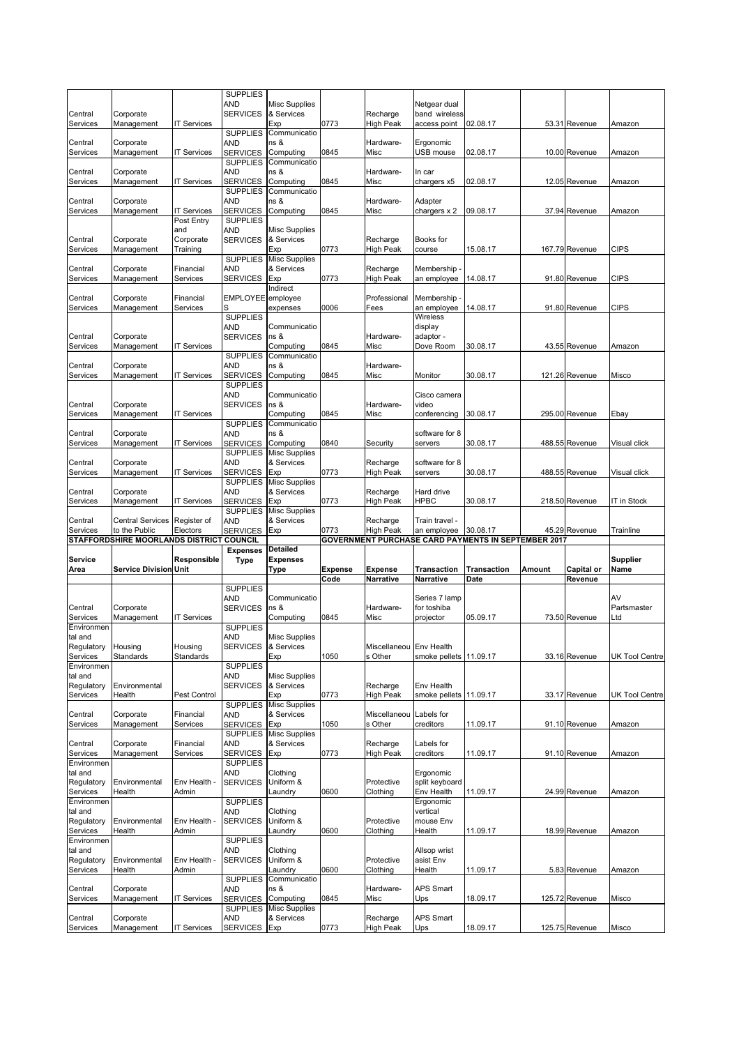| | | | | | | | | | | | |
|---|---|---|---|---|---|---|---|---|---|---|---|
| Central Services | Corporate Management | IT Services | SUPPLIES AND SERVICES | Misc Supplies & Services Exp | 0773 | Recharge High Peak | Netgear dual band wireless access point | 02.08.17 | 53.31 | Revenue | Amazon |
| Central Services | Corporate Management | IT Services | SUPPLIES AND SERVICES | Communications & Computing | 0845 | Hardware-Misc | Ergonomic USB mouse | 02.08.17 | 10.00 | Revenue | Amazon |
| Central Services | Corporate Management | IT Services | SUPPLIES AND SERVICES | Communications & Computing | 0845 | Hardware-Misc | In car chargers x5 | 02.08.17 | 12.05 | Revenue | Amazon |
| Central Services | Corporate Management | IT Services | SUPPLIES AND SERVICES | Communications & Computing | 0845 | Hardware-Misc | Adapter chargers x 2 | 09.08.17 | 37.94 | Revenue | Amazon |
| Central Services | Corporate Management | Post Entry and Corporate Training | SUPPLIES AND SERVICES | Misc Supplies & Services Exp | 0773 | Recharge High Peak | Books for course | 15.08.17 | 167.79 | Revenue | CIPS |
| Central Services | Corporate Management | Financial Services | SUPPLIES AND SERVICES | Misc Supplies & Services Exp | 0773 | Recharge High Peak | Membership - an employee | 14.08.17 | 91.80 | Revenue | CIPS |
| Central Services | Corporate Management | Financial Services | EMPLOYEES | Indirect employee expenses | 0006 | Professional Fees | Membership - an employee | 14.08.17 | 91.80 | Revenue | CIPS |
| Central Services | Corporate Management | IT Services | SUPPLIES AND SERVICES | Communications & Computing | 0845 | Hardware-Misc | Wireless display adaptor - Dove Room | 30.08.17 | 43.55 | Revenue | Amazon |
| Central Services | Corporate Management | IT Services | SUPPLIES AND SERVICES | Communications & Computing | 0845 | Hardware-Misc | Monitor | 30.08.17 | 121.26 | Revenue | Misco |
| Central Services | Corporate Management | IT Services | SUPPLIES AND SERVICES | Communications & Computing | 0845 | Hardware-Misc | Cisco camera video conferencing | 30.08.17 | 295.00 | Revenue | Ebay |
| Central Services | Corporate Management | IT Services | SUPPLIES AND SERVICES | Communications & Computing | 0840 | Security | software for 8 servers | 30.08.17 | 488.55 | Revenue | Visual click |
| Central Services | Corporate Management | IT Services | SUPPLIES AND SERVICES | Misc Supplies & Services Exp | 0773 | Recharge High Peak | software for 8 servers | 30.08.17 | 488.55 | Revenue | Visual click |
| Central Services | Corporate Management | IT Services | SUPPLIES AND SERVICES | Misc Supplies & Services Exp | 0773 | Recharge High Peak | Hard drive HPBC | 30.08.17 | 218.50 | Revenue | IT in Stock |
| Central Services | Central Services to the Public | Register of Electors | SUPPLIES AND SERVICES | Misc Supplies & Services Exp | 0773 | Recharge High Peak | Train travel - an employee | 30.08.17 | 45.29 | Revenue | Trainline |

**STAFFORDSHIRE MOORLANDS DISTRICT COUNCIL** — **GOVERNMENT PURCHASE CARD PAYMENTS IN SEPTEMBER 2017**

| Service Area | Service Division | Responsible Unit | Expenses Type | Detailed Expenses Type | Expense Code | Expense Narrative | Transaction Narrative | Transaction Date | Amount | Capital or Revenue | Supplier Name |
|---|---|---|---|---|---|---|---|---|---|---|---|
| Central Services | Corporate Management | IT Services | SUPPLIES AND SERVICES | Communications & Computing | 0845 | Hardware-Misc | Series 7 lamp for toshiba projector | 05.09.17 | 73.50 | Revenue | AV Partsmaster Ltd |
| Environmental and Regulatory Services | Housing Standards | Housing Standards | SUPPLIES AND SERVICES | Misc Supplies & Services Exp | 1050 | Miscellaneous Other | Env Health smoke pellets | 11.09.17 | 33.16 | Revenue | UK Tool Centre |
| Environmental and Regulatory Services | Environmental Health | Pest Control | SUPPLIES AND SERVICES | Misc Supplies & Services Exp | 0773 | Recharge High Peak | Env Health smoke pellets | 11.09.17 | 33.17 | Revenue | UK Tool Centre |
| Central Services | Corporate Management | Financial Services | SUPPLIES AND SERVICES | Misc Supplies & Services Exp | 1050 | Miscellaneous Other | Labels for creditors | 11.09.17 | 91.10 | Revenue | Amazon |
| Central Services | Corporate Management | Financial Services | SUPPLIES AND SERVICES | Misc Supplies & Services Exp | 0773 | Recharge High Peak | Labels for creditors | 11.09.17 | 91.10 | Revenue | Amazon |
| Environmental and Regulatory Services | Environmental Health | Env Health - Admin | SUPPLIES AND SERVICES | Clothing Uniform & Laundry | 0600 | Protective Clothing | Ergonomic split keyboard Env Health | 11.09.17 | 24.99 | Revenue | Amazon |
| Environmental and Regulatory Services | Environmental Health | Env Health - Admin | SUPPLIES AND SERVICES | Clothing Uniform & Laundry | 0600 | Protective Clothing | Ergonomic vertical mouse Env Health | 11.09.17 | 18.99 | Revenue | Amazon |
| Environmental and Regulatory Services | Environmental Health | Env Health - Admin | SUPPLIES AND SERVICES | Clothing Uniform & Laundry | 0600 | Protective Clothing | Allsop wrist asist Env Health | 11.09.17 | 5.83 | Revenue | Amazon |
| Central Services | Corporate Management | IT Services | SUPPLIES AND SERVICES | Communications & Computing | 0845 | Hardware-Misc | APS Smart Ups | 18.09.17 | 125.72 | Revenue | Misco |
| Central Services | Corporate Management | IT Services | SUPPLIES AND SERVICES | Misc Supplies & Services Exp | 0773 | Recharge High Peak | APS Smart Ups | 18.09.17 | 125.75 | Revenue | Misco |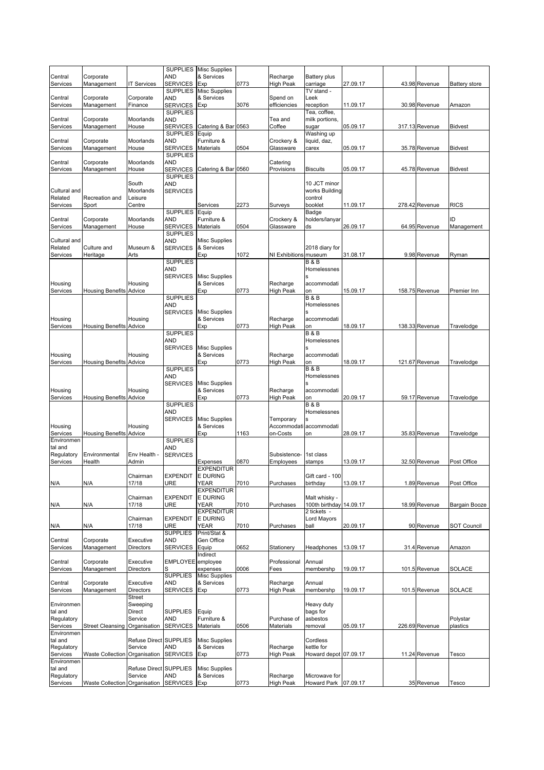| Central Services | Corporate Management | IT Services | SUPPLIES AND SERVICES | Misc Supplies & Services Exp | 0773 | Recharge High Peak | Battery plus carriage | 27.09.17 | 43.98 | Revenue | Battery store |
|---|---|---|---|---|---|---|---|---|---|---|---|
| Central Services | Corporate Management | Corporate Finance | SUPPLIES AND SERVICES | Misc Supplies & Services Exp | 3076 | Spend on efficiencies | TV stand - Leek reception | 11.09.17 | 30.98 | Revenue | Amazon |
| Central Services | Corporate Management | Moorlands House | SUPPLIES AND SERVICES | Catering & Bar | 0563 | Tea and Coffee | Tea, coffee, milk portions, sugar | 05.09.17 | 317.13 | Revenue | Bidvest |
| Central Services | Corporate Management | Moorlands House | SUPPLIES AND SERVICES | Equip Furniture & Materials | 0504 | Crockery & Glassware | Washing up liquid, daz, carex | 05.09.17 | 35.78 | Revenue | Bidvest |
| Central Services | Corporate Management | Moorlands House | SUPPLIES AND SERVICES | Catering & Bar | 0560 | Catering Provisions | Biscuits | 05.09.17 | 45.78 | Revenue | Bidvest |
| Cultural and Related Services | Recreation and Sport | South Moorlands Leisure Centre | SUPPLIES AND SERVICES | Services | 2273 | Surveys | 10 JCT minor works Building control booklet | 11.09.17 | 278.42 | Revenue | RICS |
| Central Services | Corporate Management | Moorlands House | SUPPLIES AND SERVICES | Equip Furniture & Materials | 0504 | Crockery & Glassware | Badge holders/lanyards | 26.09.17 | 64.95 | Revenue | ID Management |
| Cultural and Related Services | Culture and Heritage | Museum & Arts | SUPPLIES AND SERVICES | Misc Supplies & Services Exp | 1072 | NI Exhibitions | 2018 diary for museum | 31.08.17 | 9.98 | Revenue | Ryman |
| Housing Services | Housing Benefits | Housing Advice | SUPPLIES AND SERVICES | Misc Supplies & Services Exp | 0773 | Recharge High Peak | B & B Homelessness accommodation | 15.09.17 | 158.75 | Revenue | Premier Inn |
| Housing Services | Housing Benefits | Housing Advice | SUPPLIES AND SERVICES | Misc Supplies & Services Exp | 0773 | Recharge High Peak | B & B Homelessness accommodation | 18.09.17 | 138.33 | Revenue | Travelodge |
| Housing Services | Housing Benefits | Housing Advice | SUPPLIES AND SERVICES | Misc Supplies & Services Exp | 0773 | Recharge High Peak | B & B Homelessness accommodation | 18.09.17 | 121.67 | Revenue | Travelodge |
| Housing Services | Housing Benefits | Housing Advice | SUPPLIES AND SERVICES | Misc Supplies & Services Exp | 0773 | Recharge High Peak | B & B Homelessness accommodation | 20.09.17 | 59.17 | Revenue | Travelodge |
| Housing Services | Housing Benefits | Housing Advice | SUPPLIES AND SERVICES | Misc Supplies & Services Exp | 1163 | Temporary Accommodation-Costs | B & B Homelessness accommodation | 28.09.17 | 35.83 | Revenue | Travelodge |
| Environmental and Regulatory Services | Environmental Health | Env Health - Admin | SUPPLIES AND SERVICES | Expenses | 0870 | Subsistence-Employees | 1st class stamps | 13.09.17 | 32.50 | Revenue | Post Office |
| N/A | N/A | Chairman 17/18 | EXPENDITURE | EXPENDITURE DURING YEAR | 7010 | Purchases | Gift card - 100 birthday | 13.09.17 | 1.89 | Revenue | Post Office |
| N/A | N/A | Chairman 17/18 | EXPENDITURE | EXPENDITURE DURING YEAR | 7010 | Purchases | Malt whisky - 100th birthday | 14.09.17 | 18.99 | Revenue | Bargain Booze |
| N/A | N/A | Chairman 17/18 | EXPENDITURE | EXPENDITURE DURING YEAR | 7010 | Purchases | 2 tickets - Lord Mayors ball | 20.09.17 | 90 | Revenue | SOT Council |
| Central Services | Corporate Management | Executive Directors | SUPPLIES AND SERVICES | Print/Stat & Gen Office Equip | 0652 | Stationery | Headphones | 13.09.17 | 31.4 | Revenue | Amazon |
| Central Services | Corporate Management | Executive Directors | EMPLOYEES | Indirect employee expenses | 0006 | Professional Fees | Annual membershp | 19.09.17 | 101.5 | Revenue | SOLACE |
| Central Services | Corporate Management | Executive Directors | SUPPLIES AND SERVICES | Misc Supplies & Services Exp | 0773 | Recharge High Peak | Annual membershp | 19.09.17 | 101.5 | Revenue | SOLACE |
| Environmental and Regulatory Services | Street Cleansing | Street Sweeping Direct Service Organisation | SUPPLIES AND SERVICES | Equip Furniture & Materials | 0506 | Purchase of Materials | Heavy duty bags for asbestos removal | 05.09.17 | 226.69 | Revenue | Polystar plastics |
| Environmental and Regulatory Services | Waste Collection | Refuse Direct Service Organisation | SUPPLIES AND SERVICES | Misc Supplies & Services Exp | 0773 | Recharge High Peak | Cordless kettle for Howard depot | 07.09.17 | 11.24 | Revenue | Tesco |
| Environmental and Regulatory Services | Waste Collection | Refuse Direct Service Organisation | SUPPLIES AND SERVICES | Misc Supplies & Services Exp | 0773 | Recharge High Peak | Microwave for Howard Park | 07.09.17 | 35 | Revenue | Tesco |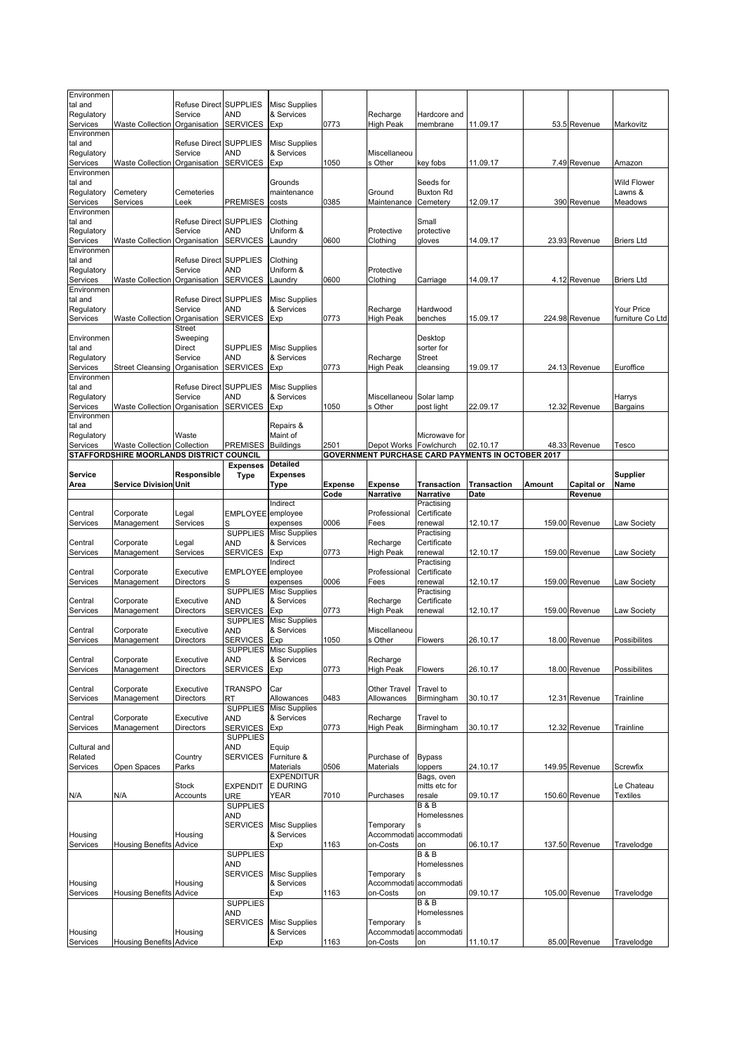| Environmental and Regulatory Services | Waste Collection | Refuse Direct Service Organisation | SUPPLIES AND SERVICES | Misc Supplies & Services Exp | 0773 | Recharge High Peak | Hardcore and membrane | 11.09.17 | 53.5 | Revenue | Markovitz |
|---|---|---|---|---|---|---|---|---|---|---|---|
| Environmental and Regulatory Services | Waste Collection | Refuse Direct Service Organisation | SUPPLIES AND SERVICES | Misc Supplies & Services Exp | 1050 | Miscellaneous Other | key fobs | 11.09.17 | 7.49 | Revenue | Amazon |
| Environmental and Regulatory Services | Cemetery Services | Cemeteries Leek | PREMISES | Grounds maintenance costs | 0385 | Ground Maintenance | Seeds for Buxton Rd Cemetery | 12.09.17 | 390 | Revenue | Wild Flower Lawns & Meadows |
| Environmental and Regulatory Services | Waste Collection | Refuse Direct Service Organisation | SUPPLIES AND SERVICES | Clothing Uniform & Laundry | 0600 | Protective Clothing | Small protective gloves | 14.09.17 | 23.93 | Revenue | Briers Ltd |
| Environmental and Regulatory Services | Waste Collection | Refuse Direct Service Organisation | SUPPLIES AND SERVICES | Clothing Uniform & Laundry | 0600 | Protective Clothing | Carriage | 14.09.17 | 4.12 | Revenue | Briers Ltd |
| Environmental and Regulatory Services | Waste Collection | Refuse Direct Service Organisation | SUPPLIES AND SERVICES | Misc Supplies & Services Exp | 0773 | Recharge High Peak | Hardwood benches | 15.09.17 | 224.98 | Revenue | Your Price furniture Co Ltd |
| Environmental and Regulatory Services | Street Cleansing | Street Sweeping Direct Service Organisation | SUPPLIES AND SERVICES | Misc Supplies & Services Exp | 0773 | Recharge High Peak | Desktop sorter for Street cleansing | 19.09.17 | 24.13 | Revenue | Euroffice |
| Environmental and Regulatory Services | Waste Collection | Refuse Direct Service Organisation | SUPPLIES AND SERVICES | Misc Supplies & Services Exp | 1050 | Miscellaneous Other | Solar lamp post light | 22.09.17 | 12.32 | Revenue | Harrys Bargains |
| Environmental and Regulatory Services | Waste Collection | Waste Collection | PREMISES | Repairs & Maint of Buildings | 2501 | Depot Works | Microwave for Fowlchurch | 02.10.17 | 48.33 | Revenue | Tesco |

**STAFFORDSHIRE MOORLANDS DISTRICT COUNCIL** — **GOVERNMENT PURCHASE CARD PAYMENTS IN OCTOBER 2017**

| Service Area | Service Division | Responsible Unit | Expenses Type | Detailed Expenses Type | Expense Code | Expense Narrative | Transaction Narrative | Transaction Date | Amount | Capital or Revenue | Supplier Name |
|---|---|---|---|---|---|---|---|---|---|---|---|
| Central Services | Corporate Management | Legal Services | EMPLOYEES | Indirect employee expenses | 0006 | Professional Fees | Practising Certificate renewal | 12.10.17 | 159.00 | Revenue | Law Society |
| Central Services | Corporate Management | Legal Services | SUPPLIES AND SERVICES | Misc Supplies & Services Exp | 0773 | Recharge High Peak | Practising Certificate renewal | 12.10.17 | 159.00 | Revenue | Law Society |
| Central Services | Corporate Management | Executive Directors | EMPLOYEES | Indirect employee expenses | 0006 | Professional Fees | Practising Certificate renewal | 12.10.17 | 159.00 | Revenue | Law Society |
| Central Services | Corporate Management | Executive Directors | SUPPLIES AND SERVICES | Misc Supplies & Services Exp | 0773 | Recharge High Peak | Practising Certificate renewal | 12.10.17 | 159.00 | Revenue | Law Society |
| Central Services | Corporate Management | Executive Directors | SUPPLIES AND SERVICES | Misc Supplies & Services Exp | 1050 | Miscellaneous Other | Flowers | 26.10.17 | 18.00 | Revenue | Possibilites |
| Central Services | Corporate Management | Executive Directors | SUPPLIES AND SERVICES | Misc Supplies & Services Exp | 0773 | Recharge High Peak | Flowers | 26.10.17 | 18.00 | Revenue | Possibilites |
| Central Services | Corporate Management | Executive Directors | TRANSPORT | Car Allowances | 0483 | Other Travel Allowances | Travel to Birmingham | 30.10.17 | 12.31 | Revenue | Trainline |
| Central Services | Corporate Management | Executive Directors | SUPPLIES AND SERVICES | Misc Supplies & Services Exp | 0773 | Recharge High Peak | Travel to Birmingham | 30.10.17 | 12.32 | Revenue | Trainline |
| Cultural and Related Services | Open Spaces | Country Parks | SUPPLIES AND SERVICES | Equip Furniture & Materials | 0506 | Purchase of Materials | Bypass loppers | 24.10.17 | 149.95 | Revenue | Screwfix |
| N/A | N/A | Stock Accounts | EXPENDITURE | EXPENDITURE DURING YEAR | 7010 | Purchases | Bags, oven mitts etc for resale | 09.10.17 | 150.60 | Revenue | Le Chateau Textiles |
| Housing Services | Housing Benefits | Housing Advice | SUPPLIES AND SERVICES | Misc Supplies & Services Exp | 1163 | Temporary Accommodation-Costs | B & B Homelessness accommodation | 06.10.17 | 137.50 | Revenue | Travelodge |
| Housing Services | Housing Benefits | Housing Advice | SUPPLIES AND SERVICES | Misc Supplies & Services Exp | 1163 | Temporary Accommodation-Costs | B & B Homelessness accommodation | 09.10.17 | 105.00 | Revenue | Travelodge |
| Housing Services | Housing Benefits | Housing Advice | SUPPLIES AND SERVICES | Misc Supplies & Services Exp | 1163 | Temporary Accommodation-Costs | B & B Homelessness accommodation | 11.10.17 | 85.00 | Revenue | Travelodge |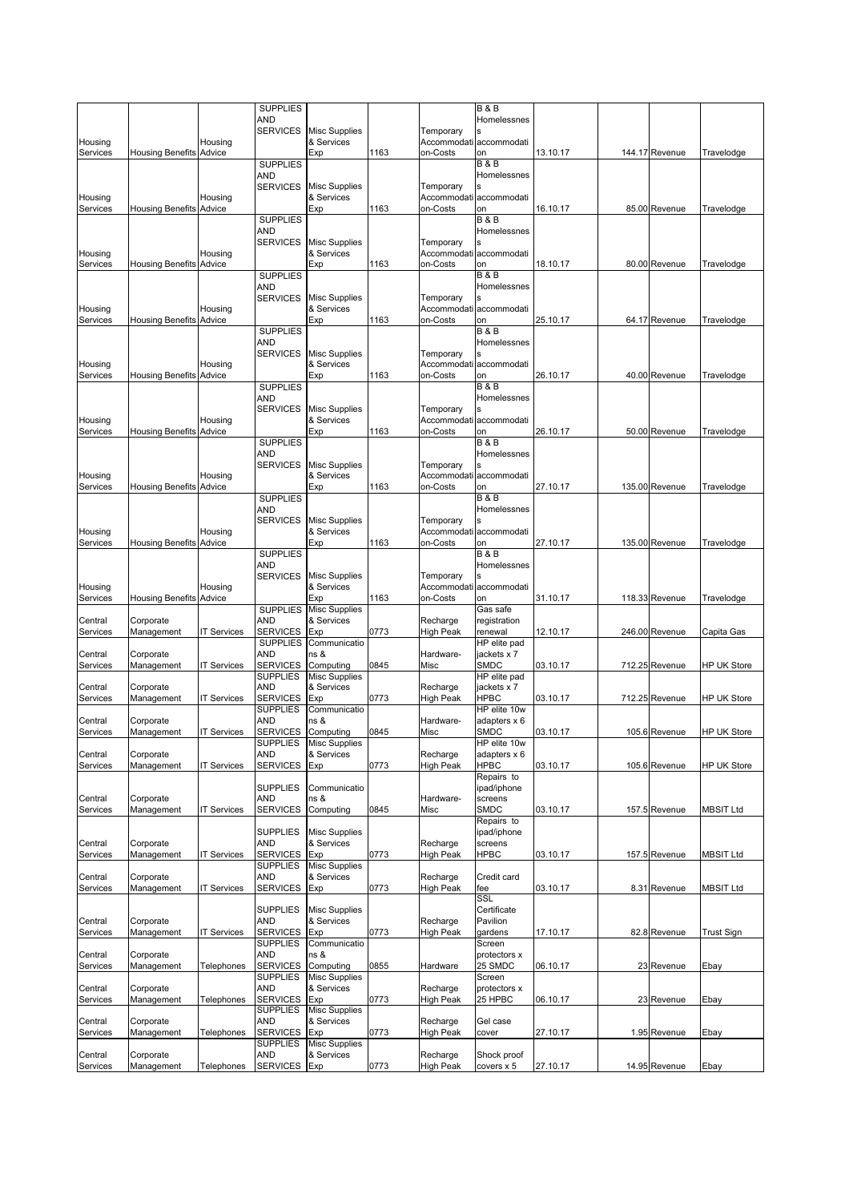| | | | | | | | | | | | |
|---|---|---|---|---|---|---|---|---|---|---|---|
| Housing Services | Housing Benefits | Housing Advice | SUPPLIES AND SERVICES | Misc Supplies & Services Exp | 1163 | Temporary Accommodation-Costs | B & B Homelessness accommodation | 13.10.17 | 144.17 | Revenue | Travelodge |
| Housing Services | Housing Benefits | Housing Advice | SUPPLIES AND SERVICES | Misc Supplies & Services Exp | 1163 | Temporary Accommodation-Costs | B & B Homelessness accommodation | 16.10.17 | 85.00 | Revenue | Travelodge |
| Housing Services | Housing Benefits | Housing Advice | SUPPLIES AND SERVICES | Misc Supplies & Services Exp | 1163 | Temporary Accommodation-Costs | B & B Homelessness accommodation | 18.10.17 | 80.00 | Revenue | Travelodge |
| Housing Services | Housing Benefits | Housing Advice | SUPPLIES AND SERVICES | Misc Supplies & Services Exp | 1163 | Temporary Accommodation-Costs | B & B Homelessness accommodation | 25.10.17 | 64.17 | Revenue | Travelodge |
| Housing Services | Housing Benefits | Housing Advice | SUPPLIES AND SERVICES | Misc Supplies & Services Exp | 1163 | Temporary Accommodation-Costs | B & B Homelessness accommodation | 26.10.17 | 40.00 | Revenue | Travelodge |
| Housing Services | Housing Benefits | Housing Advice | SUPPLIES AND SERVICES | Misc Supplies & Services Exp | 1163 | Temporary Accommodation-Costs | B & B Homelessness accommodation | 26.10.17 | 50.00 | Revenue | Travelodge |
| Housing Services | Housing Benefits | Housing Advice | SUPPLIES AND SERVICES | Misc Supplies & Services Exp | 1163 | Temporary Accommodation-Costs | B & B Homelessness accommodation | 27.10.17 | 135.00 | Revenue | Travelodge |
| Housing Services | Housing Benefits | Housing Advice | SUPPLIES AND SERVICES | Misc Supplies & Services Exp | 1163 | Temporary Accommodation-Costs | B & B Homelessness accommodation | 27.10.17 | 135.00 | Revenue | Travelodge |
| Housing Services | Housing Benefits | Housing Advice | SUPPLIES AND SERVICES | Misc Supplies & Services Exp | 1163 | Temporary Accommodation-Costs | B & B Homelessness accommodation | 31.10.17 | 118.33 | Revenue | Travelodge |
| Central Services | Corporate Management | IT Services | SUPPLIES AND SERVICES | Misc Supplies & Services Exp | 0773 | Recharge High Peak | Gas safe registration renewal | 12.10.17 | 246.00 | Revenue | Capita Gas |
| Central Services | Corporate Management | IT Services | SUPPLIES AND SERVICES | Communications & Computing | 0845 | Hardware-Misc | HP elite pad jackets x 7 SMDC | 03.10.17 | 712.25 | Revenue | HP UK Store |
| Central Services | Corporate Management | IT Services | SUPPLIES AND SERVICES | Misc Supplies & Services Exp | 0773 | Recharge High Peak | HP elite pad jackets x 7 HPBC | 03.10.17 | 712.25 | Revenue | HP UK Store |
| Central Services | Corporate Management | IT Services | SUPPLIES AND SERVICES | Communications & Computing | 0845 | Hardware-Misc | HP elite 10w adapters x 6 SMDC | 03.10.17 | 105.6 | Revenue | HP UK Store |
| Central Services | Corporate Management | IT Services | SUPPLIES AND SERVICES | Misc Supplies & Services Exp | 0773 | Recharge High Peak | HP elite 10w adapters x 6 HPBC | 03.10.17 | 105.6 | Revenue | HP UK Store |
| Central Services | Corporate Management | IT Services | SUPPLIES AND SERVICES | Communications & Computing | 0845 | Hardware-Misc | Repairs to ipad/iphone screens SMDC | 03.10.17 | 157.5 | Revenue | MBSIT Ltd |
| Central Services | Corporate Management | IT Services | SUPPLIES AND SERVICES | Misc Supplies & Services Exp | 0773 | Recharge High Peak | Repairs to ipad/iphone screens HPBC | 03.10.17 | 157.5 | Revenue | MBSIT Ltd |
| Central Services | Corporate Management | IT Services | SUPPLIES AND SERVICES | Misc Supplies & Services Exp | 0773 | Recharge High Peak | Credit card fee | 03.10.17 | 8.31 | Revenue | MBSIT Ltd |
| Central Services | Corporate Management | IT Services | SUPPLIES AND SERVICES | Misc Supplies & Services Exp | 0773 | Recharge High Peak | SSL Certificate Pavilion gardens | 17.10.17 | 82.8 | Revenue | Trust Sign |
| Central Services | Corporate Management | Telephones | SUPPLIES AND SERVICES | Communications & Computing | 0855 | Hardware | Screen protectors x 25 SMDC | 06.10.17 | 23 | Revenue | Ebay |
| Central Services | Corporate Management | Telephones | SUPPLIES AND SERVICES | Misc Supplies & Services Exp | 0773 | Recharge High Peak | Screen protectors x 25 HPBC | 06.10.17 | 23 | Revenue | Ebay |
| Central Services | Corporate Management | Telephones | SUPPLIES AND SERVICES | Misc Supplies & Services Exp | 0773 | Recharge High Peak | Gel case cover | 27.10.17 | 1.95 | Revenue | Ebay |
| Central Services | Corporate Management | Telephones | SUPPLIES AND SERVICES | Misc Supplies & Services Exp | 0773 | Recharge High Peak | Shock proof covers x 5 | 27.10.17 | 14.95 | Revenue | Ebay |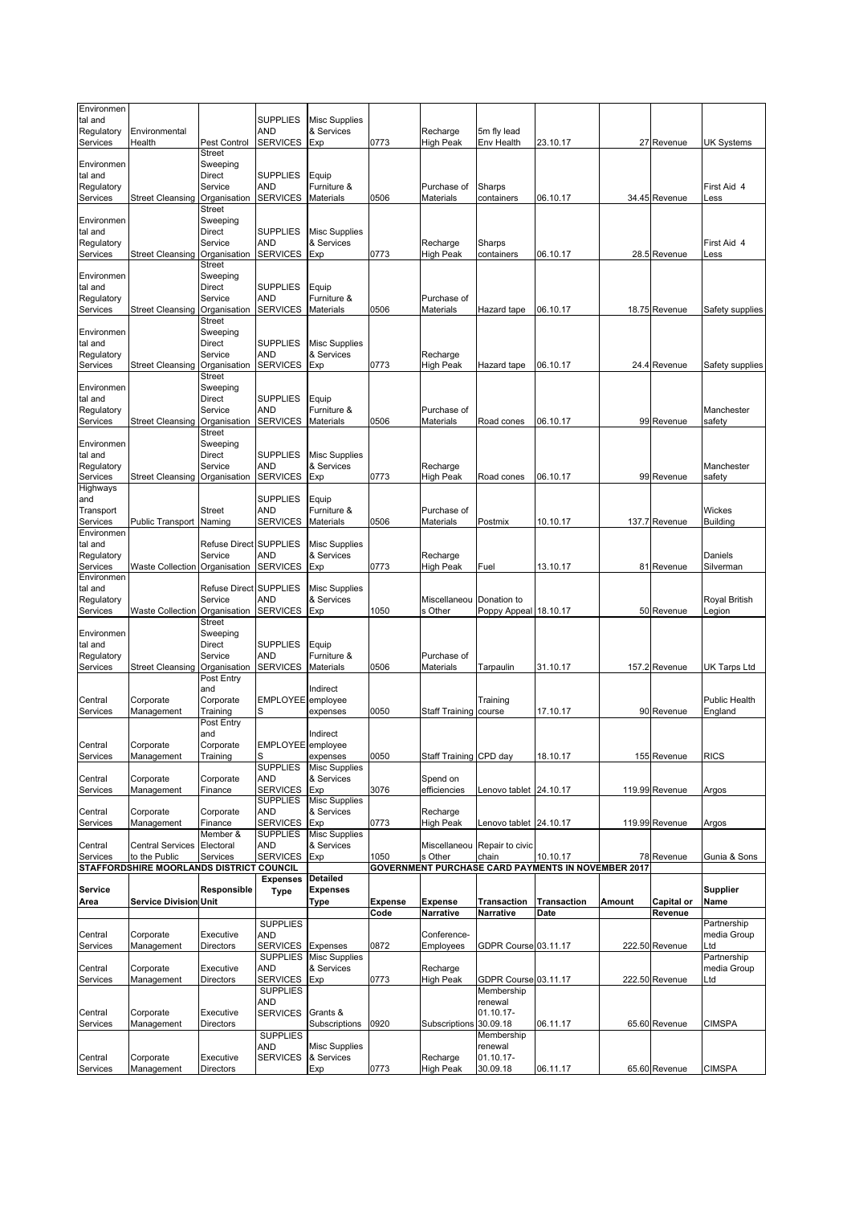| | | | | | | | | | | | |
|---|---|---|---|---|---|---|---|---|---|---|---|
| Environmental and Regulatory Services | Environmental Health | Pest Control | SUPPLIES AND SERVICES | Misc Supplies & Services Exp | 0773 | Recharge High Peak | 5m fly lead Env Health | 23.10.17 | 27 | Revenue | UK Systems |
| Environmental and Regulatory Services | Street Cleansing | Street Sweeping Direct Service Organisation | SUPPLIES AND SERVICES | Equip Furniture & Materials | 0506 | Purchase of Materials | Sharps containers | 06.10.17 | 34.45 | Revenue | First Aid 4 Less |
| Environmental and Regulatory Services | Street Cleansing | Street Sweeping Direct Service Organisation | SUPPLIES AND SERVICES | Misc Supplies & Services Exp | 0773 | Recharge High Peak | Sharps containers | 06.10.17 | 28.5 | Revenue | First Aid 4 Less |
| Environmental and Regulatory Services | Street Cleansing | Street Sweeping Direct Service Organisation | SUPPLIES AND SERVICES | Equip Furniture & Materials | 0506 | Purchase of Materials | Hazard tape | 06.10.17 | 18.75 | Revenue | Safety supplies |
| Environmental and Regulatory Services | Street Cleansing | Street Sweeping Direct Service Organisation | SUPPLIES AND SERVICES | Misc Supplies & Services Exp | 0773 | Recharge High Peak | Hazard tape | 06.10.17 | 24.4 | Revenue | Safety supplies |
| Environmental and Regulatory Services | Street Cleansing | Street Sweeping Direct Service Organisation | SUPPLIES AND SERVICES | Equip Furniture & Materials | 0506 | Purchase of Materials | Road cones | 06.10.17 | 99 | Revenue | Manchester safety |
| Environmental and Regulatory Services | Street Cleansing | Street Sweeping Direct Service Organisation | SUPPLIES AND SERVICES | Misc Supplies & Services Exp | 0773 | Recharge High Peak | Road cones | 06.10.17 | 99 | Revenue | Manchester safety |
| Highways and Transport Services | Public Transport | Street Naming | SUPPLIES AND SERVICES | Equip Furniture & Materials | 0506 | Purchase of Materials | Postmix | 10.10.17 | 137.7 | Revenue | Wickes Building |
| Environmental and Regulatory Services | Waste Collection | Refuse Direct Service Organisation | SUPPLIES AND SERVICES | Misc Supplies & Services Exp | 0773 | Recharge High Peak | Fuel | 13.10.17 | 81 | Revenue | Daniels Silverman |
| Environmental and Regulatory Services | Waste Collection | Refuse Direct Service Organisation | SUPPLIES AND SERVICES | Misc Supplies & Services Exp | 1050 | Miscellaneous Other | Donation to Poppy Appeal | 18.10.17 | 50 | Revenue | Royal British Legion |
| Environmental and Regulatory Services | Street Cleansing | Street Sweeping Direct Service Organisation | SUPPLIES AND SERVICES | Equip Furniture & Materials | 0506 | Purchase of Materials | Tarpaulin | 31.10.17 | 157.2 | Revenue | UK Tarps Ltd |
| Central Services | Corporate Management | Post Entry and Corporate Training | EMPLOYEES | Indirect employee expenses | 0050 | Staff Training | Training course | 17.10.17 | 90 | Revenue | Public Health England |
| Central Services | Corporate Management | Post Entry and Corporate Training | EMPLOYEES | Indirect employee expenses | 0050 | Staff Training | CPD day | 18.10.17 | 155 | Revenue | RICS |
| Central Services | Corporate Management | Corporate Finance | SUPPLIES AND SERVICES | Misc Supplies & Services Exp | 3076 | Spend on efficiencies | Lenovo tablet | 24.10.17 | 119.99 | Revenue | Argos |
| Central Services | Corporate Management | Corporate Finance | SUPPLIES AND SERVICES | Misc Supplies & Services Exp | 0773 | Recharge High Peak | Lenovo tablet | 24.10.17 | 119.99 | Revenue | Argos |
| Central Services | Central Services to the Public | Member & Electoral Services | SUPPLIES AND SERVICES | Misc Supplies & Services Exp | 1050 | Miscellaneous Other | Repair to civic chain | 10.10.17 | 78 | Revenue | Gunia & Sons |

**STAFFORDSHIRE MOORLANDS DISTRICT COUNCIL** — **GOVERNMENT PURCHASE CARD PAYMENTS IN NOVEMBER 2017**

| Service Area | Service Division | Responsible Unit | Expenses Type | Detailed Expenses Type | Expense Code | Expense Narrative | Transaction Narrative | Transaction Date | Amount | Capital or Revenue | Supplier Name |
|---|---|---|---|---|---|---|---|---|---|---|---|
| Central Services | Corporate Management | Executive Directors | SUPPLIES AND SERVICES | Expenses | 0872 | Conference-Employees | GDPR Course | 03.11.17 | 222.50 | Revenue | Partnership media Group Ltd |
| Central Services | Corporate Management | Executive Directors | SUPPLIES AND SERVICES | Misc Supplies & Services Exp | 0773 | Recharge High Peak | GDPR Course | 03.11.17 | 222.50 | Revenue | Partnership media Group Ltd |
| Central Services | Corporate Management | Executive Directors | SUPPLIES AND SERVICES | Grants & Subscriptions | 0920 | Subscriptions | Membership renewal 01.10.17-30.09.18 | 06.11.17 | 65.60 | Revenue | CIMSPA |
| Central Services | Corporate Management | Executive Directors | SUPPLIES AND SERVICES | Misc Supplies & Services Exp | 0773 | Recharge High Peak | Membership renewal 01.10.17-30.09.18 | 06.11.17 | 65.60 | Revenue | CIMSPA |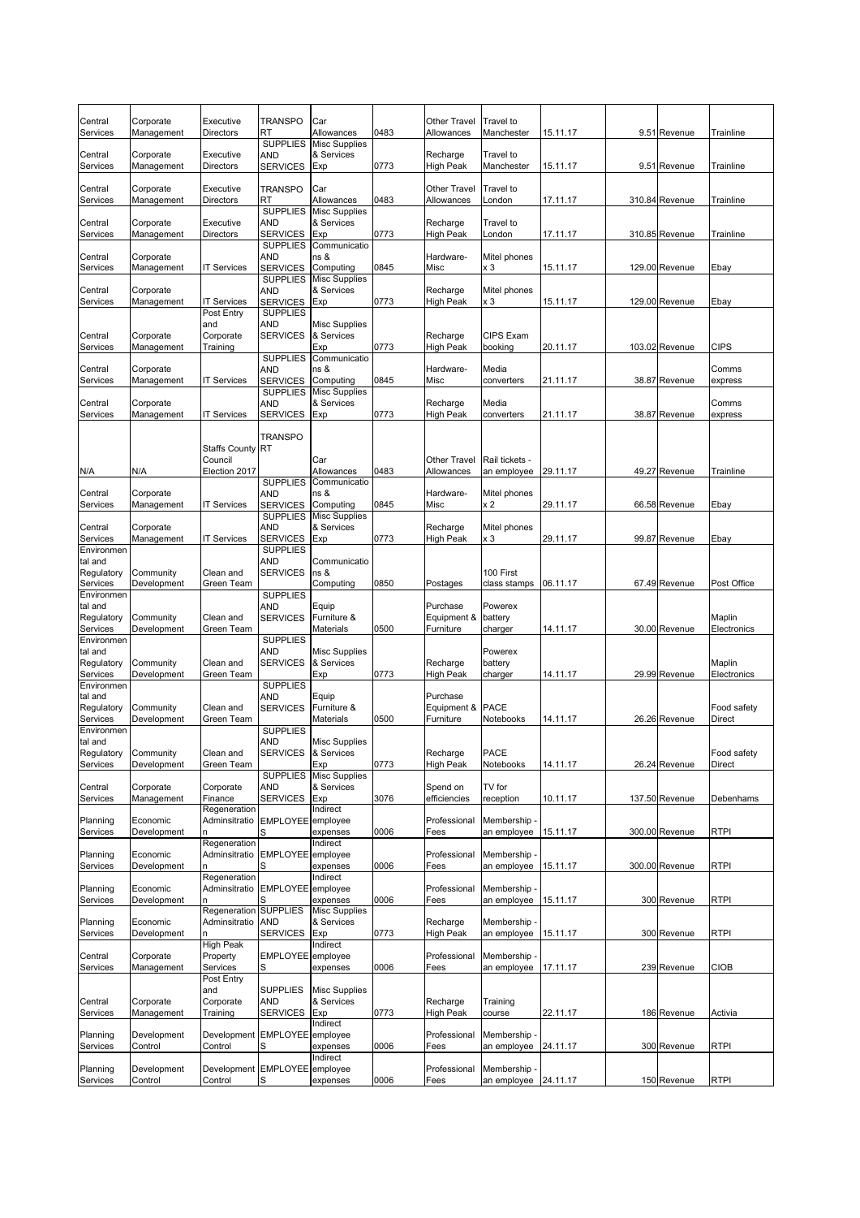| Central Services | Corporate Management | Executive Directors | TRANSPORT | Car Allowances | 0483 | Other Travel Allowances | Travel to Manchester | 15.11.17 | 9.51 | Revenue | Trainline |
|---|---|---|---|---|---|---|---|---|---|---|---|
| Central Services | Corporate Management | Executive Directors | SUPPLIES AND SERVICES | Misc Supplies & Services Exp | 0773 | Recharge High Peak | Travel to Manchester | 15.11.17 | 9.51 | Revenue | Trainline |
| Central Services | Corporate Management | Executive Directors | TRANSPORT | Car Allowances | 0483 | Other Travel Allowances | Travel to London | 17.11.17 | 310.84 | Revenue | Trainline |
| Central Services | Corporate Management | Executive Directors | SUPPLIES AND SERVICES | Misc Supplies & Services Exp | 0773 | Recharge High Peak | Travel to London | 17.11.17 | 310.85 | Revenue | Trainline |
| Central Services | Corporate Management | IT Services | SUPPLIES AND SERVICES | Communications & Computing | 0845 | Hardware-Misc | Mitel phones x 3 | 15.11.17 | 129.00 | Revenue | Ebay |
| Central Services | Corporate Management | IT Services | SUPPLIES AND SERVICES | Misc Supplies & Services Exp | 0773 | Recharge High Peak | Mitel phones x 3 | 15.11.17 | 129.00 | Revenue | Ebay |
| Central Services | Corporate Management | Post Entry and Corporate Training | SUPPLIES AND SERVICES | Misc Supplies & Services Exp | 0773 | Recharge High Peak | CIPS Exam booking | 20.11.17 | 103.02 | Revenue | CIPS |
| Central Services | Corporate Management | IT Services | SUPPLIES AND SERVICES | Communications & Computing | 0845 | Hardware-Misc | Media converters | 21.11.17 | 38.87 | Revenue | Comms express |
| Central Services | Corporate Management | IT Services | SUPPLIES AND SERVICES | Misc Supplies & Services Exp | 0773 | Recharge High Peak | Media converters | 21.11.17 | 38.87 | Revenue | Comms express |
| N/A | N/A | Staffs County Council Election 2017 | TRANSPORT | Car Allowances | 0483 | Other Travel Allowances | Rail tickets - an employee | 29.11.17 | 49.27 | Revenue | Trainline |
| Central Services | Corporate Management | IT Services | SUPPLIES AND SERVICES | Communications & Computing | 0845 | Hardware-Misc | Mitel phones x 2 | 29.11.17 | 66.58 | Revenue | Ebay |
| Central Services | Corporate Management | IT Services | SUPPLIES AND SERVICES | Misc Supplies & Services Exp | 0773 | Recharge High Peak | Mitel phones x 3 | 29.11.17 | 99.87 | Revenue | Ebay |
| Environmental and Regulatory Services | Community Development | Clean and Green Team | SUPPLIES AND SERVICES | Communications & Computing | 0850 | Postages | 100 First class stamps | 06.11.17 | 67.49 | Revenue | Post Office |
| Environmental and Regulatory Services | Community Development | Clean and Green Team | SUPPLIES AND SERVICES | Equip Furniture & Materials | 0500 | Purchase Equipment & Furniture | Powerex battery charger | 14.11.17 | 30.00 | Revenue | Maplin Electronics |
| Environmental and Regulatory Services | Community Development | Clean and Green Team | SUPPLIES AND SERVICES | Misc Supplies & Services Exp | 0773 | Recharge High Peak | Powerex battery charger | 14.11.17 | 29.99 | Revenue | Maplin Electronics |
| Environmental and Regulatory Services | Community Development | Clean and Green Team | SUPPLIES AND SERVICES | Equip Furniture & Materials | 0500 | Purchase Equipment & Furniture | PACE Notebooks | 14.11.17 | 26.26 | Revenue | Food safety Direct |
| Environmental and Regulatory Services | Community Development | Clean and Green Team | SUPPLIES AND SERVICES | Misc Supplies & Services Exp | 0773 | Recharge High Peak | PACE Notebooks | 14.11.17 | 26.24 | Revenue | Food safety Direct |
| Central Services | Corporate Management | Corporate Finance | SUPPLIES AND SERVICES | Misc Supplies & Services Exp | 3076 | Spend on efficiencies | TV for reception | 10.11.17 | 137.50 | Revenue | Debenhams |
| Planning Services | Economic Development | Regeneration Administration | EMPLOYEES | Indirect employee expenses | 0006 | Professional Fees | Membership - an employee | 15.11.17 | 300.00 | Revenue | RTPI |
| Planning Services | Economic Development | Regeneration Administration | EMPLOYEES | Indirect employee expenses | 0006 | Professional Fees | Membership - an employee | 15.11.17 | 300.00 | Revenue | RTPI |
| Planning Services | Economic Development | Regeneration Administration | EMPLOYEES | Indirect employee expenses | 0006 | Professional Fees | Membership - an employee | 15.11.17 | 300 | Revenue | RTPI |
| Planning Services | Economic Development | Regeneration Administration | SUPPLIES AND SERVICES | Misc Supplies & Services Exp | 0773 | Recharge High Peak | Membership - an employee | 15.11.17 | 300 | Revenue | RTPI |
| Central Services | Corporate Management | High Peak Property Services | EMPLOYEES | Indirect employee expenses | 0006 | Professional Fees | Membership - an employee | 17.11.17 | 239 | Revenue | CIOB |
| Central Services | Corporate Management | Post Entry and Corporate Training | SUPPLIES AND SERVICES | Misc Supplies & Services Exp | 0773 | Recharge High Peak | Training course | 22.11.17 | 186 | Revenue | Activia |
| Planning Services | Development Control | Development Control | EMPLOYEES | Indirect employee expenses | 0006 | Professional Fees | Membership - an employee | 24.11.17 | 300 | Revenue | RTPI |
| Planning Services | Development Control | Development Control | EMPLOYEES | Indirect employee expenses | 0006 | Professional Fees | Membership - an employee | 24.11.17 | 150 | Revenue | RTPI |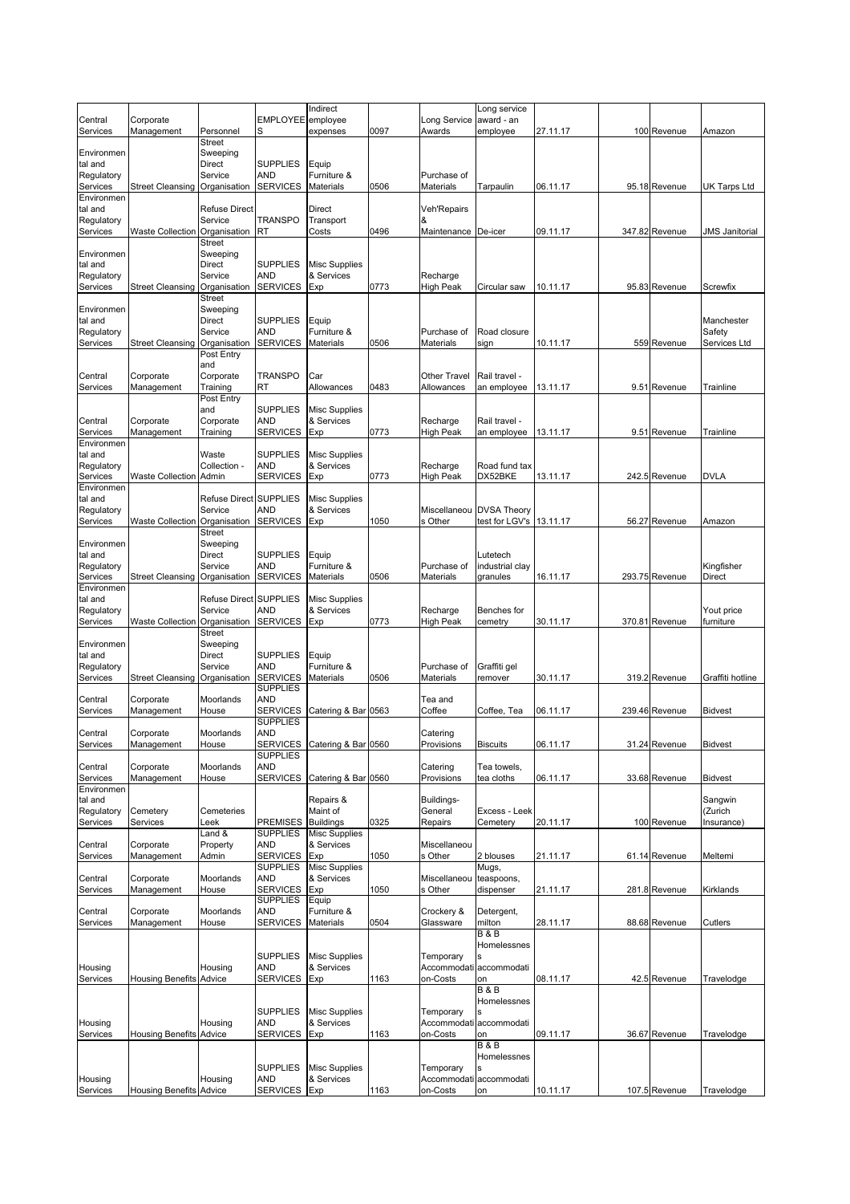| | | | | | | | | | | | |
|---|---|---|---|---|---|---|---|---|---|---|---|
| Central Services | Corporate Management | Personnel | EMPLOYEES | Indirect employee expenses | 0097 | Long Service Awards | Long service award - an employee | 27.11.17 | 100 | Revenue | Amazon |
| Environmental and Regulatory Services | Street Cleansing | Street Sweeping Direct Service Organisation | SUPPLIES AND SERVICES | Equip Furniture & Materials | 0506 | Purchase of Materials | Tarpaulin | 06.11.17 | 95.18 | Revenue | UK Tarps Ltd |
| Environmental and Regulatory Services | Waste Collection | Refuse Direct Service Organisation | TRANSPORT | Direct Transport Costs | 0496 | Veh'Repairs & Maintenance | De-icer | 09.11.17 | 347.82 | Revenue | JMS Janitorial |
| Environmental and Regulatory Services | Street Cleansing | Street Sweeping Direct Service Organisation | SUPPLIES AND SERVICES | Misc Supplies & Services Exp | 0773 | Recharge High Peak | Circular saw | 10.11.17 | 95.83 | Revenue | Screwfix |
| Environmental and Regulatory Services | Street Cleansing | Street Sweeping Direct Service Organisation | SUPPLIES AND SERVICES | Equip Furniture & Materials | 0506 | Purchase of Materials | Road closure sign | 10.11.17 | 559 | Revenue | Manchester Safety Services Ltd |
| Central Services | Corporate Management | Post Entry and Corporate Training | TRANSPORT | Car Allowances | 0483 | Other Travel Allowances | Rail travel - an employee | 13.11.17 | 9.51 | Revenue | Trainline |
| Central Services | Corporate Management | Post Entry and Corporate Training | SUPPLIES AND SERVICES | Misc Supplies & Services Exp | 0773 | Recharge High Peak | Rail travel - an employee | 13.11.17 | 9.51 | Revenue | Trainline |
| Environmental and Regulatory Services | Waste Collection | Waste Collection - Admin | SUPPLIES AND SERVICES | Misc Supplies & Services Exp | 0773 | Recharge High Peak | Road fund tax DX52BKE | 13.11.17 | 242.5 | Revenue | DVLA |
| Environmental and Regulatory Services | Waste Collection | Refuse Direct Service Organisation | SUPPLIES AND SERVICES | Misc Supplies & Services Exp | 1050 | Miscellaneous Other | DVSA Theory test for LGV's | 13.11.17 | 56.27 | Revenue | Amazon |
| Environmental and Regulatory Services | Street Cleansing | Street Sweeping Direct Service Organisation | SUPPLIES AND SERVICES | Equip Furniture & Materials | 0506 | Purchase of Materials | Lutetech industrial clay granules | 16.11.17 | 293.75 | Revenue | Kingfisher Direct |
| Environmental and Regulatory Services | Waste Collection | Refuse Direct Service Organisation | SUPPLIES AND SERVICES | Misc Supplies & Services Exp | 0773 | Recharge High Peak | Benches for cemetry | 30.11.17 | 370.81 | Revenue | Yout price furniture |
| Environmental and Regulatory Services | Street Cleansing | Street Sweeping Direct Service Organisation | SUPPLIES AND SERVICES | Equip Furniture & Materials | 0506 | Purchase of Materials | Graffiti gel remover | 30.11.17 | 319.2 | Revenue | Graffiti hotline |
| Central Services | Corporate Management | Moorlands House | SUPPLIES AND SERVICES | Catering & Bar | 0563 | Tea and Coffee | Coffee, Tea | 06.11.17 | 239.46 | Revenue | Bidvest |
| Central Services | Corporate Management | Moorlands House | SUPPLIES AND SERVICES | Catering & Bar | 0560 | Catering Provisions | Biscuits | 06.11.17 | 31.24 | Revenue | Bidvest |
| Central Services | Corporate Management | Moorlands House | SUPPLIES AND SERVICES | Catering & Bar | 0560 | Catering Provisions | Tea towels, tea cloths | 06.11.17 | 33.68 | Revenue | Bidvest |
| Environmental and Regulatory Services | Cemetery Services | Cemeteries Leek | PREMISES | Repairs & Maint of Buildings | 0325 | Buildings-General Repairs | Excess - Leek Cemetery | 20.11.17 | 100 | Revenue | Sangwin (Zurich Insurance) |
| Central Services | Corporate Management | Land & Property Admin | SUPPLIES AND SERVICES | Misc Supplies & Services Exp | 1050 | Miscellaneous Other | 2 blouses | 21.11.17 | 61.14 | Revenue | Meltemi |
| Central Services | Corporate Management | Moorlands House | SUPPLIES AND SERVICES | Misc Supplies & Services Exp | 1050 | Miscellaneous Other | Mugs, teaspoons, dispenser | 21.11.17 | 281.8 | Revenue | Kirklands |
| Central Services | Corporate Management | Moorlands House | SUPPLIES AND SERVICES | Equip Furniture & Materials | 0504 | Crockery & Glassware | Detergent, milton | 28.11.17 | 88.68 | Revenue | Cutlers |
| Housing Services | Housing Benefits | Housing Advice | SUPPLIES AND SERVICES | Misc Supplies & Services Exp | 1163 | Temporary Accommodation-Costs | B & B Homelessness accommodation | 08.11.17 | 42.5 | Revenue | Travelodge |
| Housing Services | Housing Benefits | Housing Advice | SUPPLIES AND SERVICES | Misc Supplies & Services Exp | 1163 | Temporary Accommodation-Costs | B & B Homelessness accommodation | 09.11.17 | 36.67 | Revenue | Travelodge |
| Housing Services | Housing Benefits | Housing Advice | SUPPLIES AND SERVICES | Misc Supplies & Services Exp | 1163 | Temporary Accommodation-Costs | B & B Homelessness accommodation | 10.11.17 | 107.5 | Revenue | Travelodge |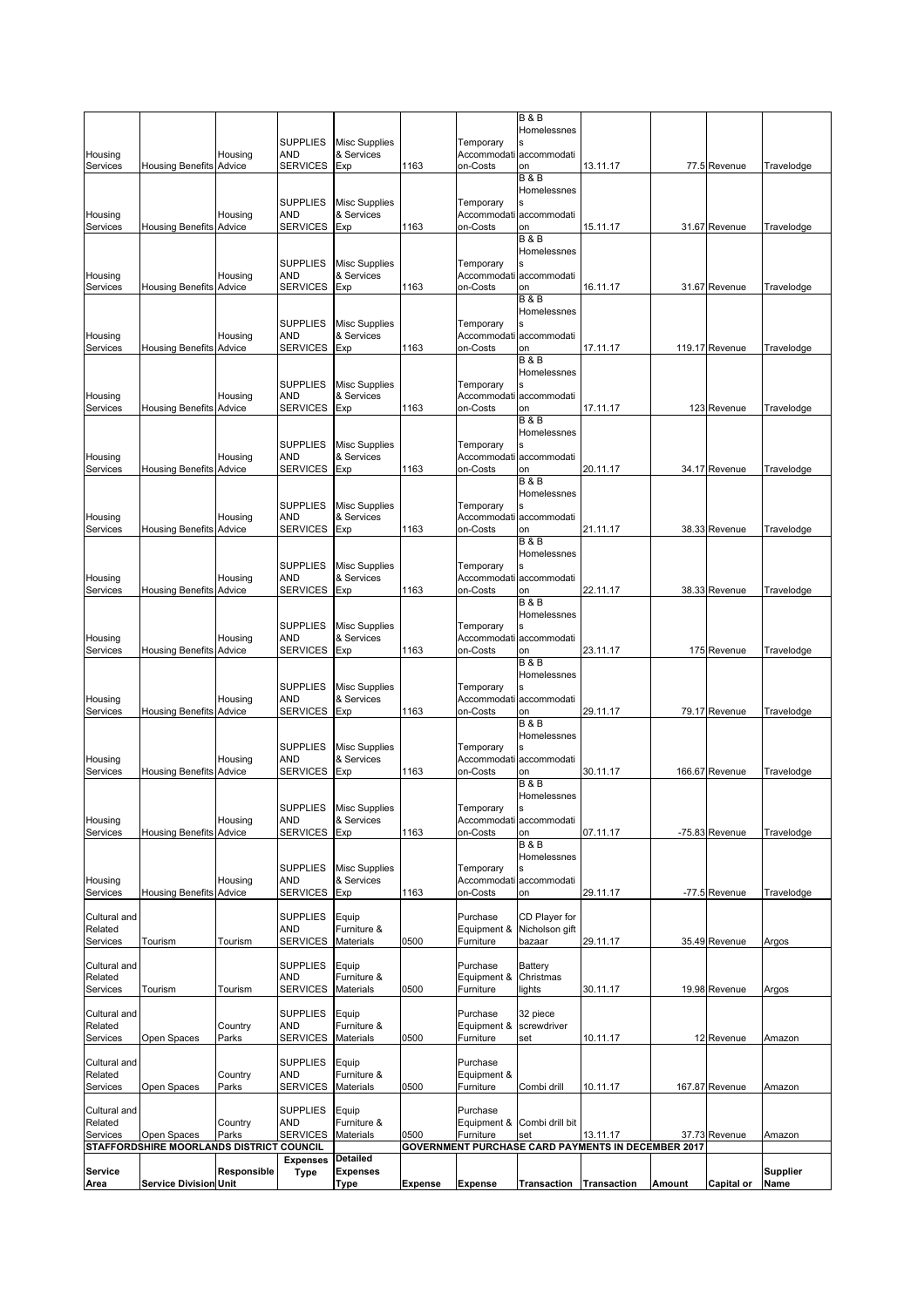| Housing Services | Housing Benefits | Housing Advice | SUPPLIES AND SERVICES | Misc Supplies & Services Exp | 1163 | Temporary Accommodation-Costs | B & B Homelessness accommodation | 13.11.17 | 77.5 | Revenue | Travelodge |
|---|---|---|---|---|---|---|---|---|---|---|---|
| Housing Services | Housing Benefits | Housing Advice | SUPPLIES AND SERVICES | Misc Supplies & Services Exp | 1163 | Temporary Accommodation-Costs | B & B Homelessness accommodation | 15.11.17 | 31.67 | Revenue | Travelodge |
| Housing Services | Housing Benefits | Housing Advice | SUPPLIES AND SERVICES | Misc Supplies & Services Exp | 1163 | Temporary Accommodation-Costs | B & B Homelessness accommodation | 16.11.17 | 31.67 | Revenue | Travelodge |
| Housing Services | Housing Benefits | Housing Advice | SUPPLIES AND SERVICES | Misc Supplies & Services Exp | 1163 | Temporary Accommodation-Costs | B & B Homelessness accommodation | 17.11.17 | 119.17 | Revenue | Travelodge |
| Housing Services | Housing Benefits | Housing Advice | SUPPLIES AND SERVICES | Misc Supplies & Services Exp | 1163 | Temporary Accommodation-Costs | B & B Homelessness accommodation | 17.11.17 | 123 | Revenue | Travelodge |
| Housing Services | Housing Benefits | Housing Advice | SUPPLIES AND SERVICES | Misc Supplies & Services Exp | 1163 | Temporary Accommodation-Costs | B & B Homelessness accommodation | 20.11.17 | 34.17 | Revenue | Travelodge |
| Housing Services | Housing Benefits | Housing Advice | SUPPLIES AND SERVICES | Misc Supplies & Services Exp | 1163 | Temporary Accommodation-Costs | B & B Homelessness accommodation | 21.11.17 | 38.33 | Revenue | Travelodge |
| Housing Services | Housing Benefits | Housing Advice | SUPPLIES AND SERVICES | Misc Supplies & Services Exp | 1163 | Temporary Accommodation-Costs | B & B Homelessness accommodation | 22.11.17 | 38.33 | Revenue | Travelodge |
| Housing Services | Housing Benefits | Housing Advice | SUPPLIES AND SERVICES | Misc Supplies & Services Exp | 1163 | Temporary Accommodation-Costs | B & B Homelessness accommodation | 23.11.17 | 175 | Revenue | Travelodge |
| Housing Services | Housing Benefits | Housing Advice | SUPPLIES AND SERVICES | Misc Supplies & Services Exp | 1163 | Temporary Accommodation-Costs | B & B Homelessness accommodation | 29.11.17 | 79.17 | Revenue | Travelodge |
| Housing Services | Housing Benefits | Housing Advice | SUPPLIES AND SERVICES | Misc Supplies & Services Exp | 1163 | Temporary Accommodation-Costs | B & B Homelessness accommodation | 30.11.17 | 166.67 | Revenue | Travelodge |
| Housing Services | Housing Benefits | Housing Advice | SUPPLIES AND SERVICES | Misc Supplies & Services Exp | 1163 | Temporary Accommodation-Costs | B & B Homelessness accommodation | 07.11.17 | -75.83 | Revenue | Travelodge |
| Housing Services | Housing Benefits | Housing Advice | SUPPLIES AND SERVICES | Misc Supplies & Services Exp | 1163 | Temporary Accommodation-Costs | B & B Homelessness accommodation | 29.11.17 | -77.5 | Revenue | Travelodge |
| Cultural and Related Services | Tourism | Tourism | SUPPLIES AND SERVICES | Equip Furniture & Materials | 0500 | Purchase Equipment & Furniture | CD Player for Nicholson gift bazaar | 29.11.17 | 35.49 | Revenue | Argos |
| Cultural and Related Services | Tourism | Tourism | SUPPLIES AND SERVICES | Equip Furniture & Materials | 0500 | Purchase Equipment & Furniture | Battery Christmas lights | 30.11.17 | 19.98 | Revenue | Argos |
| Cultural and Related Services | Open Spaces | Country Parks | SUPPLIES AND SERVICES | Equip Furniture & Materials | 0500 | Purchase Equipment & Furniture | 32 piece screwdriver set | 10.11.17 | 12 | Revenue | Amazon |
| Cultural and Related Services | Open Spaces | Country Parks | SUPPLIES AND SERVICES | Equip Furniture & Materials | 0500 | Purchase Equipment & Furniture | Combi drill | 10.11.17 | 167.87 | Revenue | Amazon |
| Cultural and Related Services | Open Spaces | Country Parks | SUPPLIES AND SERVICES | Equip Furniture & Materials | 0500 | Purchase Equipment & Furniture | Combi drill bit set | 13.11.17 | 37.73 | Revenue | Amazon |
| **STAFFORDSHIRE MOORLANDS DISTRICT COUNCIL** | | | | | | **GOVERNMENT PURCHASE CARD PAYMENTS IN DECEMBER 2017** | | | | | |
| **Service Area** | **Service Division** | **Responsible Unit** | **Expenses Type** | **Detailed Expenses Type** | **Expense** | **Expense** | **Transaction** | **Transaction** | **Amount** | **Capital or** | **Supplier Name** |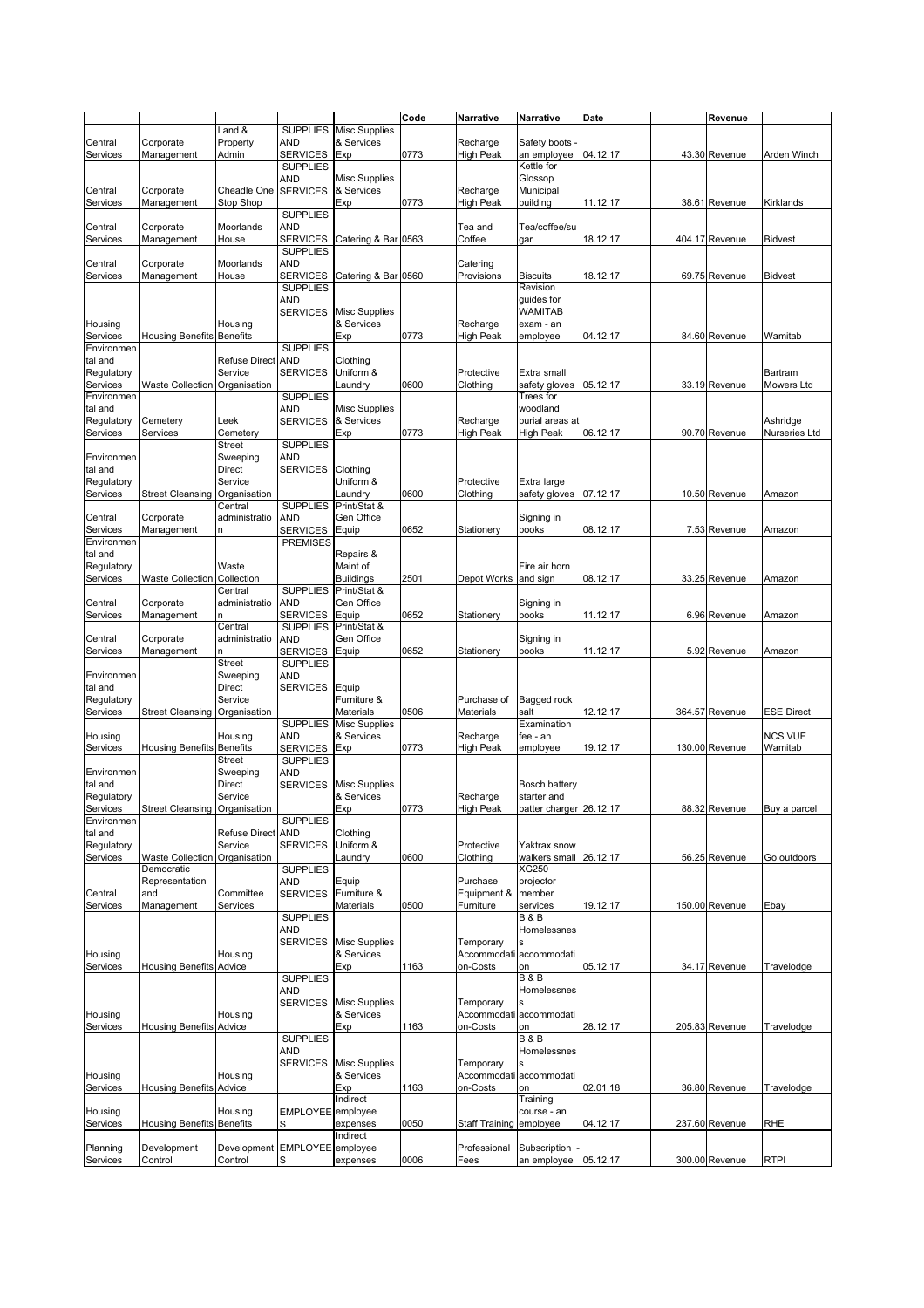| | | | | | Code | Narrative | Narrative | Date | | Revenue | |
|---|---|---|---|---|---|---|---|---|---|---|---|
| Central Services | Corporate Management | Land & Property Admin | SUPPLIES AND SERVICES | Misc Supplies & Services Exp | 0773 | Recharge High Peak | Safety boots - an employee | 04.12.17 | 43.30 | Revenue | Arden Winch |
| Central Services | Corporate Management | Cheadle One Stop Shop | SUPPLIES AND SERVICES | Misc Supplies & Services Exp | 0773 | Recharge High Peak | Kettle for Glossop Municipal building | 11.12.17 | 38.61 | Revenue | Kirklands |
| Central Services | Corporate Management | Moorlands House | SUPPLIES AND SERVICES | Catering & Bar | 0563 | Tea and Coffee | Tea/coffee/sugar | 18.12.17 | 404.17 | Revenue | Bidvest |
| Central Services | Corporate Management | Moorlands House | SUPPLIES AND SERVICES | Catering & Bar | 0560 | Catering Provisions | Biscuits | 18.12.17 | 69.75 | Revenue | Bidvest |
| Housing Services | Housing Benefits | Housing Benefits | SUPPLIES AND SERVICES | Misc Supplies & Services Exp | 0773 | Recharge High Peak | Revision guides for WAMITAB exam - an employee | 04.12.17 | 84.60 | Revenue | Wamitab |
| Environmental and Regulatory Services | Waste Collection | Refuse Direct Service Organisation | SUPPLIES AND SERVICES | Clothing Uniform & Laundry | 0600 | Protective Clothing | Extra small safety gloves | 05.12.17 | 33.19 | Revenue | Bartram Mowers Ltd |
| Environmental and Regulatory Services | Cemetery Services | Leek Cemetery | SUPPLIES AND SERVICES | Misc Supplies & Services Exp | 0773 | Recharge High Peak | Trees for woodland burial areas at High Peak | 06.12.17 | 90.70 | Revenue | Ashridge Nurseries Ltd |
| Environmental and Regulatory Services | Street Cleansing | Street Sweeping Direct Service Organisation | SUPPLIES AND SERVICES | Clothing Uniform & Laundry | 0600 | Protective Clothing | Extra large safety gloves | 07.12.17 | 10.50 | Revenue | Amazon |
| Central Services | Corporate Management | Central administration | SUPPLIES AND SERVICES | Print/Stat & Gen Office Equip | 0652 | Stationery | Signing in books | 08.12.17 | 7.53 | Revenue | Amazon |
| Environmental and Regulatory Services | Waste Collection | Waste Collection | PREMISES | Repairs & Maint of Buildings | 2501 | Depot Works | Fire air horn and sign | 08.12.17 | 33.25 | Revenue | Amazon |
| Central Services | Corporate Management | Central administration | SUPPLIES AND SERVICES | Print/Stat & Gen Office Equip | 0652 | Stationery | Signing in books | 11.12.17 | 6.96 | Revenue | Amazon |
| Central Services | Corporate Management | Central administration | SUPPLIES AND SERVICES | Print/Stat & Gen Office Equip | 0652 | Stationery | Signing in books | 11.12.17 | 5.92 | Revenue | Amazon |
| Environmental and Regulatory Services | Street Cleansing | Street Sweeping Direct Service Organisation | SUPPLIES AND SERVICES | Equip Furniture & Materials | 0506 | Purchase of Materials | Bagged rock salt | 12.12.17 | 364.57 | Revenue | ESE Direct |
| Housing Services | Housing Benefits | Housing Benefits | SUPPLIES AND SERVICES | Misc Supplies & Services Exp | 0773 | Recharge High Peak | Examination fee - an employee | 19.12.17 | 130.00 | Revenue | NCS VUE Wamitab |
| Environmental and Regulatory Services | Street Cleansing | Street Sweeping Direct Service Organisation | SUPPLIES AND SERVICES | Misc Supplies & Services Exp | 0773 | Recharge High Peak | Bosch battery starter and batter charger | 26.12.17 | 88.32 | Revenue | Buy a parcel |
| Environmental and Regulatory Services | Waste Collection | Refuse Direct Service Organisation | SUPPLIES AND SERVICES | Clothing Uniform & Laundry | 0600 | Protective Clothing | Yaktrax snow walkers small | 26.12.17 | 56.25 | Revenue | Go outdoors |
| Central Services | Democratic Representation and Management | Committee Services | SUPPLIES AND SERVICES | Equip Furniture & Materials | 0500 | Purchase Equipment & Furniture | XG250 projector member services | 19.12.17 | 150.00 | Revenue | Ebay |
| Housing Services | Housing Benefits | Housing Advice | SUPPLIES AND SERVICES | Misc Supplies & Services Exp | 1163 | Temporary Accommodation-Costs | B & B Homelessness accommodation | 05.12.17 | 34.17 | Revenue | Travelodge |
| Housing Services | Housing Benefits | Housing Advice | SUPPLIES AND SERVICES | Misc Supplies & Services Exp | 1163 | Temporary Accommodation-Costs | B & B Homelessness accommodation | 28.12.17 | 205.83 | Revenue | Travelodge |
| Housing Services | Housing Benefits | Housing Advice | SUPPLIES AND SERVICES | Misc Supplies & Services Exp | 1163 | Temporary Accommodation-Costs | B & B Homelessness accommodation | 02.01.18 | 36.80 | Revenue | Travelodge |
| Housing Services | Housing Benefits | Housing Benefits | EMPLOYEES | Indirect employee expenses | 0050 | Staff Training | Training course - an employee | 04.12.17 | 237.60 | Revenue | RHE |
| Planning Services | Development Control | Development Control | EMPLOYEES | Indirect employee expenses | 0006 | Professional Fees | Subscription - an employee | 05.12.17 | 300.00 | Revenue | RTPI |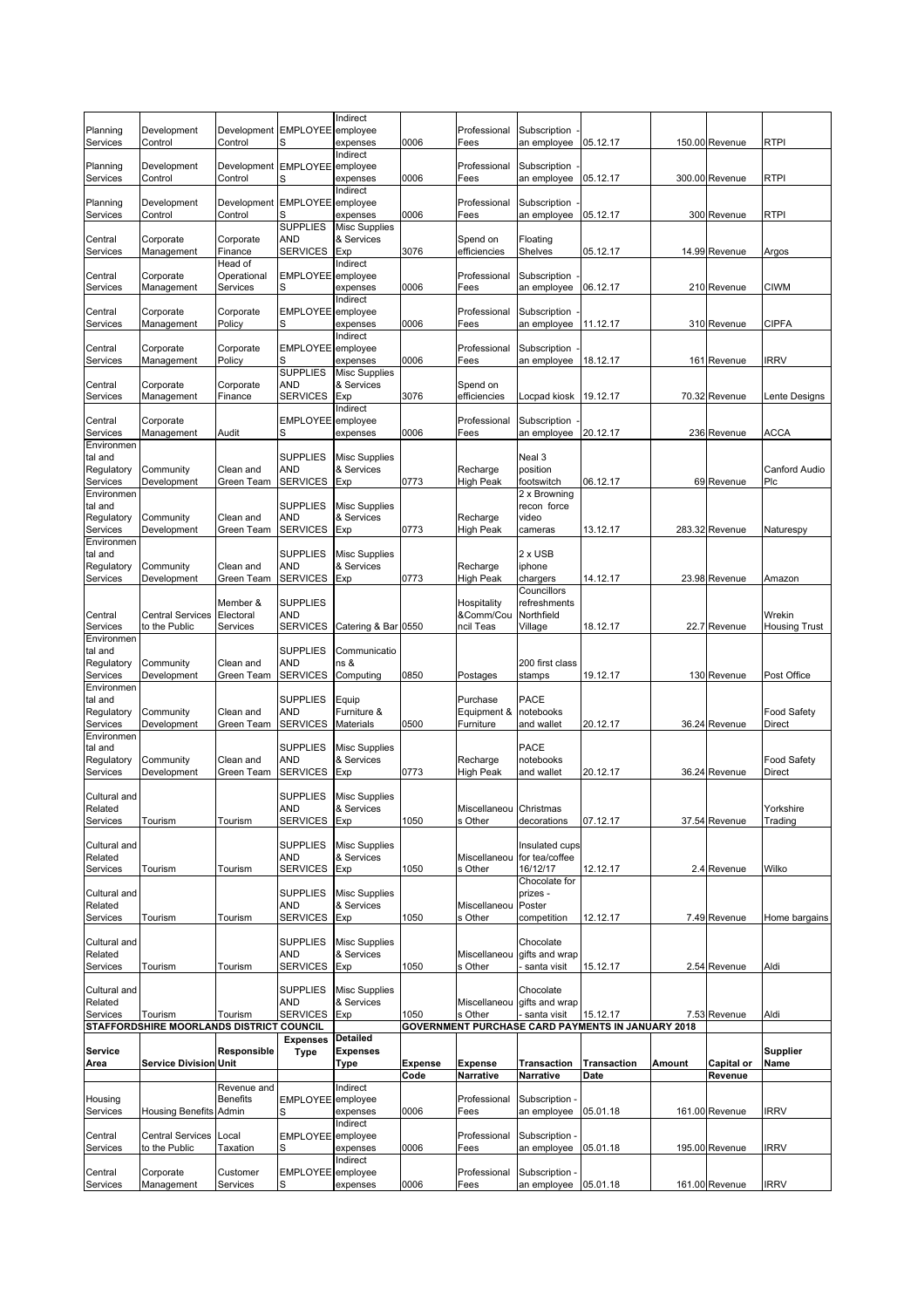| Planning Services | Development Control | Development Control | EMPLOYEES | Indirect employee expenses | 0006 | Professional Fees | Subscription - an employee | 05.12.17 | 150.00 | Revenue | RTPI |
|---|---|---|---|---|---|---|---|---|---|---|---|
| Planning Services | Development Control | Development Control | EMPLOYEES | Indirect employee expenses | 0006 | Professional Fees | Subscription - an employee | 05.12.17 | 300.00 | Revenue | RTPI |
| Planning Services | Development Control | Development Control | EMPLOYEES | Indirect employee expenses | 0006 | Professional Fees | Subscription - an employee | 05.12.17 | 300 | Revenue | RTPI |
| Central Services | Corporate Management | Corporate Finance | SUPPLIES AND SERVICES | Misc Supplies & Services Exp | 3076 | Spend on efficiencies | Floating Shelves | 05.12.17 | 14.99 | Revenue | Argos |
| Central Services | Corporate Management | Head of Operational Services | EMPLOYEES | Indirect employee expenses | 0006 | Professional Fees | Subscription - an employee | 06.12.17 | 210 | Revenue | CIWM |
| Central Services | Corporate Management | Corporate Policy | EMPLOYEES | Indirect employee expenses | 0006 | Professional Fees | Subscription - an employee | 11.12.17 | 310 | Revenue | CIPFA |
| Central Services | Corporate Management | Corporate Policy | EMPLOYEES | Indirect employee expenses | 0006 | Professional Fees | Subscription - an employee | 18.12.17 | 161 | Revenue | IRRV |
| Central Services | Corporate Management | Corporate Finance | SUPPLIES AND SERVICES | Misc Supplies & Services Exp | 3076 | Spend on efficiencies | Locpad kiosk | 19.12.17 | 70.32 | Revenue | Lente Designs |
| Central Services | Corporate Management | Audit | EMPLOYEES | Indirect employee expenses | 0006 | Professional Fees | Subscription - an employee | 20.12.17 | 236 | Revenue | ACCA |
| Environmental and Regulatory Services | Community Development | Clean and Green Team | SUPPLIES AND SERVICES | Misc Supplies & Services Exp | 0773 | Recharge High Peak | Neal 3 position footswitch | 06.12.17 | 69 | Revenue | Canford Audio Plc |
| Environmental and Regulatory Services | Community Development | Clean and Green Team | SUPPLIES AND SERVICES | Misc Supplies & Services Exp | 0773 | Recharge High Peak | 2 x Browning recon force video cameras | 13.12.17 | 283.32 | Revenue | Naturespy |
| Environmental and Regulatory Services | Community Development | Clean and Green Team | SUPPLIES AND SERVICES | Misc Supplies & Services Exp | 0773 | Recharge High Peak | 2 x USB iphone chargers | 14.12.17 | 23.98 | Revenue | Amazon |
| Central Services | Central Services to the Public | Member & Electoral Services | SUPPLIES AND SERVICES | Catering & Bar | 0550 | Hospitality &Comm/Council Teas | Councillors refreshments Northfield Village | 18.12.17 | 22.7 | Revenue | Wrekin Housing Trust |
| Environmental and Regulatory Services | Community Development | Clean and Green Team | SUPPLIES AND SERVICES | Communications & Computing | 0850 | Postages | 200 first class stamps | 19.12.17 | 130 | Revenue | Post Office |
| Environmental and Regulatory Services | Community Development | Clean and Green Team | SUPPLIES AND SERVICES | Equip Furniture & Materials | 0500 | Purchase Equipment & Furniture | PACE notebooks and wallet | 20.12.17 | 36.24 | Revenue | Food Safety Direct |
| Environmental and Regulatory Services | Community Development | Clean and Green Team | SUPPLIES AND SERVICES | Misc Supplies & Services Exp | 0773 | Recharge High Peak | PACE notebooks and wallet | 20.12.17 | 36.24 | Revenue | Food Safety Direct |
| Cultural and Related Services | Tourism | Tourism | SUPPLIES AND SERVICES | Misc Supplies & Services Exp | 1050 | Miscellaneous Other | Christmas decorations | 07.12.17 | 37.54 | Revenue | Yorkshire Trading |
| Cultural and Related Services | Tourism | Tourism | SUPPLIES AND SERVICES | Misc Supplies & Services Exp | 1050 | Miscellaneous Other | Insulated cups for tea/coffee 16/12/17 | 12.12.17 | 2.4 | Revenue | Wilko |
| Cultural and Related Services | Tourism | Tourism | SUPPLIES AND SERVICES | Misc Supplies & Services Exp | 1050 | Miscellaneous Other | Chocolate for prizes - Poster competition | 12.12.17 | 7.49 | Revenue | Home bargains |
| Cultural and Related Services | Tourism | Tourism | SUPPLIES AND SERVICES | Misc Supplies & Services Exp | 1050 | Miscellaneous Other | Chocolate gifts and wrap - santa visit | 15.12.17 | 2.54 | Revenue | Aldi |
| Cultural and Related Services | Tourism | Tourism | SUPPLIES AND SERVICES | Misc Supplies & Services Exp | 1050 | Miscellaneous Other | Chocolate gifts and wrap - santa visit | 15.12.17 | 7.53 | Revenue | Aldi |

**STAFFORDSHIRE MOORLANDS DISTRICT COUNCIL** — **GOVERNMENT PURCHASE CARD PAYMENTS IN JANUARY 2018**

| Service Area | Service Division | Responsible Unit | Expenses Type | Detailed Expenses Type | Expense Code | Expense Narrative | Transaction Narrative | Transaction Date | Amount | Capital or Revenue | Supplier Name |
|---|---|---|---|---|---|---|---|---|---|---|---|
| Housing Services | Housing Benefits | Revenue and Benefits Admin | EMPLOYEES | Indirect employee expenses | 0006 | Professional Fees | Subscription - an employee | 05.01.18 | 161.00 | Revenue | IRRV |
| Central Services | Central Services to the Public | Local Taxation | EMPLOYEES | Indirect employee expenses | 0006 | Professional Fees | Subscription - an employee | 05.01.18 | 195.00 | Revenue | IRRV |
| Central Services | Corporate Management | Customer Services | EMPLOYEES | Indirect employee expenses | 0006 | Professional Fees | Subscription - an employee | 05.01.18 | 161.00 | Revenue | IRRV |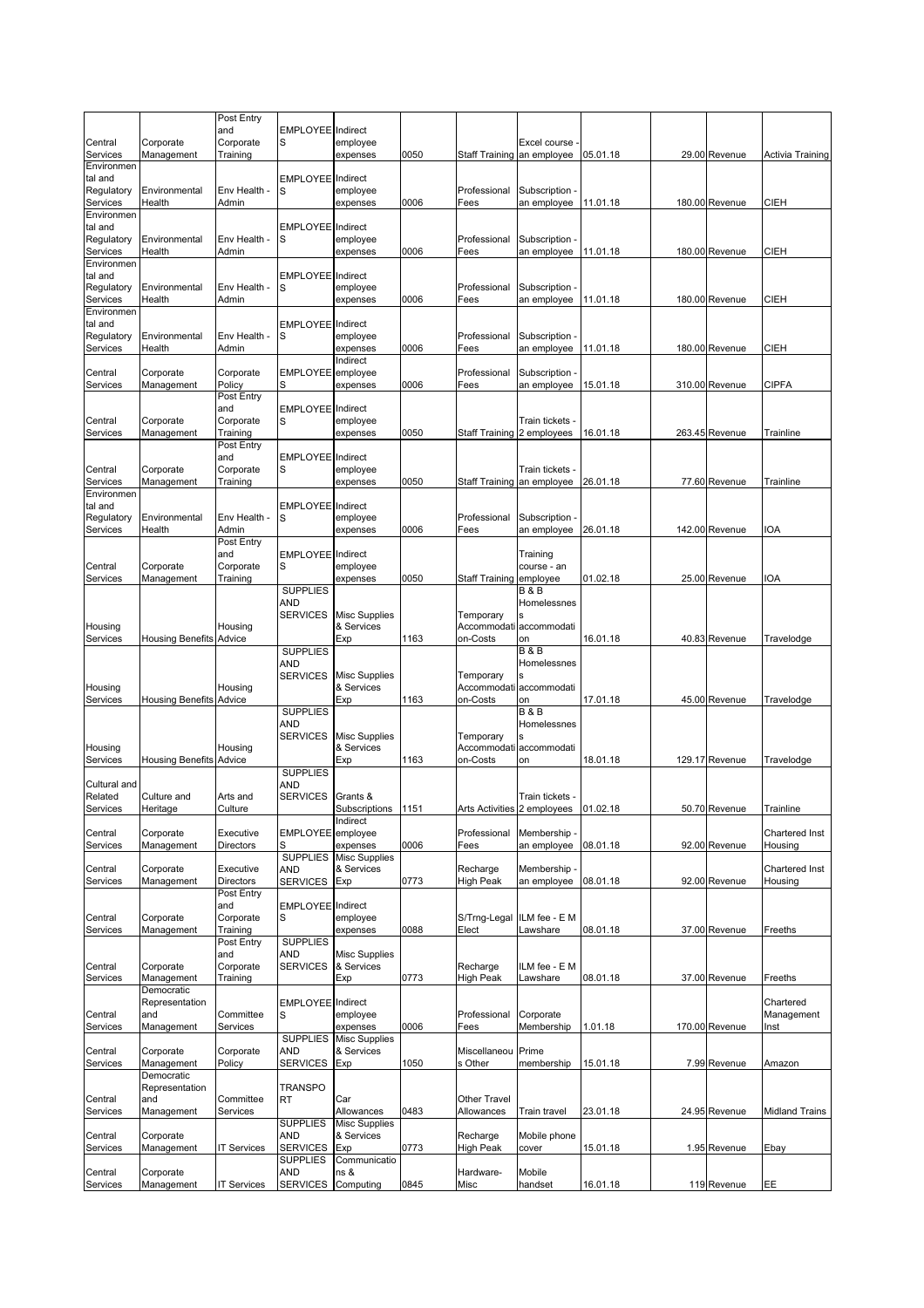| | | | | | | | | | | | |
|---|---|---|---|---|---|---|---|---|---|---|---|
| Central Services | Corporate Management | Post Entry and Corporate Training | EMPLOYEES | Indirect employee expenses | 0050 | Staff Training | Excel course - an employee | 05.01.18 | 29.00 | Revenue | Activia Training |
| Environmental and Regulatory Services | Environmental Health | Env Health - Admin | EMPLOYEES | Indirect employee expenses | 0006 | Professional Fees | Subscription - an employee | 11.01.18 | 180.00 | Revenue | CIEH |
| Environmental and Regulatory Services | Environmental Health | Env Health - Admin | EMPLOYEES | Indirect employee expenses | 0006 | Professional Fees | Subscription - an employee | 11.01.18 | 180.00 | Revenue | CIEH |
| Environmental and Regulatory Services | Environmental Health | Env Health - Admin | EMPLOYEES | Indirect employee expenses | 0006 | Professional Fees | Subscription - an employee | 11.01.18 | 180.00 | Revenue | CIEH |
| Environmental and Regulatory Services | Environmental Health | Env Health - Admin | EMPLOYEES | Indirect employee expenses | 0006 | Professional Fees | Subscription - an employee | 11.01.18 | 180.00 | Revenue | CIEH |
| Central Services | Corporate Management | Corporate Policy | EMPLOYEES | Indirect employee expenses | 0006 | Professional Fees | Subscription - an employee | 15.01.18 | 310.00 | Revenue | CIPFA |
| Central Services | Corporate Management | Post Entry and Corporate Training | EMPLOYEES | Indirect employee expenses | 0050 | Staff Training | Train tickets - 2 employees | 16.01.18 | 263.45 | Revenue | Trainline |
| Central Services | Corporate Management | Post Entry and Corporate Training | EMPLOYEES | Indirect employee expenses | 0050 | Staff Training | Train tickets - an employee | 26.01.18 | 77.60 | Revenue | Trainline |
| Environmental and Regulatory Services | Environmental Health | Env Health - Admin | EMPLOYEES | Indirect employee expenses | 0006 | Professional Fees | Subscription - an employee | 26.01.18 | 142.00 | Revenue | IOA |
| Central Services | Corporate Management | Post Entry and Corporate Training | EMPLOYEES | Indirect employee expenses | 0050 | Staff Training | Training course - an employee | 01.02.18 | 25.00 | Revenue | IOA |
| Housing Services | Housing Benefits | Housing Advice | SUPPLIES AND SERVICES | Misc Supplies & Services Exp | 1163 | Temporary Accommodation-Costs | B & B Homelessness accommodation | 16.01.18 | 40.83 | Revenue | Travelodge |
| Housing Services | Housing Benefits | Housing Advice | SUPPLIES AND SERVICES | Misc Supplies & Services Exp | 1163 | Temporary Accommodation-Costs | B & B Homelessness accommodation | 17.01.18 | 45.00 | Revenue | Travelodge |
| Housing Services | Housing Benefits | Housing Advice | SUPPLIES AND SERVICES | Misc Supplies & Services Exp | 1163 | Temporary Accommodation-Costs | B & B Homelessness accommodation | 18.01.18 | 129.17 | Revenue | Travelodge |
| Cultural and Related Services | Culture and Heritage | Arts and Culture | SUPPLIES AND SERVICES | Grants & Subscriptions | 1151 | Arts Activities | Train tickets - 2 employees | 01.02.18 | 50.70 | Revenue | Trainline |
| Central Services | Corporate Management | Executive Directors | EMPLOYEES | Indirect employee expenses | 0006 | Professional Fees | Membership - an employee | 08.01.18 | 92.00 | Revenue | Chartered Inst Housing |
| Central Services | Corporate Management | Executive Directors | SUPPLIES AND SERVICES | Misc Supplies & Services Exp | 0773 | Recharge High Peak | Membership - an employee | 08.01.18 | 92.00 | Revenue | Chartered Inst Housing |
| Central Services | Corporate Management | Post Entry and Corporate Training | EMPLOYEES | Indirect employee expenses | 0088 | S/Trng-Legal Elect | ILM fee - E M Lawshare | 08.01.18 | 37.00 | Revenue | Freeths |
| Central Services | Corporate Management | Post Entry and Corporate Training | SUPPLIES AND SERVICES | Misc Supplies & Services Exp | 0773 | Recharge High Peak | ILM fee - E M Lawshare | 08.01.18 | 37.00 | Revenue | Freeths |
| Central Services | Democratic Representation and Management | Committee Services | EMPLOYEES | Indirect employee expenses | 0006 | Professional Fees | Corporate Membership | 1.01.18 | 170.00 | Revenue | Chartered Management Inst |
| Central Services | Corporate Management | Corporate Policy | SUPPLIES AND SERVICES | Misc Supplies & Services Exp | 1050 | Miscellaneous Other | Prime membership | 15.01.18 | 7.99 | Revenue | Amazon |
| Central Services | Democratic Representation and Management | Committee Services | TRANSPORT | Car Allowances | 0483 | Other Travel Allowances | Train travel | 23.01.18 | 24.95 | Revenue | Midland Trains |
| Central Services | Corporate Management | IT Services | SUPPLIES AND SERVICES | Misc Supplies & Services Exp | 0773 | Recharge High Peak | Mobile phone cover | 15.01.18 | 1.95 | Revenue | Ebay |
| Central Services | Corporate Management | IT Services | SUPPLIES AND SERVICES | Communications & Computing | 0845 | Hardware-Misc | Mobile handset | 16.01.18 | 119 | Revenue | EE |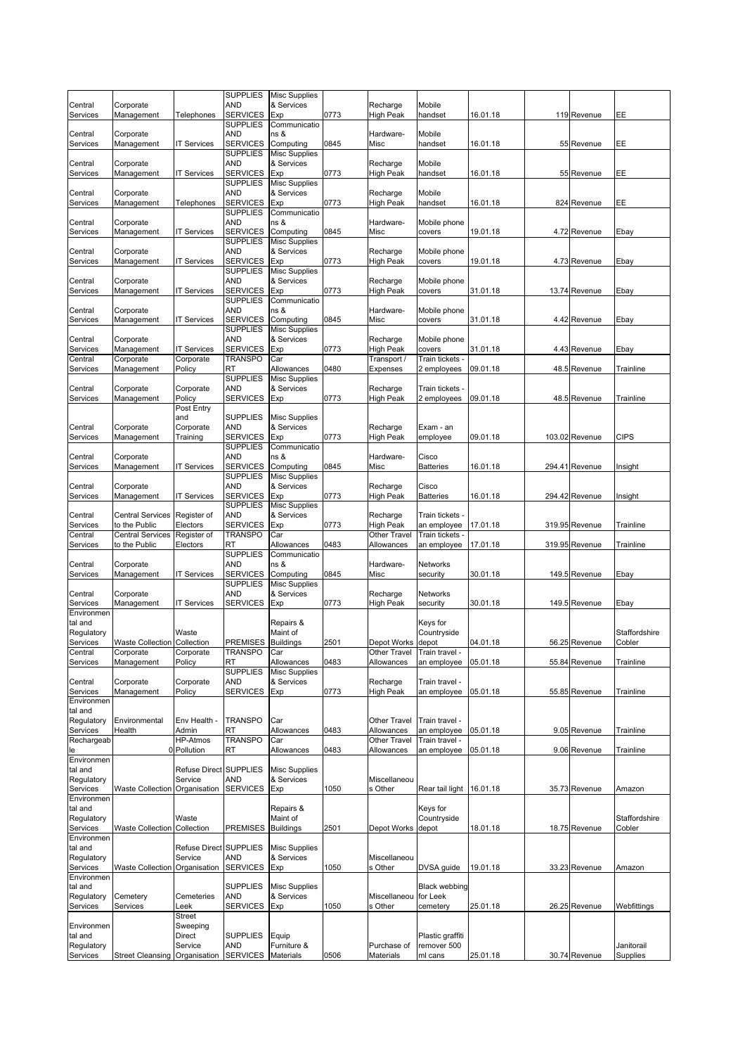| | | | | | | | | | | | |
|---|---|---|---|---|---|---|---|---|---|---|---|
| Central Services | Corporate Management | Telephones | SUPPLIES AND SERVICES | Misc Supplies & Services Exp | 0773 | Recharge High Peak | Mobile handset | 16.01.18 | 119 | Revenue | EE |
| Central Services | Corporate Management | IT Services | SUPPLIES AND SERVICES | Communications & Computing | 0845 | Hardware-Misc | Mobile handset | 16.01.18 | 55 | Revenue | EE |
| Central Services | Corporate Management | IT Services | SUPPLIES AND SERVICES | Misc Supplies & Services Exp | 0773 | Recharge High Peak | Mobile handset | 16.01.18 | 55 | Revenue | EE |
| Central Services | Corporate Management | Telephones | SUPPLIES AND SERVICES | Misc Supplies & Services Exp | 0773 | Recharge High Peak | Mobile handset | 16.01.18 | 824 | Revenue | EE |
| Central Services | Corporate Management | IT Services | SUPPLIES AND SERVICES | Communications & Computing | 0845 | Hardware-Misc | Mobile phone covers | 19.01.18 | 4.72 | Revenue | Ebay |
| Central Services | Corporate Management | IT Services | SUPPLIES AND SERVICES | Misc Supplies & Services Exp | 0773 | Recharge High Peak | Mobile phone covers | 19.01.18 | 4.73 | Revenue | Ebay |
| Central Services | Corporate Management | IT Services | SUPPLIES AND SERVICES | Misc Supplies & Services Exp | 0773 | Recharge High Peak | Mobile phone covers | 31.01.18 | 13.74 | Revenue | Ebay |
| Central Services | Corporate Management | IT Services | SUPPLIES AND SERVICES | Communications & Computing | 0845 | Hardware-Misc | Mobile phone covers | 31.01.18 | 4.42 | Revenue | Ebay |
| Central Services | Corporate Management | IT Services | SUPPLIES AND SERVICES | Misc Supplies & Services Exp | 0773 | Recharge High Peak | Mobile phone covers | 31.01.18 | 4.43 | Revenue | Ebay |
| Central Services | Corporate Management | Corporate Policy | TRANSPORT | Car Allowances | 0480 | Transport / Expenses | Train tickets - 2 employees | 09.01.18 | 48.5 | Revenue | Trainline |
| Central Services | Corporate Management | Corporate Policy | SUPPLIES AND SERVICES | Misc Supplies & Services Exp | 0773 | Recharge High Peak | Train tickets - 2 employees | 09.01.18 | 48.5 | Revenue | Trainline |
| Central Services | Corporate Management | Post Entry and Corporate Training | SUPPLIES AND SERVICES | Misc Supplies & Services Exp | 0773 | Recharge High Peak | Exam - an employee | 09.01.18 | 103.02 | Revenue | CIPS |
| Central Services | Corporate Management | IT Services | SUPPLIES AND SERVICES | Communications & Computing | 0845 | Hardware-Misc | Cisco Batteries | 16.01.18 | 294.41 | Revenue | Insight |
| Central Services | Corporate Management | IT Services | SUPPLIES AND SERVICES | Misc Supplies & Services Exp | 0773 | Recharge High Peak | Cisco Batteries | 16.01.18 | 294.42 | Revenue | Insight |
| Central Services | Central Services to the Public | Register of Electors | SUPPLIES AND SERVICES | Misc Supplies & Services Exp | 0773 | Recharge High Peak | Train tickets - an employee | 17.01.18 | 319.95 | Revenue | Trainline |
| Central Services | Central Services to the Public | Register of Electors | TRANSPORT | Car Allowances | 0483 | Other Travel Allowances | Train tickets - an employee | 17.01.18 | 319.95 | Revenue | Trainline |
| Central Services | Corporate Management | IT Services | SUPPLIES AND SERVICES | Communications & Computing | 0845 | Hardware-Misc | Networks security | 30.01.18 | 149.5 | Revenue | Ebay |
| Central Services | Corporate Management | IT Services | SUPPLIES AND SERVICES | Misc Supplies & Services Exp | 0773 | Recharge High Peak | Networks security | 30.01.18 | 149.5 | Revenue | Ebay |
| Environmental and Regulatory Services | Waste Collection | Waste Collection | PREMISES | Repairs & Maint of Buildings | 2501 | Depot Works | Keys for Countryside depot | 04.01.18 | 56.25 | Revenue | Staffordshire Cobler |
| Central Services | Corporate Management | Corporate Policy | TRANSPORT | Car Allowances | 0483 | Other Travel Allowances | Train travel - an employee | 05.01.18 | 55.84 | Revenue | Trainline |
| Central Services | Corporate Management | Corporate Policy | SUPPLIES AND SERVICES | Misc Supplies & Services Exp | 0773 | Recharge High Peak | Train travel - an employee | 05.01.18 | 55.85 | Revenue | Trainline |
| Environmental and Regulatory Services | Environmental Health | Env Health - Admin | TRANSPORT | Car Allowances | 0483 | Other Travel Allowances | Train travel - an employee | 05.01.18 | 9.05 | Revenue | Trainline |
| Rechargeable | 0 | HP-Atmos Pollution | TRANSPORT | Car Allowances | 0483 | Other Travel Allowances | Train travel - an employee | 05.01.18 | 9.06 | Revenue | Trainline |
| Environmental and Regulatory Services | Waste Collection | Refuse Direct Service Organisation | SUPPLIES AND SERVICES | Misc Supplies & Services Exp | 1050 | Miscellaneous Other | Rear tail light | 16.01.18 | 35.73 | Revenue | Amazon |
| Environmental and Regulatory Services | Waste Collection | Waste Collection | PREMISES | Repairs & Maint of Buildings | 2501 | Depot Works | Keys for Countryside depot | 18.01.18 | 18.75 | Revenue | Staffordshire Cobler |
| Environmental and Regulatory Services | Waste Collection | Refuse Direct Service Organisation | SUPPLIES AND SERVICES | Misc Supplies & Services Exp | 1050 | Miscellaneous Other | DVSA guide | 19.01.18 | 33.23 | Revenue | Amazon |
| Environmental and Regulatory Services | Cemetery Services | Cemeteries Leek | SUPPLIES AND SERVICES | Misc Supplies & Services Exp | 1050 | Miscellaneous Other | Black webbing for Leek cemetery | 25.01.18 | 26.25 | Revenue | Webfittings |
| Environmental and Regulatory Services | Street Cleansing | Street Sweeping Direct Service Organisation | SUPPLIES AND SERVICES | Equip Furniture & Materials | 0506 | Purchase of Materials | Plastic graffiti remover 500 ml cans | 25.01.18 | 30.74 | Revenue | Janitorail Supplies |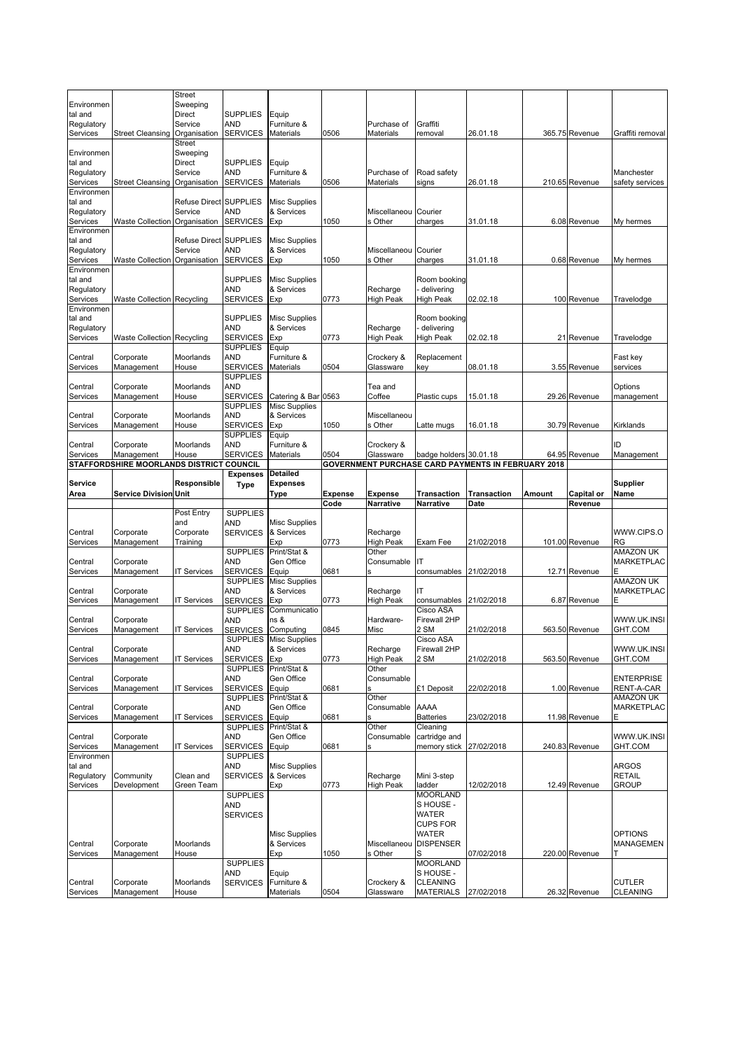| | | | | | | | | | | | |
|---|---|---|---|---|---|---|---|---|---|---|---|
| Environmental and Regulatory Services | Street Cleansing | Street Sweeping Direct Service Organisation | SUPPLIES AND SERVICES | Equip Furniture & Materials | 0506 | Purchase of Materials | Graffiti removal | 26.01.18 | 365.75 | Revenue | Graffiti removal |
| Environmental and Regulatory Services | Street Cleansing | Street Sweeping Direct Service Organisation | SUPPLIES AND SERVICES | Equip Furniture & Materials | 0506 | Purchase of Materials | Road safety signs | 26.01.18 | 210.65 | Revenue | Manchester safety services |
| Environmental and Regulatory Services | Waste Collection | Refuse Direct Service Organisation | SUPPLIES AND SERVICES | Misc Supplies & Services Exp | 1050 | Miscellaneous Other | Courier charges | 31.01.18 | 6.08 | Revenue | My hermes |
| Environmental and Regulatory Services | Waste Collection | Refuse Direct Service Organisation | SUPPLIES AND SERVICES | Misc Supplies & Services Exp | 1050 | Miscellaneous Other | Courier charges | 31.01.18 | 0.68 | Revenue | My hermes |
| Environmental and Regulatory Services | Waste Collection | Recycling | SUPPLIES AND SERVICES | Misc Supplies & Services Exp | 0773 | Recharge High Peak | Room booking - delivering High Peak | 02.02.18 | 100 | Revenue | Travelodge |
| Environmental and Regulatory Services | Waste Collection | Recycling | SUPPLIES AND SERVICES | Misc Supplies & Services Exp | 0773 | Recharge High Peak | Room booking - delivering High Peak | 02.02.18 | 21 | Revenue | Travelodge |
| Central Services | Corporate Management | Moorlands House | SUPPLIES AND SERVICES | Equip Furniture & Materials | 0504 | Crockery & Glassware | Replacement key | 08.01.18 | 3.55 | Revenue | Fast key services |
| Central Services | Corporate Management | Moorlands House | SUPPLIES AND SERVICES | Catering & Bar | 0563 | Tea and Coffee | Plastic cups | 15.01.18 | 29.26 | Revenue | Options management |
| Central Services | Corporate Management | Moorlands House | SUPPLIES AND SERVICES | Misc Supplies & Services Exp | 1050 | Miscellaneous Other | Latte mugs | 16.01.18 | 30.79 | Revenue | Kirklands |
| Central Services | Corporate Management | Moorlands House | SUPPLIES AND SERVICES | Equip Furniture & Materials | 0504 | Crockery & Glassware | badge holders | 30.01.18 | 64.95 | Revenue | ID Management |

**STAFFORDSHIRE MOORLANDS DISTRICT COUNCIL** — **GOVERNMENT PURCHASE CARD PAYMENTS IN FEBRUARY 2018**

| Service Area | Service Division | Responsible Unit | Expenses Type | Detailed Expenses Type | Expense Code | Expense Narrative | Transaction Narrative | Transaction Date | Amount | Capital or Revenue | Supplier Name |
|---|---|---|---|---|---|---|---|---|---|---|---|
| Central Services | Corporate Management | Post Entry and Corporate Training | SUPPLIES AND SERVICES | Misc Supplies & Services Exp | 0773 | Recharge High Peak | Exam Fee | 21/02/2018 | 101.00 | Revenue | WWW.CIPS.ORG |
| Central Services | Corporate Management | IT Services | SUPPLIES AND SERVICES | Print/Stat & Gen Office Equip | 0681 | Other Consumables | IT consumables | 21/02/2018 | 12.71 | Revenue | AMAZON UK MARKETPLACE |
| Central Services | Corporate Management | IT Services | SUPPLIES AND SERVICES | Misc Supplies & Services Exp | 0773 | Recharge High Peak | IT consumables | 21/02/2018 | 6.87 | Revenue | AMAZON UK MARKETPLACE |
| Central Services | Corporate Management | IT Services | SUPPLIES AND SERVICES | Communications & Computing | 0845 | Hardware-Misc | Cisco ASA Firewall 2HP 2 SM | 21/02/2018 | 563.50 | Revenue | WWW.UK.INSIGHT.COM |
| Central Services | Corporate Management | IT Services | SUPPLIES AND SERVICES | Misc Supplies & Services Exp | 0773 | Recharge High Peak | Cisco ASA Firewall 2HP 2 SM | 21/02/2018 | 563.50 | Revenue | WWW.UK.INSIGHT.COM |
| Central Services | Corporate Management | IT Services | SUPPLIES AND SERVICES | Print/Stat & Gen Office Equip | 0681 | Other Consumables | £1 Deposit | 22/02/2018 | 1.00 | Revenue | ENTERPRISE RENT-A-CAR |
| Central Services | Corporate Management | IT Services | SUPPLIES AND SERVICES | Print/Stat & Gen Office Equip | 0681 | Other Consumables | AAAA Batteries | 23/02/2018 | 11.98 | Revenue | AMAZON UK MARKETPLACE |
| Central Services | Corporate Management | IT Services | SUPPLIES AND SERVICES | Print/Stat & Gen Office Equip | 0681 | Other Consumables | Cleaning cartridge and memory stick | 27/02/2018 | 240.83 | Revenue | WWW.UK.INSIGHT.COM |
| Environmental and Regulatory Services | Community Development | Clean and Green Team | SUPPLIES AND SERVICES | Misc Supplies & Services Exp | 0773 | Recharge High Peak | Mini 3-step ladder | 12/02/2018 | 12.49 | Revenue | ARGOS RETAIL GROUP |
| Central Services | Corporate Management | Moorlands House | SUPPLIES AND SERVICES | Misc Supplies & Services Exp | 1050 | Miscellaneous Other | MOORLANDS HOUSE - WATER CUPS FOR WATER DISPENSER S | 07/02/2018 | 220.00 | Revenue | OPTIONS MANAGEMENT |
| Central Services | Corporate Management | Moorlands House | SUPPLIES AND SERVICES | Equip Furniture & Materials | 0504 | Crockery & Glassware | MOORLANDS HOUSE - CLEANING MATERIALS | 27/02/2018 | 26.32 | Revenue | CUTLER CLEANING |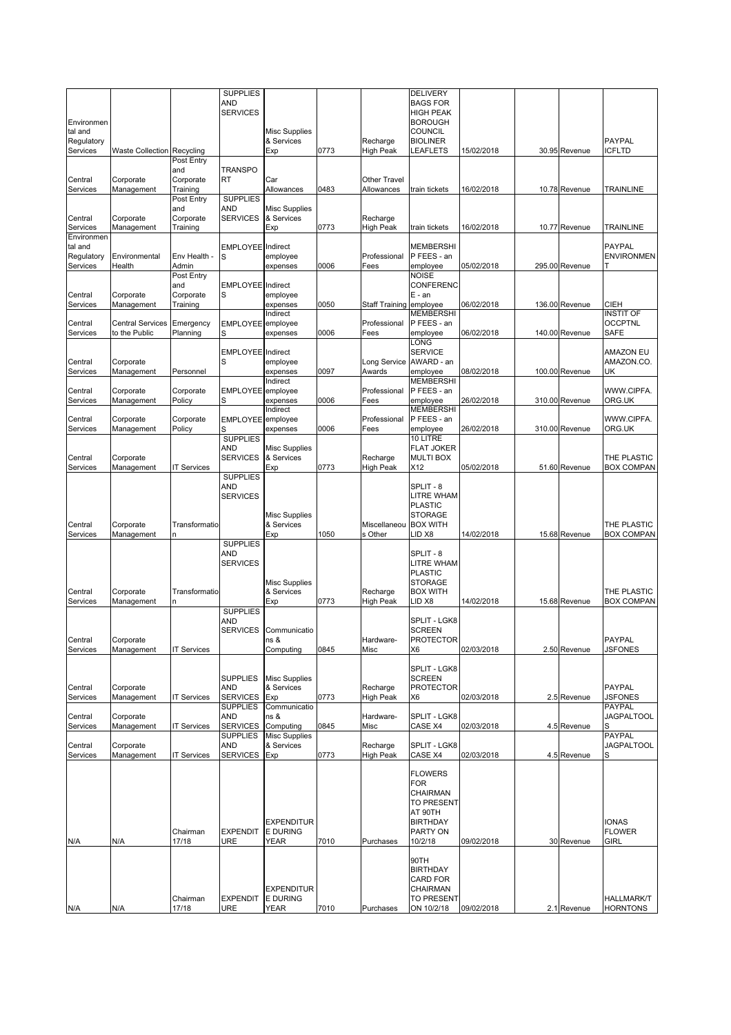| | | | | | | | | | | | |
|---|---|---|---|---|---|---|---|---|---|---|---|
| Environmental and Regulatory Services | Waste Collection | Recycling | SUPPLIES AND SERVICES | Misc Supplies & Services Exp | 0773 | Recharge High Peak | DELIVERY BAGS FOR HIGH PEAK BOROUGH COUNCIL BIOLINER LEAFLETS | 15/02/2018 | 30.95 | Revenue | PAYPAL ICFLTD |
| Central Services | Corporate Management | Post Entry and Corporate Training | TRANSPORT | Car Allowances | 0483 | Other Travel Allowances | train tickets | 16/02/2018 | 10.78 | Revenue | TRAINLINE |
| Central Services | Corporate Management | Post Entry and Corporate Training | SUPPLIES AND SERVICES | Misc Supplies & Services Exp | 0773 | Recharge High Peak | train tickets | 16/02/2018 | 10.77 | Revenue | TRAINLINE |
| Environmental and Regulatory Services | Environmental Health | Env Health - Admin | EMPLOYEES | Indirect employee expenses | 0006 | Professional Fees | MEMBERSHIP FEES - an employee | 05/02/2018 | 295.00 | Revenue | PAYPAL ENVIRONMENT |
| Central Services | Corporate Management | Post Entry and Corporate Training | EMPLOYEES | Indirect employee expenses | 0050 | Staff Training | NOISE CONFERENCE - an employee | 06/02/2018 | 136.00 | Revenue | CIEH |
| Central Services | Central Services to the Public | Emergency Planning | EMPLOYEES | Indirect employee expenses | 0006 | Professional Fees | MEMBERSHIP FEES - an employee | 06/02/2018 | 140.00 | Revenue | INSTIT OF OCCPTNL SAFE |
| Central Services | Corporate Management | Personnel | EMPLOYEES | Indirect employee expenses | 0097 | Long Service Awards | LONG SERVICE AWARD - an employee | 08/02/2018 | 100.00 | Revenue | AMAZON EU AMAZON.CO.UK |
| Central Services | Corporate Management | Corporate Policy | EMPLOYEES | Indirect employee expenses | 0006 | Professional Fees | MEMBERSHIP FEES - an employee | 26/02/2018 | 310.00 | Revenue | WWW.CIPFA.ORG.UK |
| Central Services | Corporate Management | Corporate Policy | EMPLOYEES | Indirect employee expenses | 0006 | Professional Fees | MEMBERSHIP FEES - an employee | 26/02/2018 | 310.00 | Revenue | WWW.CIPFA.ORG.UK |
| Central Services | Corporate Management | IT Services | SUPPLIES AND SERVICES | Misc Supplies & Services Exp | 0773 | Recharge High Peak | 10 LITRE FLAT JOKER MULTI BOX X12 | 05/02/2018 | 51.60 | Revenue | THE PLASTIC BOX COMPAN |
| Central Services | Corporate Management | Transformation | SUPPLIES AND SERVICES | Misc Supplies & Services Exp | 1050 | Miscellaneous Other | SPLIT - 8 LITRE WHAM PLASTIC STORAGE BOX WITH LID X8 | 14/02/2018 | 15.68 | Revenue | THE PLASTIC BOX COMPAN |
| Central Services | Corporate Management | Transformation | SUPPLIES AND SERVICES | Misc Supplies & Services Exp | 0773 | Recharge High Peak | SPLIT - 8 LITRE WHAM PLASTIC STORAGE BOX WITH LID X8 | 14/02/2018 | 15.68 | Revenue | THE PLASTIC BOX COMPAN |
| Central Services | Corporate Management | IT Services | SUPPLIES AND SERVICES | Communications & Computing | 0845 | Hardware-Misc | SPLIT - LGK8 SCREEN PROTECTOR X6 | 02/03/2018 | 2.50 | Revenue | PAYPAL JSFONES |
| Central Services | Corporate Management | IT Services | SUPPLIES AND SERVICES | Misc Supplies & Services Exp | 0773 | Recharge High Peak | SPLIT - LGK8 SCREEN PROTECTOR X6 | 02/03/2018 | 2.5 | Revenue | PAYPAL JSFONES |
| Central Services | Corporate Management | IT Services | SUPPLIES AND SERVICES | Communications & Computing | 0845 | Hardware-Misc | SPLIT - LGK8 CASE X4 | 02/03/2018 | 4.5 | Revenue | PAYPAL JAGPALTOOLS |
| Central Services | Corporate Management | IT Services | SUPPLIES AND SERVICES | Misc Supplies & Services Exp | 0773 | Recharge High Peak | SPLIT - LGK8 CASE X4 | 02/03/2018 | 4.5 | Revenue | PAYPAL JAGPALTOOLS |
| N/A | N/A | Chairman 17/18 | EXPENDITURE | EXPENDITURE DURING YEAR | 7010 | Purchases | FLOWERS FOR CHAIRMAN TO PRESENT AT 90TH BIRTHDAY PARTY ON 10/2/18 | 09/02/2018 | 30 | Revenue | IONAS FLOWER GIRL |
| N/A | N/A | Chairman 17/18 | EXPENDITURE | EXPENDITURE DURING YEAR | 7010 | Purchases | 90TH BIRTHDAY CARD FOR CHAIRMAN TO PRESENT ON 10/2/18 | 09/02/2018 | 2.1 | Revenue | HALLMARK/THORNTONS |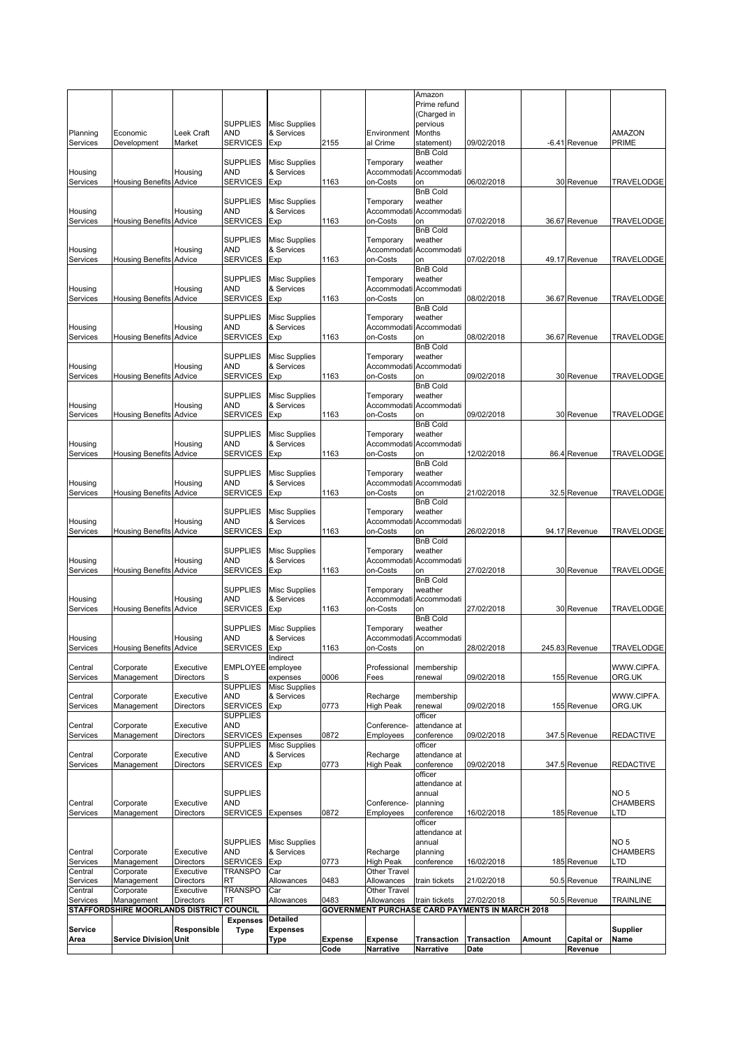| Service Area | Service Division | Responsible Unit | Expenses Type | Detailed Expenses Type | Expense Code | Expense Narrative | Transaction Narrative | Transaction Date | Amount | Capital or Revenue | Supplier Name |
|---|---|---|---|---|---|---|---|---|---|---|---|
| Planning Services | Economic Development | Leek Craft Market | SUPPLIES AND SERVICES | Misc Supplies & Services Exp | 2155 | Environmental Crime | Amazon Prime refund (Charged in pervious Months statement) | 09/02/2018 | -6.41 | Revenue | AMAZON PRIME |
| Housing Services | Housing Benefits | Housing Advice | SUPPLIES AND SERVICES | Misc Supplies & Services Exp | 1163 | Temporary Accommodation-Costs | BnB Cold weather Accommodation | 06/02/2018 | 30 | Revenue | TRAVELODGE |
| Housing Services | Housing Benefits | Housing Advice | SUPPLIES AND SERVICES | Misc Supplies & Services Exp | 1163 | Temporary Accommodation-Costs | BnB Cold weather Accommodation | 07/02/2018 | 36.67 | Revenue | TRAVELODGE |
| Housing Services | Housing Benefits | Housing Advice | SUPPLIES AND SERVICES | Misc Supplies & Services Exp | 1163 | Temporary Accommodation-Costs | BnB Cold weather Accommodation | 07/02/2018 | 49.17 | Revenue | TRAVELODGE |
| Housing Services | Housing Benefits | Housing Advice | SUPPLIES AND SERVICES | Misc Supplies & Services Exp | 1163 | Temporary Accommodation-Costs | BnB Cold weather Accommodation | 08/02/2018 | 36.67 | Revenue | TRAVELODGE |
| Housing Services | Housing Benefits | Housing Advice | SUPPLIES AND SERVICES | Misc Supplies & Services Exp | 1163 | Temporary Accommodation-Costs | BnB Cold weather Accommodation | 08/02/2018 | 36.67 | Revenue | TRAVELODGE |
| Housing Services | Housing Benefits | Housing Advice | SUPPLIES AND SERVICES | Misc Supplies & Services Exp | 1163 | Temporary Accommodation-Costs | BnB Cold weather Accommodation | 09/02/2018 | 30 | Revenue | TRAVELODGE |
| Housing Services | Housing Benefits | Housing Advice | SUPPLIES AND SERVICES | Misc Supplies & Services Exp | 1163 | Temporary Accommodation-Costs | BnB Cold weather Accommodation | 09/02/2018 | 30 | Revenue | TRAVELODGE |
| Housing Services | Housing Benefits | Housing Advice | SUPPLIES AND SERVICES | Misc Supplies & Services Exp | 1163 | Temporary Accommodation-Costs | BnB Cold weather Accommodation | 12/02/2018 | 86.4 | Revenue | TRAVELODGE |
| Housing Services | Housing Benefits | Housing Advice | SUPPLIES AND SERVICES | Misc Supplies & Services Exp | 1163 | Temporary Accommodation-Costs | BnB Cold weather Accommodation | 21/02/2018 | 32.5 | Revenue | TRAVELODGE |
| Housing Services | Housing Benefits | Housing Advice | SUPPLIES AND SERVICES | Misc Supplies & Services Exp | 1163 | Temporary Accommodation-Costs | BnB Cold weather Accommodation | 26/02/2018 | 94.17 | Revenue | TRAVELODGE |
| Housing Services | Housing Benefits | Housing Advice | SUPPLIES AND SERVICES | Misc Supplies & Services Exp | 1163 | Temporary Accommodation-Costs | BnB Cold weather Accommodation | 27/02/2018 | 30 | Revenue | TRAVELODGE |
| Housing Services | Housing Benefits | Housing Advice | SUPPLIES AND SERVICES | Misc Supplies & Services Exp | 1163 | Temporary Accommodation-Costs | BnB Cold weather Accommodation | 27/02/2018 | 30 | Revenue | TRAVELODGE |
| Housing Services | Housing Benefits | Housing Advice | SUPPLIES AND SERVICES | Misc Supplies & Services Exp | 1163 | Temporary Accommodation-Costs | BnB Cold weather Accommodation | 28/02/2018 | 245.83 | Revenue | TRAVELODGE |
| Central Services | Corporate Management | Executive Directors | EMPLOYEES | Indirect employee expenses | 0006 | Professional Fees | membership renewal | 09/02/2018 | 155 | Revenue | WWW.CIPFA.ORG.UK |
| Central Services | Corporate Management | Executive Directors | SUPPLIES AND SERVICES | Misc Supplies & Services Exp | 0773 | Recharge High Peak | membership renewal | 09/02/2018 | 155 | Revenue | WWW.CIPFA.ORG.UK |
| Central Services | Corporate Management | Executive Directors | SUPPLIES AND SERVICES | Expenses | 0872 | Conference-Employees | officer attendance at conference | 09/02/2018 | 347.5 | Revenue | REDACTIVE |
| Central Services | Corporate Management | Executive Directors | SUPPLIES AND SERVICES | Misc Supplies & Services Exp | 0773 | Recharge High Peak | officer attendance at conference | 09/02/2018 | 347.5 | Revenue | REDACTIVE |
| Central Services | Corporate Management | Executive Directors | SUPPLIES AND SERVICES | Expenses | 0872 | Conference-Employees | officer attendance at annual planning conference | 16/02/2018 | 185 | Revenue | NO 5 CHAMBERS LTD |
| Central Services | Corporate Management | Executive Directors | SUPPLIES AND SERVICES | Misc Supplies & Services Exp | 0773 | Recharge High Peak | officer attendance at annual planning conference | 16/02/2018 | 185 | Revenue | NO 5 CHAMBERS LTD |
| Central Services | Corporate Management | Executive Directors | TRANSPORT | Car Allowances | 0483 | Other Travel Allowances | train tickets | 21/02/2018 | 50.5 | Revenue | TRAINLINE |
| Central Services | Corporate Management | Executive Directors | TRANSPORT | Car Allowances | 0483 | Other Travel Allowances | train tickets | 27/02/2018 | 50.5 | Revenue | TRAINLINE |

STAFFORDSHIRE MOORLANDS DISTRICT COUNCIL — GOVERNMENT PURCHASE CARD PAYMENTS IN MARCH 2018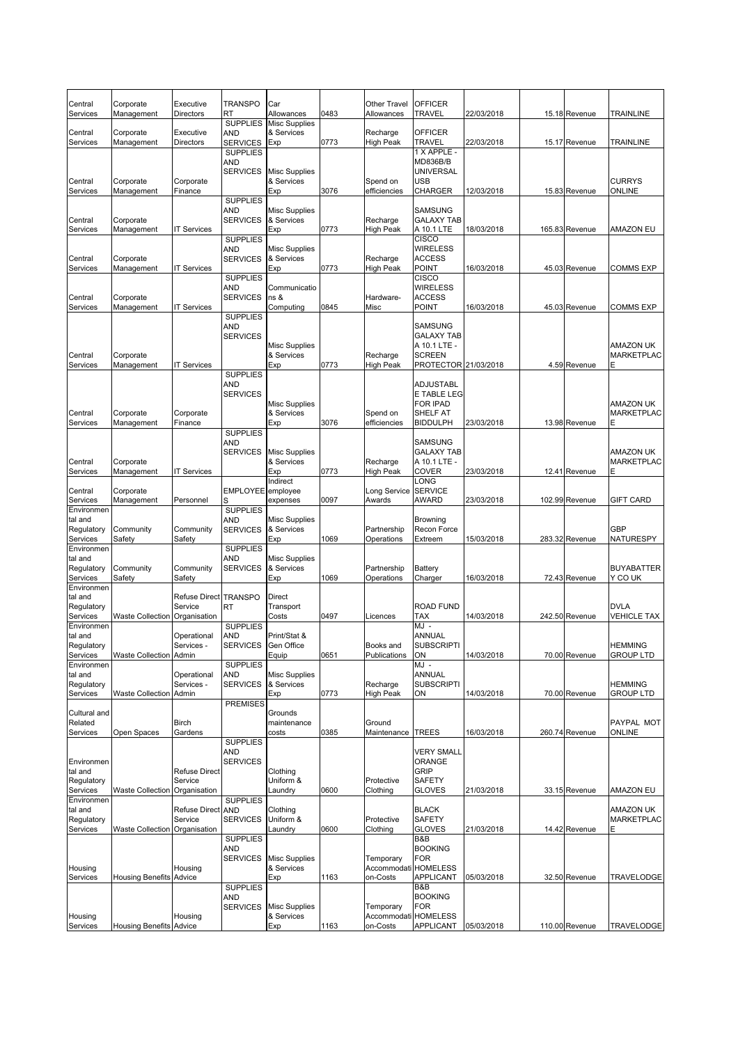| Central Services | Corporate Management | Executive Directors | TRANSPORT | Car Allowances | 0483 | Other Travel Allowances | OFFICER TRAVEL | 22/03/2018 | 15.18 | Revenue | TRAINLINE |
|---|---|---|---|---|---|---|---|---|---|---|---|
| Central Services | Corporate Management | Executive Directors | SUPPLIES AND SERVICES | Misc Supplies & Services Exp | 0773 | Recharge High Peak | OFFICER TRAVEL | 22/03/2018 | 15.17 | Revenue | TRAINLINE |
| Central Services | Corporate Management | Corporate Finance | SUPPLIES AND SERVICES | Misc Supplies & Services Exp | 3076 | Spend on efficiencies | 1 X APPLE - MD836B/B UNIVERSAL USB CHARGER | 12/03/2018 | 15.83 | Revenue | CURRYS ONLINE |
| Central Services | Corporate Management | IT Services | SUPPLIES AND SERVICES | Misc Supplies & Services Exp | 0773 | Recharge High Peak | SAMSUNG GALAXY TAB A 10.1 LTE | 18/03/2018 | 165.83 | Revenue | AMAZON EU |
| Central Services | Corporate Management | IT Services | SUPPLIES AND SERVICES | Misc Supplies & Services Exp | 0773 | Recharge High Peak | CISCO WIRELESS ACCESS POINT | 16/03/2018 | 45.03 | Revenue | COMMS EXP |
| Central Services | Corporate Management | IT Services | SUPPLIES AND SERVICES | Communications & Computing | 0845 | Hardware-Misc | CISCO WIRELESS ACCESS POINT | 16/03/2018 | 45.03 | Revenue | COMMS EXP |
| Central Services | Corporate Management | IT Services | SUPPLIES AND SERVICES | Misc Supplies & Services Exp | 0773 | Recharge High Peak | SAMSUNG GALAXY TAB A 10.1 LTE - SCREEN PROTECTOR | 21/03/2018 | 4.59 | Revenue | AMAZON UK MARKETPLACE |
| Central Services | Corporate Management | Corporate Finance | SUPPLIES AND SERVICES | Misc Supplies & Services Exp | 3076 | Spend on efficiencies | ADJUSTABLE TABLE LEG FOR IPAD SHELF AT BIDDULPH | 23/03/2018 | 13.98 | Revenue | AMAZON UK MARKETPLACE |
| Central Services | Corporate Management | IT Services | SUPPLIES AND SERVICES | Misc Supplies & Services Exp | 0773 | Recharge High Peak | SAMSUNG GALAXY TAB A 10.1 LTE - COVER | 23/03/2018 | 12.41 | Revenue | AMAZON UK MARKETPLACE |
| Central Services | Corporate Management | Personnel | EMPLOYEES | Indirect employee expenses | 0097 | Long Service Awards | LONG SERVICE AWARD | 23/03/2018 | 102.99 | Revenue | GIFT CARD |
| Environmental and Regulatory Services | Community Safety | Community Safety | SUPPLIES AND SERVICES | Misc Supplies & Services Exp | 1069 | Partnership Operations | Browning Recon Force Extreem | 15/03/2018 | 283.32 | Revenue | GBP NATURESPY |
| Environmental and Regulatory Services | Community Safety | Community Safety | SUPPLIES AND SERVICES | Misc Supplies & Services Exp | 1069 | Partnership Operations | Battery Charger | 16/03/2018 | 72.43 | Revenue | BUYABATTERY CO UK |
| Environmental and Regulatory Services | Waste Collection | Refuse Direct Service Organisation | TRANSPORT | Direct Transport Costs | 0497 | Licences | ROAD FUND TAX | 14/03/2018 | 242.50 | Revenue | DVLA VEHICLE TAX |
| Environmental and Regulatory Services | Waste Collection | Operational Services - Admin | SUPPLIES AND SERVICES | Print/Stat & Gen Office Equip | 0651 | Books and Publications | MJ - ANNUAL SUBSCRIPTION | 14/03/2018 | 70.00 | Revenue | HEMMING GROUP LTD |
| Environmental and Regulatory Services | Waste Collection | Operational Services - Admin | SUPPLIES AND SERVICES | Misc Supplies & Services Exp | 0773 | Recharge High Peak | MJ - ANNUAL SUBSCRIPTION | 14/03/2018 | 70.00 | Revenue | HEMMING GROUP LTD |
| Cultural and Related Services | Open Spaces | Birch Gardens | PREMISES | Grounds maintenance costs | 0385 | Ground Maintenance | TREES | 16/03/2018 | 260.74 | Revenue | PAYPAL MOT ONLINE |
| Environmental and Regulatory Services | Waste Collection | Refuse Direct Service Organisation | SUPPLIES AND SERVICES | Clothing Uniform & Laundry | 0600 | Protective Clothing | VERY SMALL ORANGE GRIP SAFETY GLOVES | 21/03/2018 | 33.15 | Revenue | AMAZON EU |
| Environmental and Regulatory Services | Waste Collection | Refuse Direct Service Organisation | SUPPLIES AND SERVICES | Clothing Uniform & Laundry | 0600 | Protective Clothing | BLACK SAFETY GLOVES | 21/03/2018 | 14.42 | Revenue | AMAZON UK MARKETPLACE |
| Housing Services | Housing Benefits | Housing Advice | SUPPLIES AND SERVICES | Misc Supplies & Services Exp | 1163 | Temporary Accommodation-Costs | B&B BOOKING FOR HOMELESS APPLICANT | 05/03/2018 | 32.50 | Revenue | TRAVELODGE |
| Housing Services | Housing Benefits | Housing Advice | SUPPLIES AND SERVICES | Misc Supplies & Services Exp | 1163 | Temporary Accommodation-Costs | B&B BOOKING FOR HOMELESS APPLICANT | 05/03/2018 | 110.00 | Revenue | TRAVELODGE |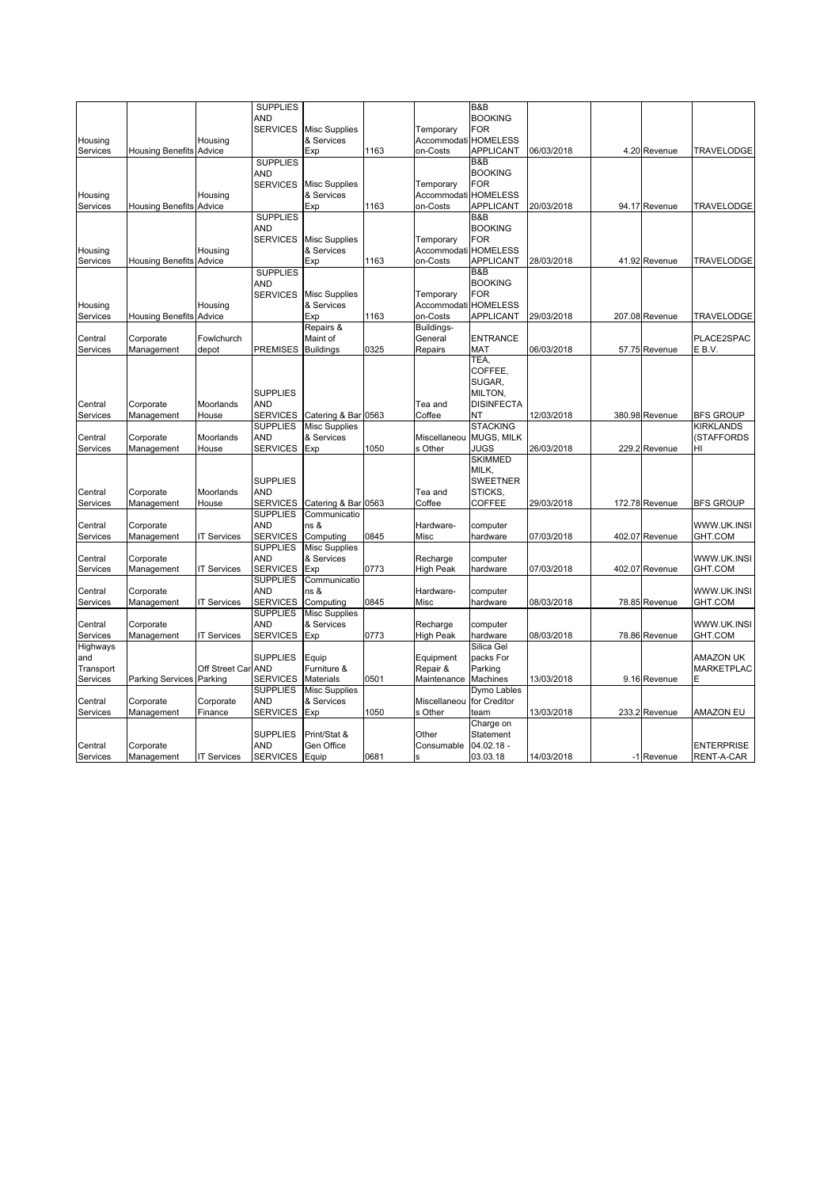| | | | | | | | | | | | |
|---|---|---|---|---|---|---|---|---|---|---|---|
| Housing Services | Housing Benefits | Housing Advice | SUPPLIES AND SERVICES | Misc Supplies & Services Exp | 1163 | Temporary Accommodation-Costs | B&B BOOKING FOR HOMELESS APPLICANT | 06/03/2018 | 4.20 | Revenue | TRAVELODGE |
| Housing Services | Housing Benefits | Housing Advice | SUPPLIES AND SERVICES | Misc Supplies & Services Exp | 1163 | Temporary Accommodation-Costs | B&B BOOKING FOR HOMELESS APPLICANT | 20/03/2018 | 94.17 | Revenue | TRAVELODGE |
| Housing Services | Housing Benefits | Housing Advice | SUPPLIES AND SERVICES | Misc Supplies & Services Exp | 1163 | Temporary Accommodation-Costs | B&B BOOKING FOR HOMELESS APPLICANT | 28/03/2018 | 41.92 | Revenue | TRAVELODGE |
| Housing Services | Housing Benefits | Housing Advice | SUPPLIES AND SERVICES | Misc Supplies & Services Exp | 1163 | Temporary Accommodation-Costs | B&B BOOKING FOR HOMELESS APPLICANT | 29/03/2018 | 207.08 | Revenue | TRAVELODGE |
| Central Services | Corporate Management | Fowlchurch depot | PREMISES | Repairs & Maint of Buildings | 0325 | Buildings-General Repairs | ENTRANCE MAT | 06/03/2018 | 57.75 | Revenue | PLACE2SPACE B.V. |
| Central Services | Corporate Management | Moorlands House | SUPPLIES AND SERVICES | Catering & Bar | 0563 | Tea and Coffee | TEA, COFFEE, SUGAR, MILTON, DISINFECTANT | 12/03/2018 | 380.98 | Revenue | BFS GROUP |
| Central Services | Corporate Management | Moorlands House | SUPPLIES AND SERVICES | Misc Supplies & Services Exp | 1050 | Miscellaneous Other | STACKING MUGS, MILK JUGS | 26/03/2018 | 229.2 | Revenue | KIRKLANDS (STAFFORDSHI |
| Central Services | Corporate Management | Moorlands House | SUPPLIES AND SERVICES | Catering & Bar | 0563 | Tea and Coffee | SKIMMED MILK, SWEETNER STICKS, COFFEE | 29/03/2018 | 172.78 | Revenue | BFS GROUP |
| Central Services | Corporate Management | IT Services | SUPPLIES AND SERVICES | Communications & Computing | 0845 | Hardware-Misc | computer hardware | 07/03/2018 | 402.07 | Revenue | WWW.UK.INSIGHT.COM |
| Central Services | Corporate Management | IT Services | SUPPLIES AND SERVICES | Misc Supplies & Services Exp | 0773 | Recharge High Peak | computer hardware | 07/03/2018 | 402.07 | Revenue | WWW.UK.INSIGHT.COM |
| Central Services | Corporate Management | IT Services | SUPPLIES AND SERVICES | Communications & Computing | 0845 | Hardware-Misc | computer hardware | 08/03/2018 | 78.85 | Revenue | WWW.UK.INSIGHT.COM |
| Central Services | Corporate Management | IT Services | SUPPLIES AND SERVICES | Misc Supplies & Services Exp | 0773 | Recharge High Peak | computer hardware | 08/03/2018 | 78.86 | Revenue | WWW.UK.INSIGHT.COM |
| Highways and Transport Services | Parking Services | Off Street Car Parking | SUPPLIES AND SERVICES | Equip Furniture & Materials | 0501 | Equipment Repair & Maintenance | Silica Gel packs For Parking Machines | 13/03/2018 | 9.16 | Revenue | AMAZON UK MARKETPLACE |
| Central Services | Corporate Management | Corporate Finance | SUPPLIES AND SERVICES | Misc Supplies & Services Exp | 1050 | Miscellaneous Other | Dymo Lables for Creditor team | 13/03/2018 | 233.2 | Revenue | AMAZON EU |
| Central Services | Corporate Management | IT Services | SUPPLIES AND SERVICES | Print/Stat & Gen Office Equip | 0681 | Other Consumables | Charge on Statement 04.02.18 - 03.03.18 | 14/03/2018 | -1 | Revenue | ENTERPRISE RENT-A-CAR |